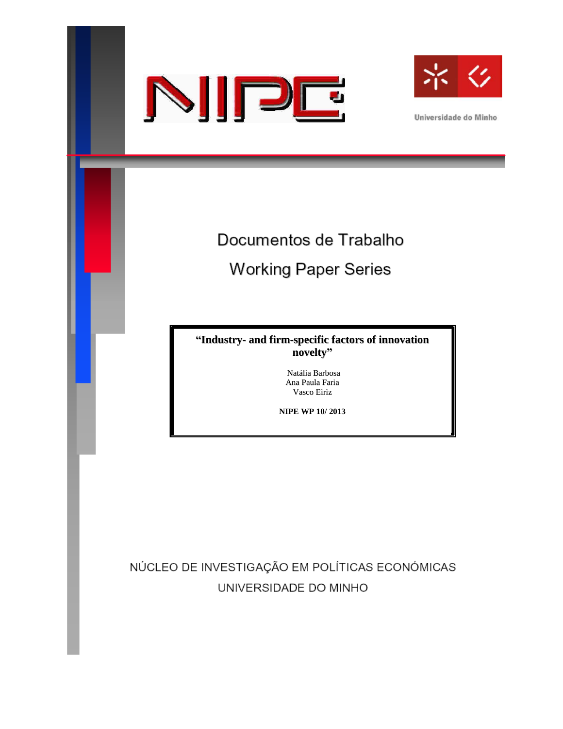NIPE

Universidade do Minho

Documentos de Trabalho

Working Paper Series

**"Industry- and firm-specific factors of innovation novelty"**

Natália Barbosa
Ana Paula Faria
Vasco Eiriz

**NIPE WP 10/ 2013**

NÚCLEO DE INVESTIGAÇÃO EM POLÍTICAS ECONÓMICAS

UNIVERSIDADE DO MINHO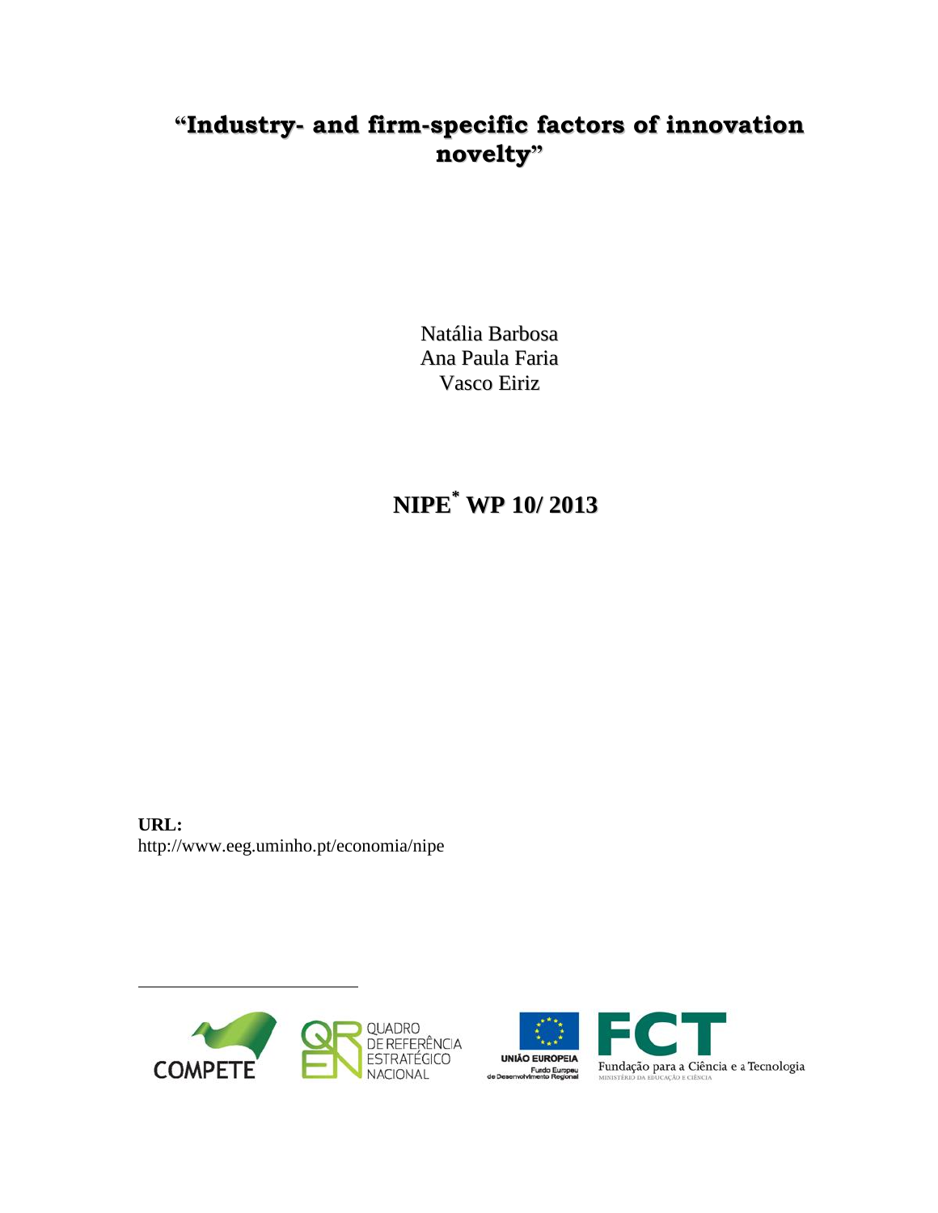# "Industry- and firm-specific factors of innovation novelty"

Natália Barbosa
Ana Paula Faria
Vasco Eiriz

## NIPE[*] WP 10/ 2013

**URL:**
http://www.eeg.uminho.pt/economia/nipe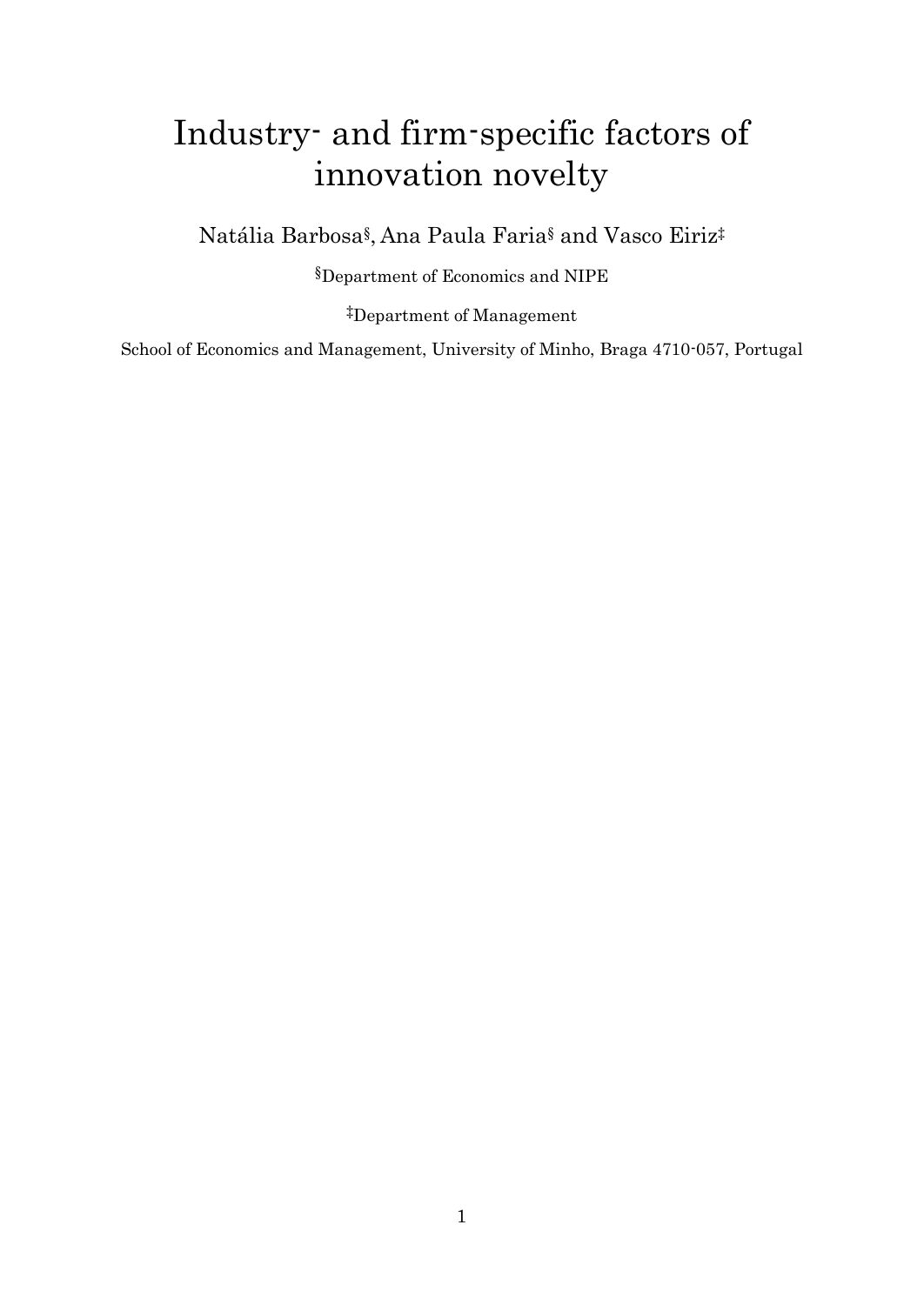# Industry- and firm-specific factors of innovation novelty

Natália Barbosa[§], Ana Paula Faria[§] and Vasco Eiriz[‡]

[§]Department of Economics and NIPE

[‡]Department of Management

School of Economics and Management, University of Minho, Braga 4710-057, Portugal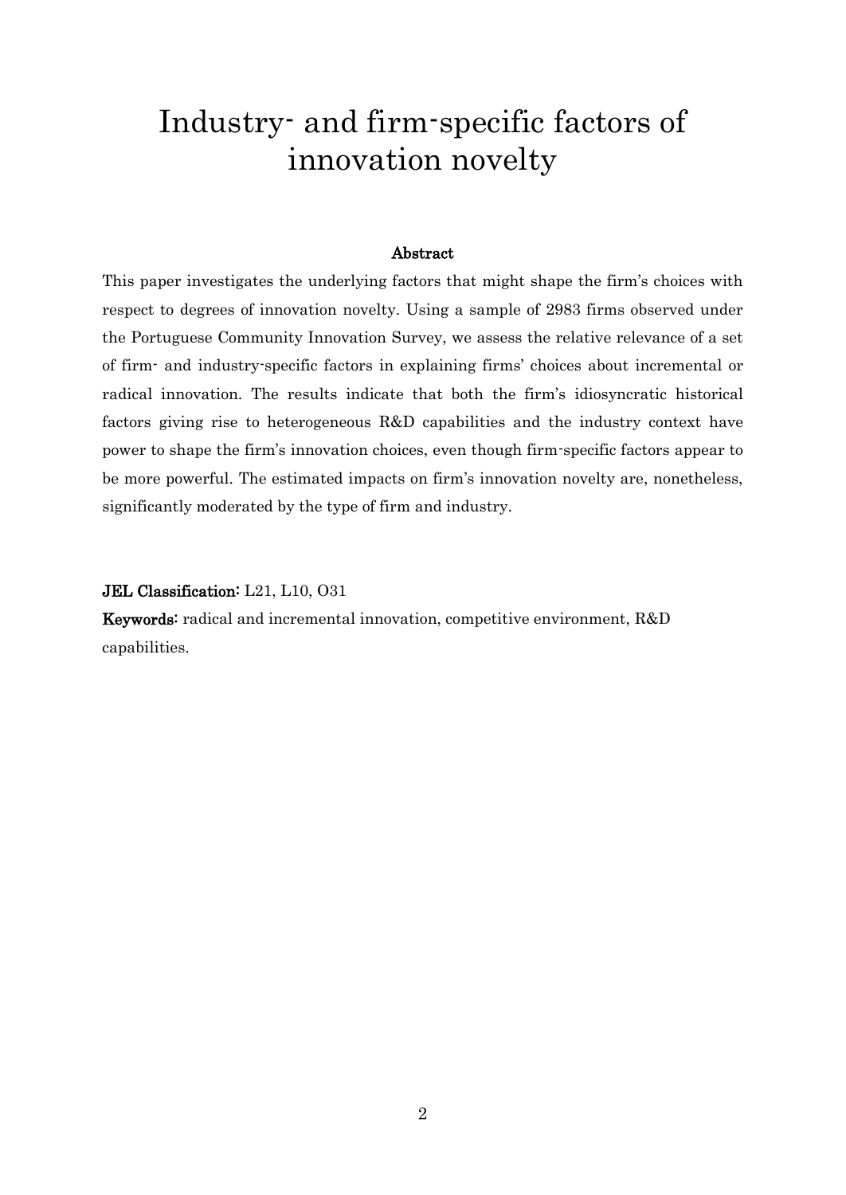# Industry- and firm-specific factors of innovation novelty

### Abstract

This paper investigates the underlying factors that might shape the firm's choices with respect to degrees of innovation novelty. Using a sample of 2983 firms observed under the Portuguese Community Innovation Survey, we assess the relative relevance of a set of firm- and industry-specific factors in explaining firms' choices about incremental or radical innovation. The results indicate that both the firm's idiosyncratic historical factors giving rise to heterogeneous R&D capabilities and the industry context have power to shape the firm's innovation choices, even though firm-specific factors appear to be more powerful. The estimated impacts on firm's innovation novelty are, nonetheless, significantly moderated by the type of firm and industry.

**JEL Classification:** L21, L10, O31

**Keywords:** radical and incremental innovation, competitive environment, R&D capabilities.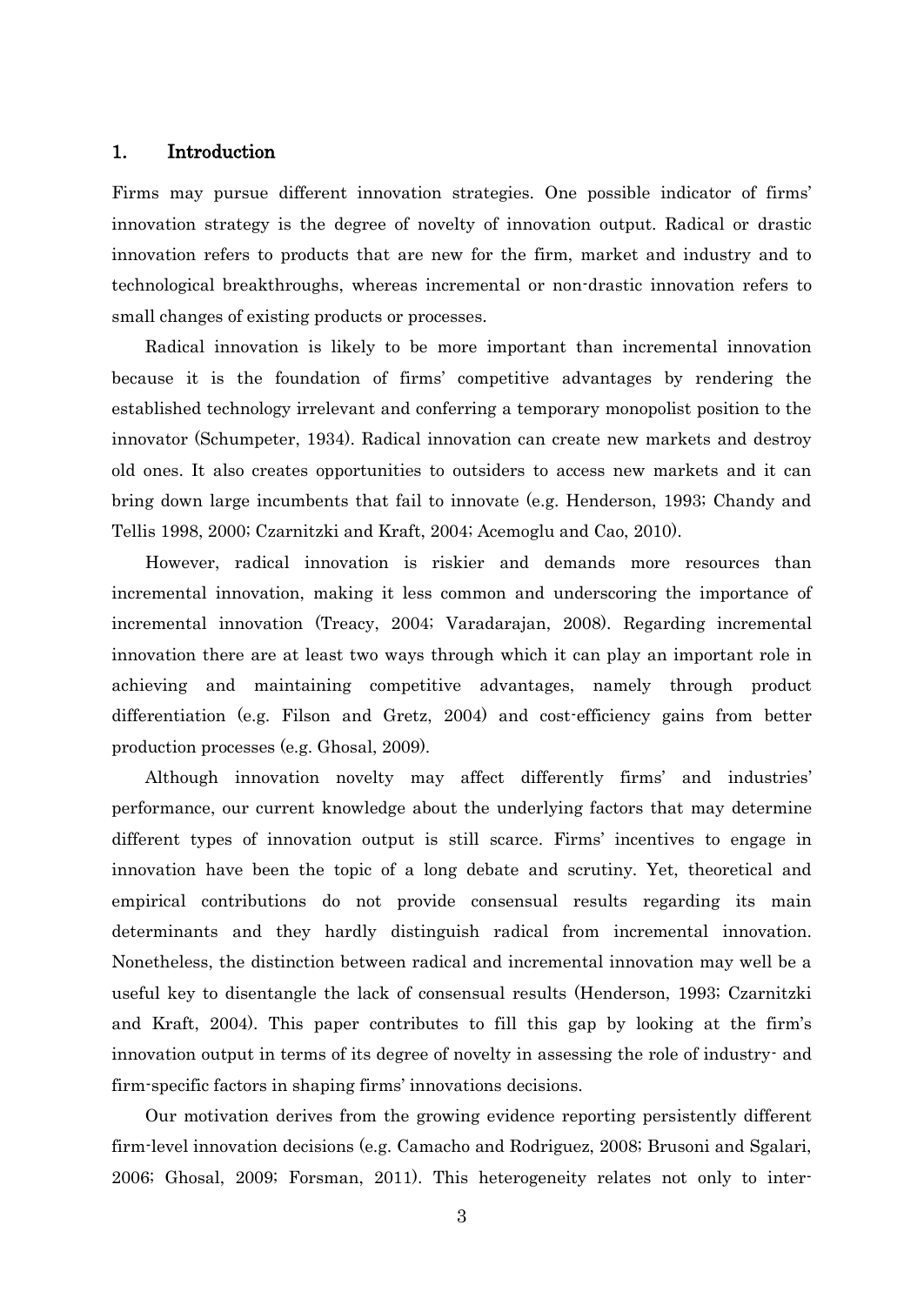## 1. Introduction

Firms may pursue different innovation strategies. One possible indicator of firms' innovation strategy is the degree of novelty of innovation output. Radical or drastic innovation refers to products that are new for the firm, market and industry and to technological breakthroughs, whereas incremental or non-drastic innovation refers to small changes of existing products or processes.

Radical innovation is likely to be more important than incremental innovation because it is the foundation of firms' competitive advantages by rendering the established technology irrelevant and conferring a temporary monopolist position to the innovator (Schumpeter, 1934). Radical innovation can create new markets and destroy old ones. It also creates opportunities to outsiders to access new markets and it can bring down large incumbents that fail to innovate (e.g. Henderson, 1993; Chandy and Tellis 1998, 2000; Czarnitzki and Kraft, 2004; Acemoglu and Cao, 2010).

However, radical innovation is riskier and demands more resources than incremental innovation, making it less common and underscoring the importance of incremental innovation (Treacy, 2004; Varadarajan, 2008). Regarding incremental innovation there are at least two ways through which it can play an important role in achieving and maintaining competitive advantages, namely through product differentiation (e.g. Filson and Gretz, 2004) and cost-efficiency gains from better production processes (e.g. Ghosal, 2009).

Although innovation novelty may affect differently firms' and industries' performance, our current knowledge about the underlying factors that may determine different types of innovation output is still scarce. Firms' incentives to engage in innovation have been the topic of a long debate and scrutiny. Yet, theoretical and empirical contributions do not provide consensual results regarding its main determinants and they hardly distinguish radical from incremental innovation. Nonetheless, the distinction between radical and incremental innovation may well be a useful key to disentangle the lack of consensual results (Henderson, 1993; Czarnitzki and Kraft, 2004). This paper contributes to fill this gap by looking at the firm's innovation output in terms of its degree of novelty in assessing the role of industry- and firm-specific factors in shaping firms' innovations decisions.

Our motivation derives from the growing evidence reporting persistently different firm-level innovation decisions (e.g. Camacho and Rodriguez, 2008; Brusoni and Sgalari, 2006; Ghosal, 2009; Forsman, 2011). This heterogeneity relates not only to inter-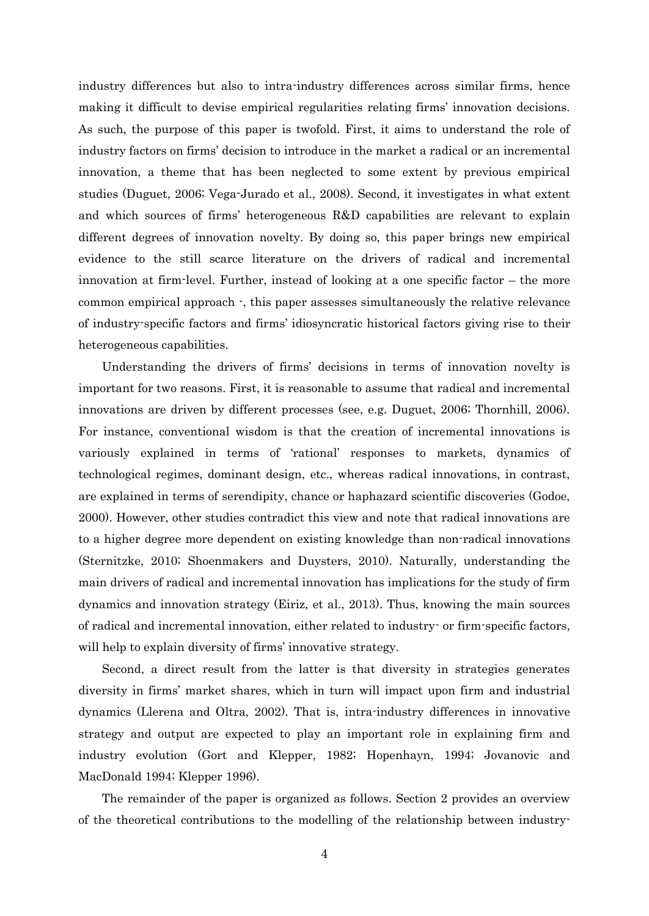industry differences but also to intra-industry differences across similar firms, hence making it difficult to devise empirical regularities relating firms' innovation decisions. As such, the purpose of this paper is twofold. First, it aims to understand the role of industry factors on firms' decision to introduce in the market a radical or an incremental innovation, a theme that has been neglected to some extent by previous empirical studies (Duguet, 2006; Vega-Jurado et al., 2008). Second, it investigates in what extent and which sources of firms' heterogeneous R&D capabilities are relevant to explain different degrees of innovation novelty. By doing so, this paper brings new empirical evidence to the still scarce literature on the drivers of radical and incremental innovation at firm-level. Further, instead of looking at a one specific factor – the more common empirical approach -, this paper assesses simultaneously the relative relevance of industry-specific factors and firms' idiosyncratic historical factors giving rise to their heterogeneous capabilities.

Understanding the drivers of firms' decisions in terms of innovation novelty is important for two reasons. First, it is reasonable to assume that radical and incremental innovations are driven by different processes (see, e.g. Duguet, 2006; Thornhill, 2006). For instance, conventional wisdom is that the creation of incremental innovations is variously explained in terms of 'rational' responses to markets, dynamics of technological regimes, dominant design, etc., whereas radical innovations, in contrast, are explained in terms of serendipity, chance or haphazard scientific discoveries (Godoe, 2000). However, other studies contradict this view and note that radical innovations are to a higher degree more dependent on existing knowledge than non-radical innovations (Sternitzke, 2010; Shoenmakers and Duysters, 2010). Naturally, understanding the main drivers of radical and incremental innovation has implications for the study of firm dynamics and innovation strategy (Eiriz, et al., 2013). Thus, knowing the main sources of radical and incremental innovation, either related to industry- or firm-specific factors, will help to explain diversity of firms' innovative strategy.

Second, a direct result from the latter is that diversity in strategies generates diversity in firms' market shares, which in turn will impact upon firm and industrial dynamics (Llerena and Oltra, 2002). That is, intra-industry differences in innovative strategy and output are expected to play an important role in explaining firm and industry evolution (Gort and Klepper, 1982; Hopenhayn, 1994; Jovanovic and MacDonald 1994; Klepper 1996).

The remainder of the paper is organized as follows. Section 2 provides an overview of the theoretical contributions to the modelling of the relationship between industry-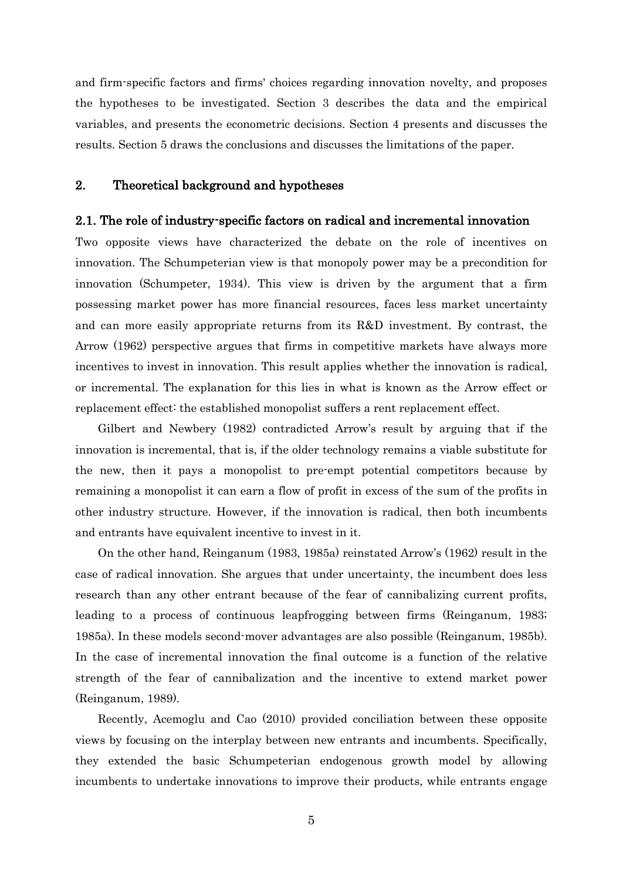and firm-specific factors and firms' choices regarding innovation novelty, and proposes the hypotheses to be investigated. Section 3 describes the data and the empirical variables, and presents the econometric decisions. Section 4 presents and discusses the results. Section 5 draws the conclusions and discusses the limitations of the paper.

## 2. Theoretical background and hypotheses

### 2.1. The role of industry-specific factors on radical and incremental innovation

Two opposite views have characterized the debate on the role of incentives on innovation. The Schumpeterian view is that monopoly power may be a precondition for innovation (Schumpeter, 1934). This view is driven by the argument that a firm possessing market power has more financial resources, faces less market uncertainty and can more easily appropriate returns from its R&D investment. By contrast, the Arrow (1962) perspective argues that firms in competitive markets have always more incentives to invest in innovation. This result applies whether the innovation is radical, or incremental. The explanation for this lies in what is known as the Arrow effect or replacement effect: the established monopolist suffers a rent replacement effect.

Gilbert and Newbery (1982) contradicted Arrow's result by arguing that if the innovation is incremental, that is, if the older technology remains a viable substitute for the new, then it pays a monopolist to pre-empt potential competitors because by remaining a monopolist it can earn a flow of profit in excess of the sum of the profits in other industry structure. However, if the innovation is radical, then both incumbents and entrants have equivalent incentive to invest in it.

On the other hand, Reinganum (1983, 1985a) reinstated Arrow's (1962) result in the case of radical innovation. She argues that under uncertainty, the incumbent does less research than any other entrant because of the fear of cannibalizing current profits, leading to a process of continuous leapfrogging between firms (Reinganum, 1983; 1985a). In these models second-mover advantages are also possible (Reinganum, 1985b). In the case of incremental innovation the final outcome is a function of the relative strength of the fear of cannibalization and the incentive to extend market power (Reinganum, 1989).

Recently, Acemoglu and Cao (2010) provided conciliation between these opposite views by focusing on the interplay between new entrants and incumbents. Specifically, they extended the basic Schumpeterian endogenous growth model by allowing incumbents to undertake innovations to improve their products, while entrants engage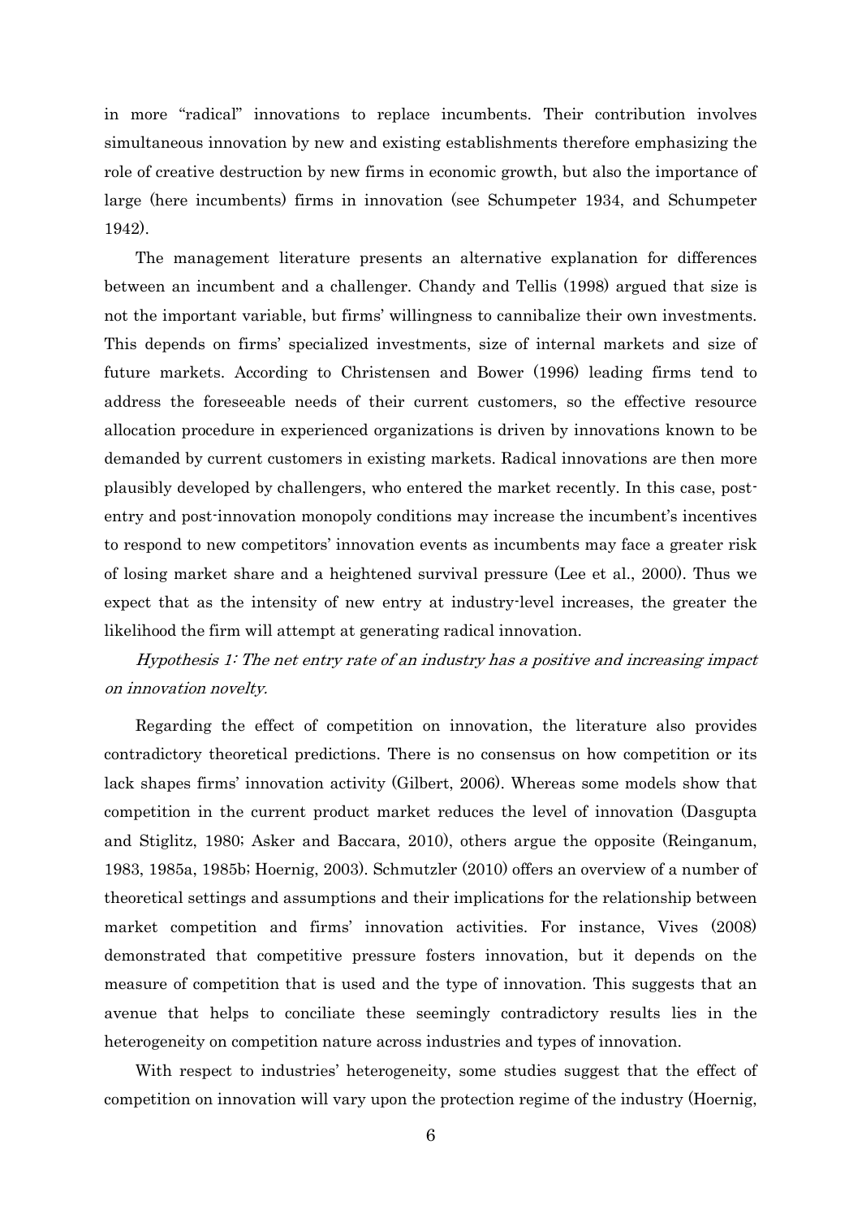in more "radical" innovations to replace incumbents. Their contribution involves simultaneous innovation by new and existing establishments therefore emphasizing the role of creative destruction by new firms in economic growth, but also the importance of large (here incumbents) firms in innovation (see Schumpeter 1934, and Schumpeter 1942).

The management literature presents an alternative explanation for differences between an incumbent and a challenger. Chandy and Tellis (1998) argued that size is not the important variable, but firms' willingness to cannibalize their own investments. This depends on firms' specialized investments, size of internal markets and size of future markets. According to Christensen and Bower (1996) leading firms tend to address the foreseeable needs of their current customers, so the effective resource allocation procedure in experienced organizations is driven by innovations known to be demanded by current customers in existing markets. Radical innovations are then more plausibly developed by challengers, who entered the market recently. In this case, post-entry and post-innovation monopoly conditions may increase the incumbent's incentives to respond to new competitors' innovation events as incumbents may face a greater risk of losing market share and a heightened survival pressure (Lee et al., 2000). Thus we expect that as the intensity of new entry at industry-level increases, the greater the likelihood the firm will attempt at generating radical innovation.

*Hypothesis 1: The net entry rate of an industry has a positive and increasing impact on innovation novelty.*

Regarding the effect of competition on innovation, the literature also provides contradictory theoretical predictions. There is no consensus on how competition or its lack shapes firms' innovation activity (Gilbert, 2006). Whereas some models show that competition in the current product market reduces the level of innovation (Dasgupta and Stiglitz, 1980; Asker and Baccara, 2010), others argue the opposite (Reinganum, 1983, 1985a, 1985b; Hoernig, 2003). Schmutzler (2010) offers an overview of a number of theoretical settings and assumptions and their implications for the relationship between market competition and firms' innovation activities. For instance, Vives (2008) demonstrated that competitive pressure fosters innovation, but it depends on the measure of competition that is used and the type of innovation. This suggests that an avenue that helps to conciliate these seemingly contradictory results lies in the heterogeneity on competition nature across industries and types of innovation.

With respect to industries' heterogeneity, some studies suggest that the effect of competition on innovation will vary upon the protection regime of the industry (Hoernig,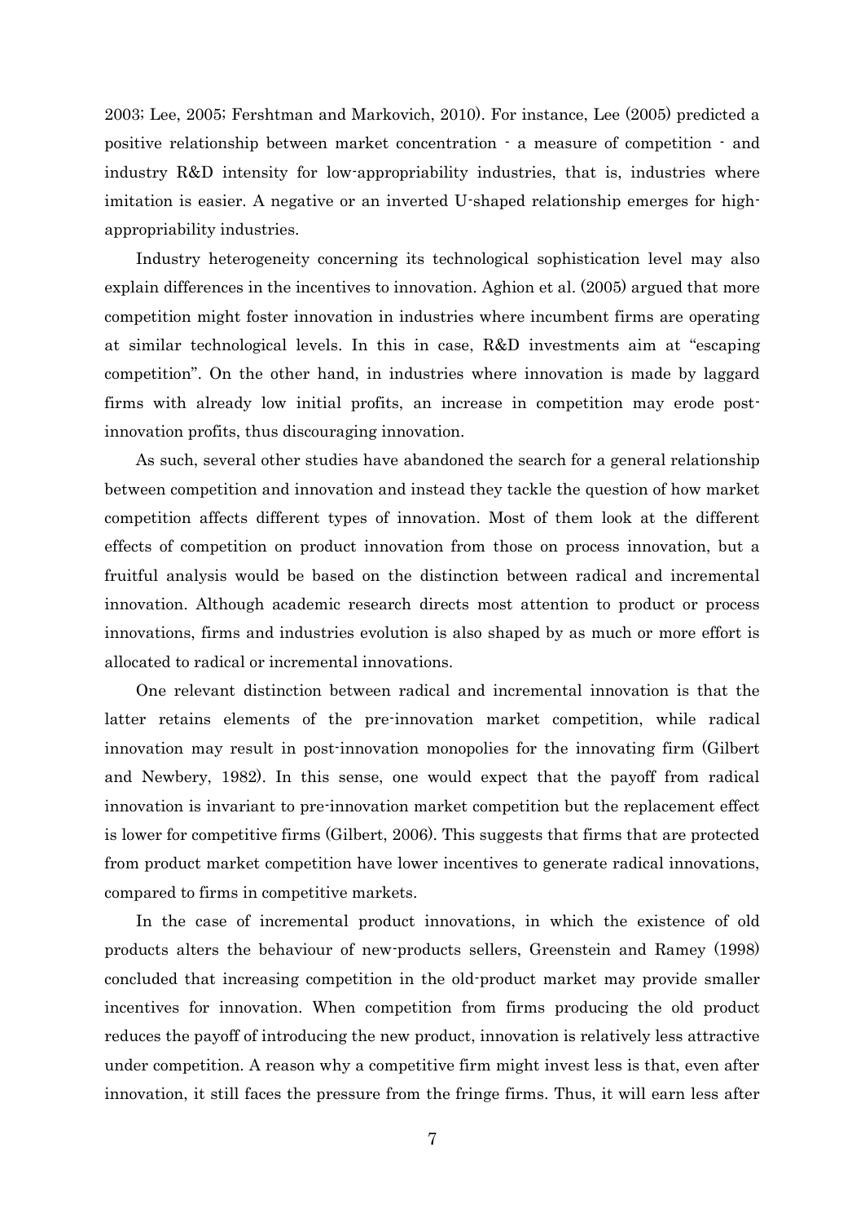2003; Lee, 2005; Fershtman and Markovich, 2010). For instance, Lee (2005) predicted a positive relationship between market concentration - a measure of competition - and industry R&D intensity for low-appropriability industries, that is, industries where imitation is easier. A negative or an inverted U-shaped relationship emerges for high-appropriability industries.

Industry heterogeneity concerning its technological sophistication level may also explain differences in the incentives to innovation. Aghion et al. (2005) argued that more competition might foster innovation in industries where incumbent firms are operating at similar technological levels. In this in case, R&D investments aim at "escaping competition". On the other hand, in industries where innovation is made by laggard firms with already low initial profits, an increase in competition may erode post-innovation profits, thus discouraging innovation.

As such, several other studies have abandoned the search for a general relationship between competition and innovation and instead they tackle the question of how market competition affects different types of innovation. Most of them look at the different effects of competition on product innovation from those on process innovation, but a fruitful analysis would be based on the distinction between radical and incremental innovation. Although academic research directs most attention to product or process innovations, firms and industries evolution is also shaped by as much or more effort is allocated to radical or incremental innovations.

One relevant distinction between radical and incremental innovation is that the latter retains elements of the pre-innovation market competition, while radical innovation may result in post-innovation monopolies for the innovating firm (Gilbert and Newbery, 1982). In this sense, one would expect that the payoff from radical innovation is invariant to pre-innovation market competition but the replacement effect is lower for competitive firms (Gilbert, 2006). This suggests that firms that are protected from product market competition have lower incentives to generate radical innovations, compared to firms in competitive markets.

In the case of incremental product innovations, in which the existence of old products alters the behaviour of new-products sellers, Greenstein and Ramey (1998) concluded that increasing competition in the old-product market may provide smaller incentives for innovation. When competition from firms producing the old product reduces the payoff of introducing the new product, innovation is relatively less attractive under competition. A reason why a competitive firm might invest less is that, even after innovation, it still faces the pressure from the fringe firms. Thus, it will earn less after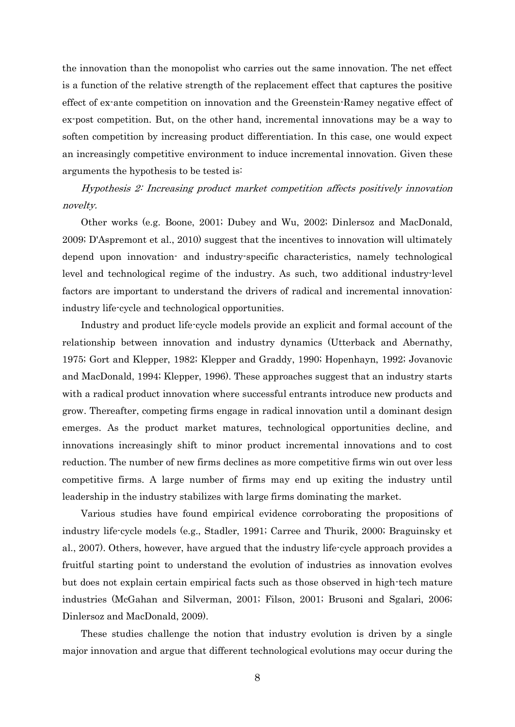the innovation than the monopolist who carries out the same innovation. The net effect is a function of the relative strength of the replacement effect that captures the positive effect of ex-ante competition on innovation and the Greenstein-Ramey negative effect of ex-post competition. But, on the other hand, incremental innovations may be a way to soften competition by increasing product differentiation. In this case, one would expect an increasingly competitive environment to induce incremental innovation. Given these arguments the hypothesis to be tested is:

*Hypothesis 2: Increasing product market competition affects positively innovation novelty.*

Other works (e.g. Boone, 2001; Dubey and Wu, 2002; Dinlersoz and MacDonald, 2009; D'Aspremont et al., 2010) suggest that the incentives to innovation will ultimately depend upon innovation- and industry-specific characteristics, namely technological level and technological regime of the industry. As such, two additional industry-level factors are important to understand the drivers of radical and incremental innovation: industry life-cycle and technological opportunities.

Industry and product life-cycle models provide an explicit and formal account of the relationship between innovation and industry dynamics (Utterback and Abernathy, 1975; Gort and Klepper, 1982; Klepper and Graddy, 1990; Hopenhayn, 1992; Jovanovic and MacDonald, 1994; Klepper, 1996). These approaches suggest that an industry starts with a radical product innovation where successful entrants introduce new products and grow. Thereafter, competing firms engage in radical innovation until a dominant design emerges. As the product market matures, technological opportunities decline, and innovations increasingly shift to minor product incremental innovations and to cost reduction. The number of new firms declines as more competitive firms win out over less competitive firms. A large number of firms may end up exiting the industry until leadership in the industry stabilizes with large firms dominating the market.

Various studies have found empirical evidence corroborating the propositions of industry life-cycle models (e.g., Stadler, 1991; Carree and Thurik, 2000; Braguinsky et al., 2007). Others, however, have argued that the industry life-cycle approach provides a fruitful starting point to understand the evolution of industries as innovation evolves but does not explain certain empirical facts such as those observed in high-tech mature industries (McGahan and Silverman, 2001; Filson, 2001; Brusoni and Sgalari, 2006; Dinlersoz and MacDonald, 2009).

These studies challenge the notion that industry evolution is driven by a single major innovation and argue that different technological evolutions may occur during the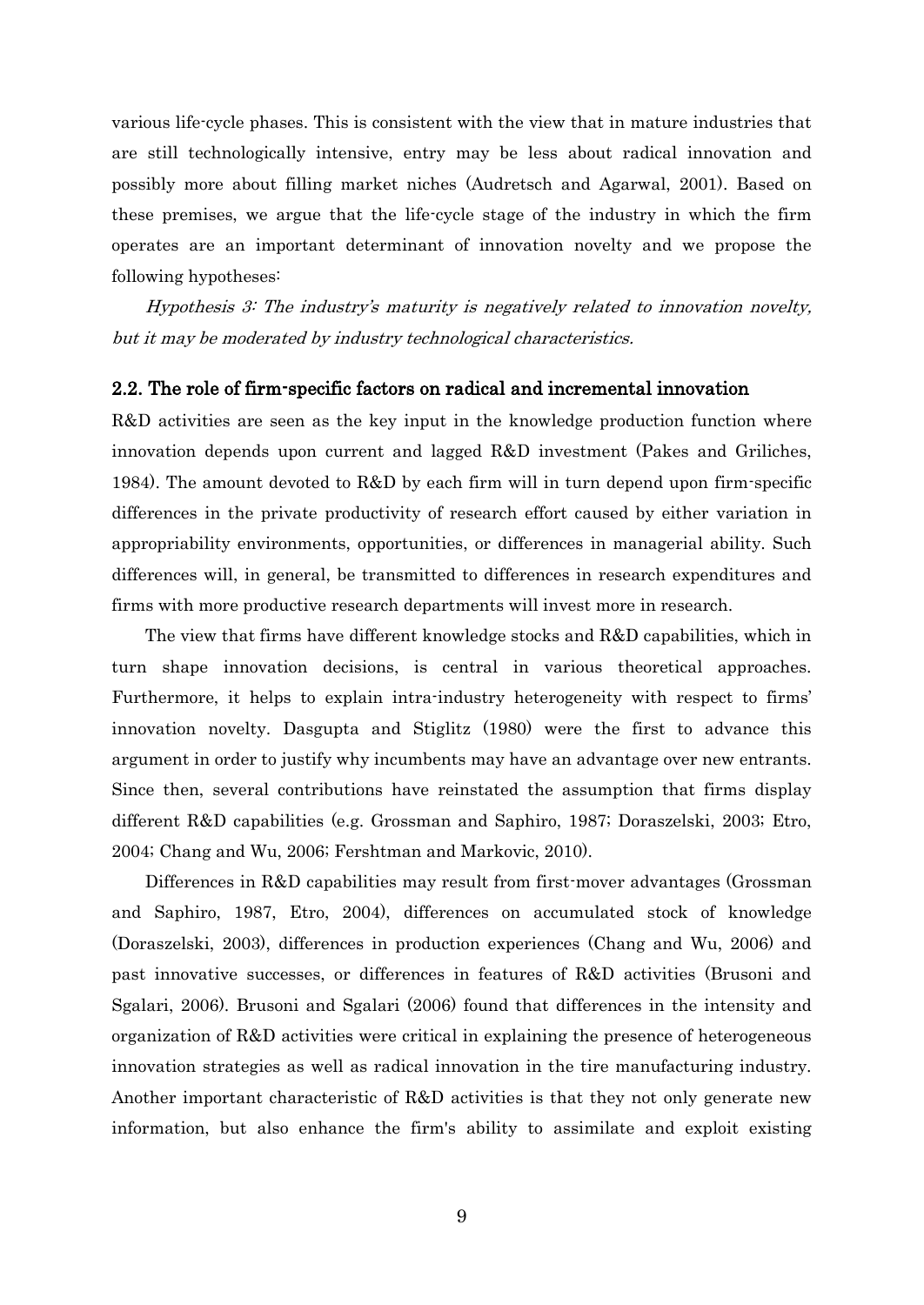various life-cycle phases. This is consistent with the view that in mature industries that are still technologically intensive, entry may be less about radical innovation and possibly more about filling market niches (Audretsch and Agarwal, 2001). Based on these premises, we argue that the life-cycle stage of the industry in which the firm operates are an important determinant of innovation novelty and we propose the following hypotheses:

*Hypothesis 3: The industry's maturity is negatively related to innovation novelty, but it may be moderated by industry technological characteristics.*

## 2.2. The role of firm-specific factors on radical and incremental innovation

R&D activities are seen as the key input in the knowledge production function where innovation depends upon current and lagged R&D investment (Pakes and Griliches, 1984). The amount devoted to R&D by each firm will in turn depend upon firm-specific differences in the private productivity of research effort caused by either variation in appropriability environments, opportunities, or differences in managerial ability. Such differences will, in general, be transmitted to differences in research expenditures and firms with more productive research departments will invest more in research.

The view that firms have different knowledge stocks and R&D capabilities, which in turn shape innovation decisions, is central in various theoretical approaches. Furthermore, it helps to explain intra-industry heterogeneity with respect to firms' innovation novelty. Dasgupta and Stiglitz (1980) were the first to advance this argument in order to justify why incumbents may have an advantage over new entrants. Since then, several contributions have reinstated the assumption that firms display different R&D capabilities (e.g. Grossman and Saphiro, 1987; Doraszelski, 2003; Etro, 2004; Chang and Wu, 2006; Fershtman and Markovic, 2010).

Differences in R&D capabilities may result from first-mover advantages (Grossman and Saphiro, 1987, Etro, 2004), differences on accumulated stock of knowledge (Doraszelski, 2003), differences in production experiences (Chang and Wu, 2006) and past innovative successes, or differences in features of R&D activities (Brusoni and Sgalari, 2006). Brusoni and Sgalari (2006) found that differences in the intensity and organization of R&D activities were critical in explaining the presence of heterogeneous innovation strategies as well as radical innovation in the tire manufacturing industry. Another important characteristic of R&D activities is that they not only generate new information, but also enhance the firm's ability to assimilate and exploit existing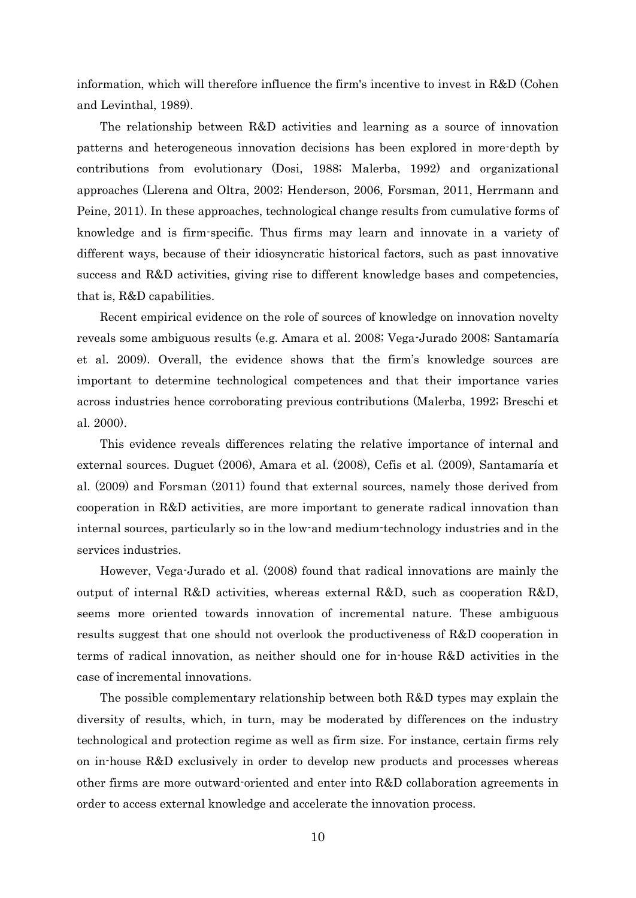information, which will therefore influence the firm's incentive to invest in R&D (Cohen and Levinthal, 1989).

The relationship between R&D activities and learning as a source of innovation patterns and heterogeneous innovation decisions has been explored in more-depth by contributions from evolutionary (Dosi, 1988; Malerba, 1992) and organizational approaches (Llerena and Oltra, 2002; Henderson, 2006, Forsman, 2011, Herrmann and Peine, 2011). In these approaches, technological change results from cumulative forms of knowledge and is firm-specific. Thus firms may learn and innovate in a variety of different ways, because of their idiosyncratic historical factors, such as past innovative success and R&D activities, giving rise to different knowledge bases and competencies, that is, R&D capabilities.

Recent empirical evidence on the role of sources of knowledge on innovation novelty reveals some ambiguous results (e.g. Amara et al. 2008; Vega-Jurado 2008; Santamaría et al. 2009). Overall, the evidence shows that the firm's knowledge sources are important to determine technological competences and that their importance varies across industries hence corroborating previous contributions (Malerba, 1992; Breschi et al. 2000).

This evidence reveals differences relating the relative importance of internal and external sources. Duguet (2006), Amara et al. (2008), Cefis et al. (2009), Santamaría et al. (2009) and Forsman (2011) found that external sources, namely those derived from cooperation in R&D activities, are more important to generate radical innovation than internal sources, particularly so in the low-and medium-technology industries and in the services industries.

However, Vega-Jurado et al. (2008) found that radical innovations are mainly the output of internal R&D activities, whereas external R&D, such as cooperation R&D, seems more oriented towards innovation of incremental nature. These ambiguous results suggest that one should not overlook the productiveness of R&D cooperation in terms of radical innovation, as neither should one for in-house R&D activities in the case of incremental innovations.

The possible complementary relationship between both R&D types may explain the diversity of results, which, in turn, may be moderated by differences on the industry technological and protection regime as well as firm size. For instance, certain firms rely on in-house R&D exclusively in order to develop new products and processes whereas other firms are more outward-oriented and enter into R&D collaboration agreements in order to access external knowledge and accelerate the innovation process.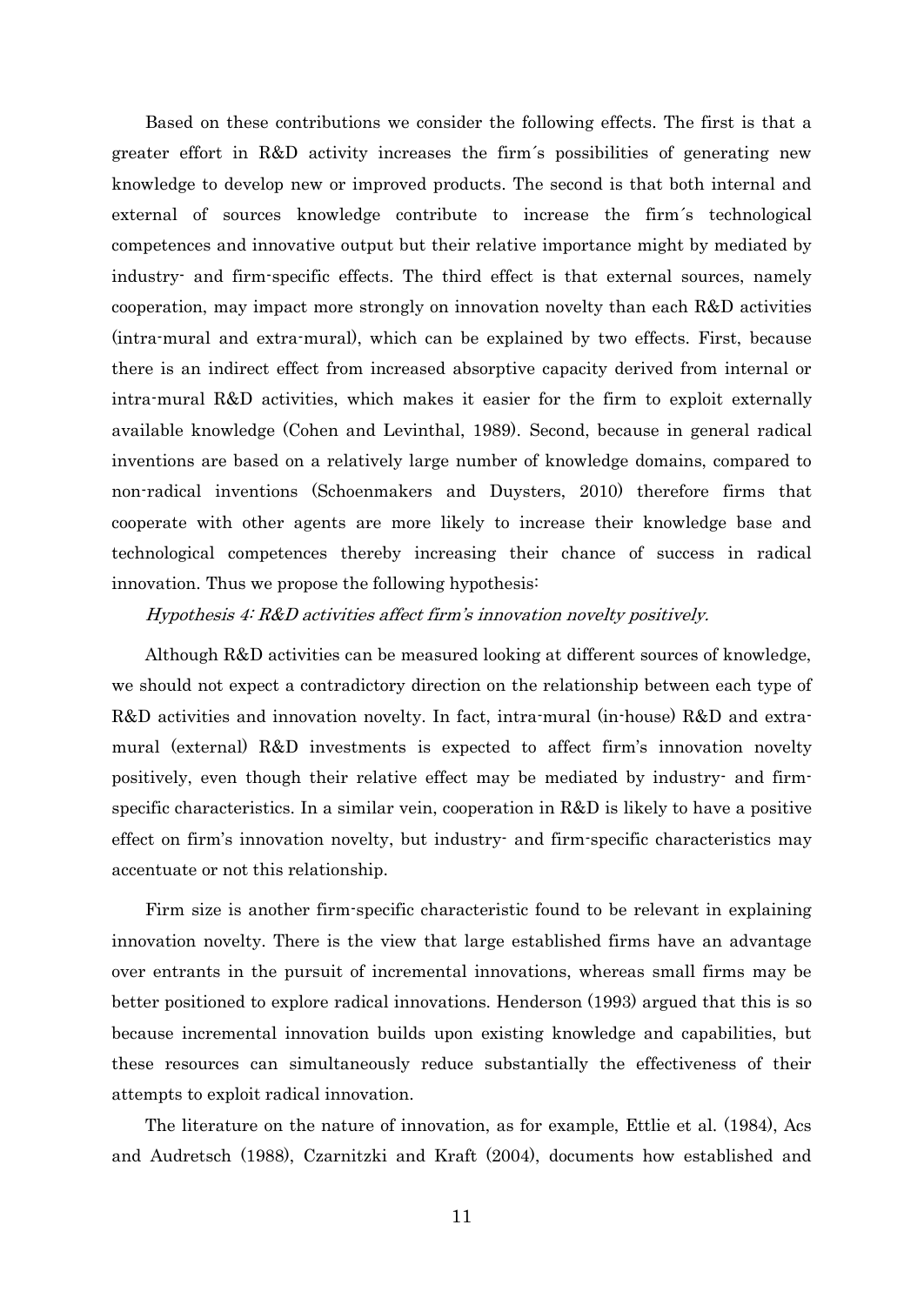Based on these contributions we consider the following effects. The first is that a greater effort in R&D activity increases the firm´s possibilities of generating new knowledge to develop new or improved products. The second is that both internal and external of sources knowledge contribute to increase the firm´s technological competences and innovative output but their relative importance might by mediated by industry- and firm-specific effects. The third effect is that external sources, namely cooperation, may impact more strongly on innovation novelty than each R&D activities (intra-mural and extra-mural), which can be explained by two effects. First, because there is an indirect effect from increased absorptive capacity derived from internal or intra-mural R&D activities, which makes it easier for the firm to exploit externally available knowledge (Cohen and Levinthal, 1989). Second, because in general radical inventions are based on a relatively large number of knowledge domains, compared to non-radical inventions (Schoenmakers and Duysters, 2010) therefore firms that cooperate with other agents are more likely to increase their knowledge base and technological competences thereby increasing their chance of success in radical innovation. Thus we propose the following hypothesis:

*Hypothesis 4: R&D activities affect firm's innovation novelty positively.*

Although R&D activities can be measured looking at different sources of knowledge, we should not expect a contradictory direction on the relationship between each type of R&D activities and innovation novelty. In fact, intra-mural (in-house) R&D and extra-mural (external) R&D investments is expected to affect firm's innovation novelty positively, even though their relative effect may be mediated by industry- and firm-specific characteristics. In a similar vein, cooperation in R&D is likely to have a positive effect on firm's innovation novelty, but industry- and firm-specific characteristics may accentuate or not this relationship.

Firm size is another firm-specific characteristic found to be relevant in explaining innovation novelty. There is the view that large established firms have an advantage over entrants in the pursuit of incremental innovations, whereas small firms may be better positioned to explore radical innovations. Henderson (1993) argued that this is so because incremental innovation builds upon existing knowledge and capabilities, but these resources can simultaneously reduce substantially the effectiveness of their attempts to exploit radical innovation.

The literature on the nature of innovation, as for example, Ettlie et al. (1984), Acs and Audretsch (1988), Czarnitzki and Kraft (2004), documents how established and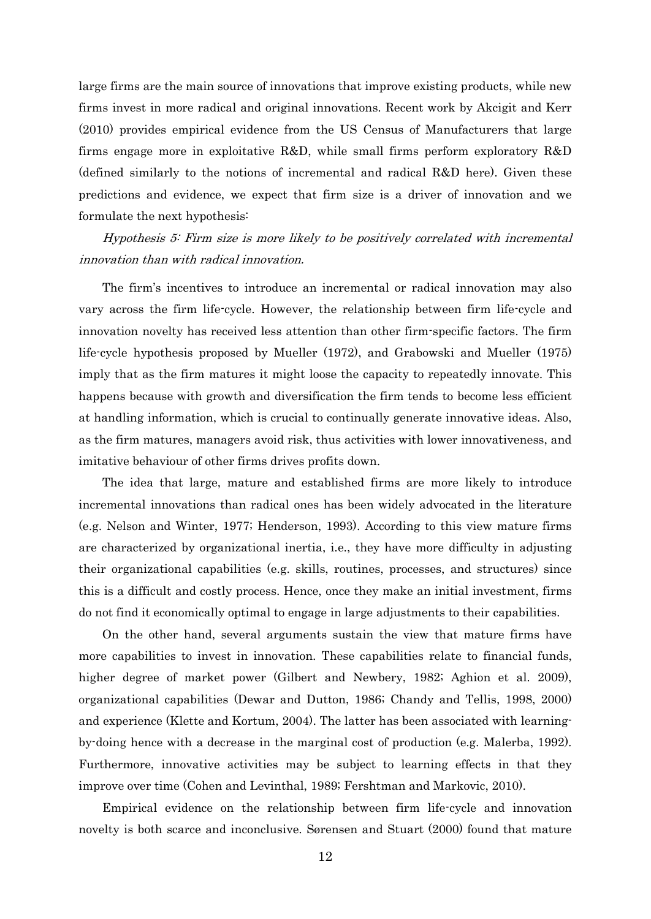large firms are the main source of innovations that improve existing products, while new firms invest in more radical and original innovations. Recent work by Akcigit and Kerr (2010) provides empirical evidence from the US Census of Manufacturers that large firms engage more in exploitative R&D, while small firms perform exploratory R&D (defined similarly to the notions of incremental and radical R&D here). Given these predictions and evidence, we expect that firm size is a driver of innovation and we formulate the next hypothesis:

*Hypothesis 5: Firm size is more likely to be positively correlated with incremental innovation than with radical innovation.*

The firm's incentives to introduce an incremental or radical innovation may also vary across the firm life-cycle. However, the relationship between firm life-cycle and innovation novelty has received less attention than other firm-specific factors. The firm life-cycle hypothesis proposed by Mueller (1972), and Grabowski and Mueller (1975) imply that as the firm matures it might loose the capacity to repeatedly innovate. This happens because with growth and diversification the firm tends to become less efficient at handling information, which is crucial to continually generate innovative ideas. Also, as the firm matures, managers avoid risk, thus activities with lower innovativeness, and imitative behaviour of other firms drives profits down.

The idea that large, mature and established firms are more likely to introduce incremental innovations than radical ones has been widely advocated in the literature (e.g. Nelson and Winter, 1977; Henderson, 1993). According to this view mature firms are characterized by organizational inertia, i.e., they have more difficulty in adjusting their organizational capabilities (e.g. skills, routines, processes, and structures) since this is a difficult and costly process. Hence, once they make an initial investment, firms do not find it economically optimal to engage in large adjustments to their capabilities.

On the other hand, several arguments sustain the view that mature firms have more capabilities to invest in innovation. These capabilities relate to financial funds, higher degree of market power (Gilbert and Newbery, 1982; Aghion et al. 2009), organizational capabilities (Dewar and Dutton, 1986; Chandy and Tellis, 1998, 2000) and experience (Klette and Kortum, 2004). The latter has been associated with learning-by-doing hence with a decrease in the marginal cost of production (e.g. Malerba, 1992). Furthermore, innovative activities may be subject to learning effects in that they improve over time (Cohen and Levinthal, 1989; Fershtman and Markovic, 2010).

Empirical evidence on the relationship between firm life-cycle and innovation novelty is both scarce and inconclusive. Sørensen and Stuart (2000) found that mature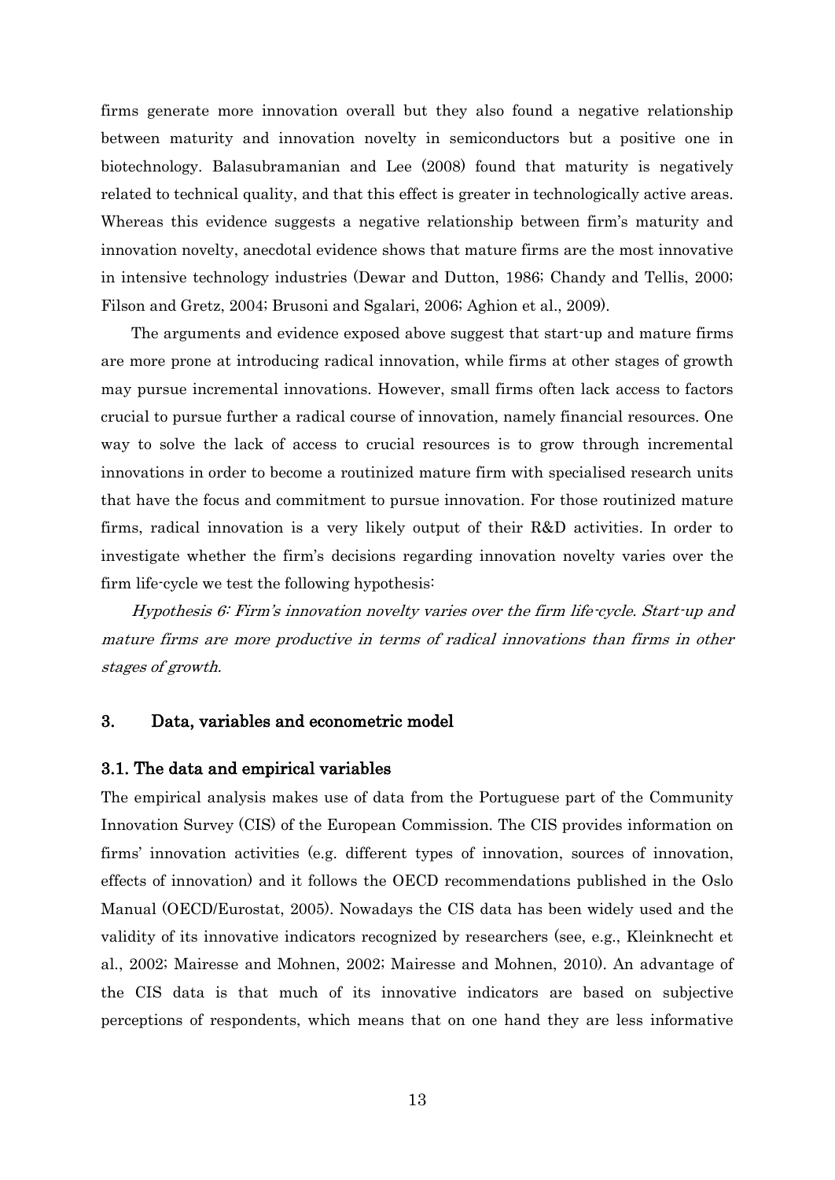firms generate more innovation overall but they also found a negative relationship between maturity and innovation novelty in semiconductors but a positive one in biotechnology. Balasubramanian and Lee (2008) found that maturity is negatively related to technical quality, and that this effect is greater in technologically active areas. Whereas this evidence suggests a negative relationship between firm's maturity and innovation novelty, anecdotal evidence shows that mature firms are the most innovative in intensive technology industries (Dewar and Dutton, 1986; Chandy and Tellis, 2000; Filson and Gretz, 2004; Brusoni and Sgalari, 2006; Aghion et al., 2009).

The arguments and evidence exposed above suggest that start-up and mature firms are more prone at introducing radical innovation, while firms at other stages of growth may pursue incremental innovations. However, small firms often lack access to factors crucial to pursue further a radical course of innovation, namely financial resources. One way to solve the lack of access to crucial resources is to grow through incremental innovations in order to become a routinized mature firm with specialised research units that have the focus and commitment to pursue innovation. For those routinized mature firms, radical innovation is a very likely output of their R&D activities. In order to investigate whether the firm's decisions regarding innovation novelty varies over the firm life-cycle we test the following hypothesis:

*Hypothesis 6: Firm's innovation novelty varies over the firm life-cycle. Start-up and mature firms are more productive in terms of radical innovations than firms in other stages of growth.*

## 3. Data, variables and econometric model

### 3.1. The data and empirical variables

The empirical analysis makes use of data from the Portuguese part of the Community Innovation Survey (CIS) of the European Commission. The CIS provides information on firms' innovation activities (e.g. different types of innovation, sources of innovation, effects of innovation) and it follows the OECD recommendations published in the Oslo Manual (OECD/Eurostat, 2005). Nowadays the CIS data has been widely used and the validity of its innovative indicators recognized by researchers (see, e.g., Kleinknecht et al., 2002; Mairesse and Mohnen, 2002; Mairesse and Mohnen, 2010). An advantage of the CIS data is that much of its innovative indicators are based on subjective perceptions of respondents, which means that on one hand they are less informative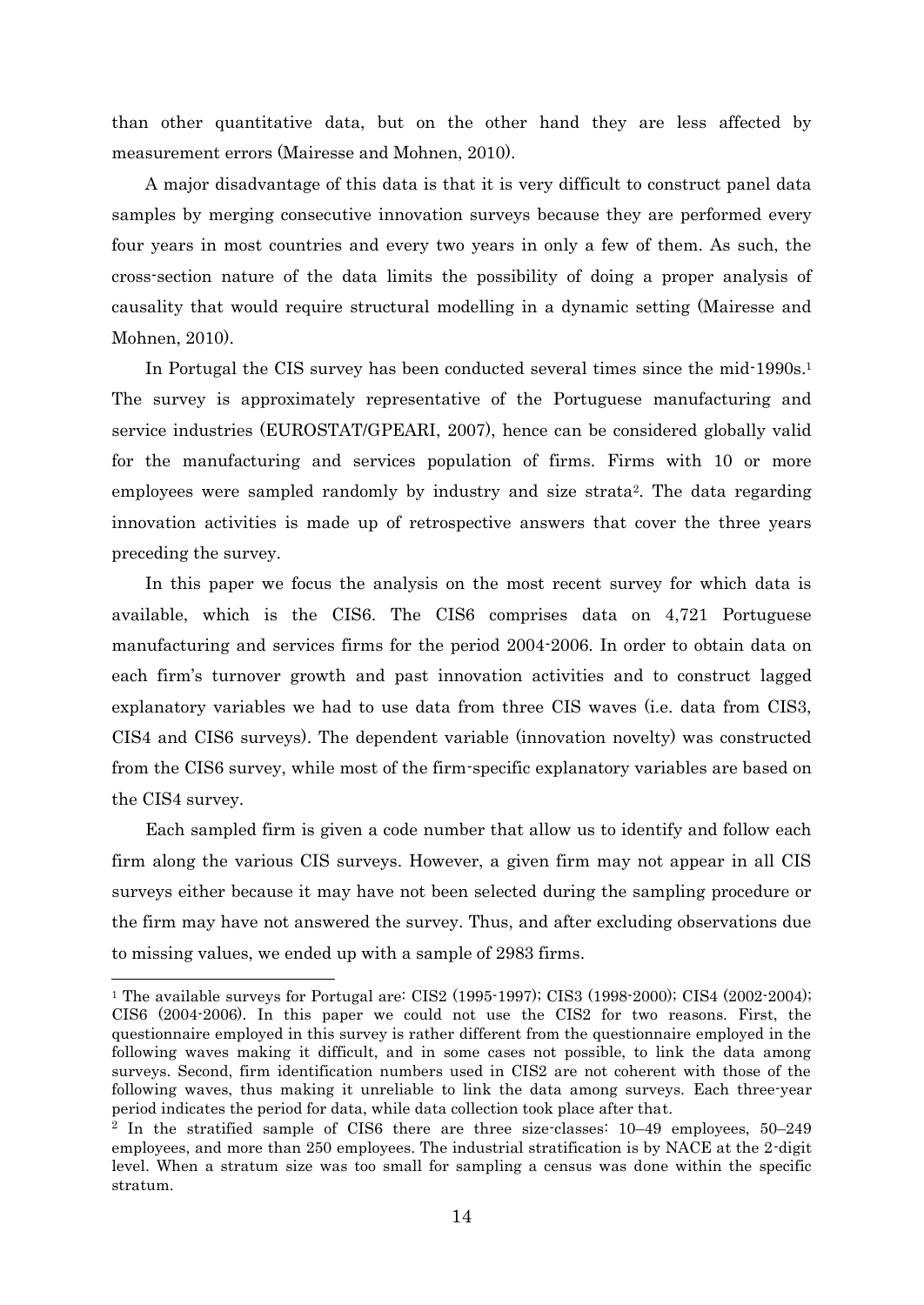than other quantitative data, but on the other hand they are less affected by measurement errors (Mairesse and Mohnen, 2010).

A major disadvantage of this data is that it is very difficult to construct panel data samples by merging consecutive innovation surveys because they are performed every four years in most countries and every two years in only a few of them. As such, the cross-section nature of the data limits the possibility of doing a proper analysis of causality that would require structural modelling in a dynamic setting (Mairesse and Mohnen, 2010).

In Portugal the CIS survey has been conducted several times since the mid-1990s.[1] The survey is approximately representative of the Portuguese manufacturing and service industries (EUROSTAT/GPEARI, 2007), hence can be considered globally valid for the manufacturing and services population of firms. Firms with 10 or more employees were sampled randomly by industry and size strata[2]. The data regarding innovation activities is made up of retrospective answers that cover the three years preceding the survey.

In this paper we focus the analysis on the most recent survey for which data is available, which is the CIS6. The CIS6 comprises data on 4,721 Portuguese manufacturing and services firms for the period 2004-2006. In order to obtain data on each firm's turnover growth and past innovation activities and to construct lagged explanatory variables we had to use data from three CIS waves (i.e. data from CIS3, CIS4 and CIS6 surveys). The dependent variable (innovation novelty) was constructed from the CIS6 survey, while most of the firm-specific explanatory variables are based on the CIS4 survey.

Each sampled firm is given a code number that allow us to identify and follow each firm along the various CIS surveys. However, a given firm may not appear in all CIS surveys either because it may have not been selected during the sampling procedure or the firm may have not answered the survey. Thus, and after excluding observations due to missing values, we ended up with a sample of 2983 firms.

[1] The available surveys for Portugal are: CIS2 (1995-1997); CIS3 (1998-2000); CIS4 (2002-2004); CIS6 (2004-2006). In this paper we could not use the CIS2 for two reasons. First, the questionnaire employed in this survey is rather different from the questionnaire employed in the following waves making it difficult, and in some cases not possible, to link the data among surveys. Second, firm identification numbers used in CIS2 are not coherent with those of the following waves, thus making it unreliable to link the data among surveys. Each three-year period indicates the period for data, while data collection took place after that.

[2] In the stratified sample of CIS6 there are three size-classes: 10–49 employees, 50–249 employees, and more than 250 employees. The industrial stratification is by NACE at the 2-digit level. When a stratum size was too small for sampling a census was done within the specific stratum.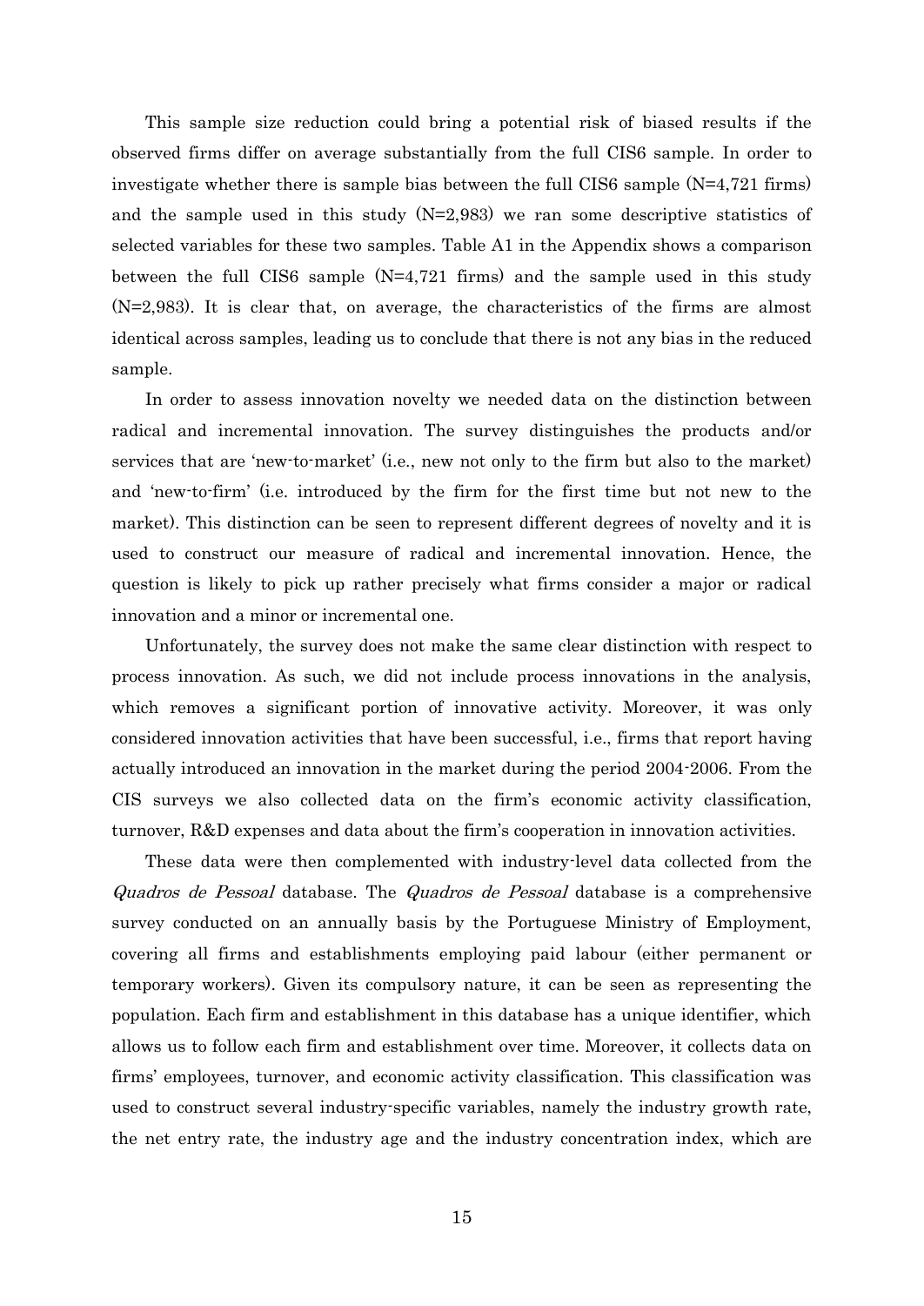This sample size reduction could bring a potential risk of biased results if the observed firms differ on average substantially from the full CIS6 sample. In order to investigate whether there is sample bias between the full CIS6 sample (N=4,721 firms) and the sample used in this study (N=2,983) we ran some descriptive statistics of selected variables for these two samples. Table A1 in the Appendix shows a comparison between the full CIS6 sample (N=4,721 firms) and the sample used in this study (N=2,983). It is clear that, on average, the characteristics of the firms are almost identical across samples, leading us to conclude that there is not any bias in the reduced sample.

In order to assess innovation novelty we needed data on the distinction between radical and incremental innovation. The survey distinguishes the products and/or services that are 'new-to-market' (i.e., new not only to the firm but also to the market) and 'new-to-firm' (i.e. introduced by the firm for the first time but not new to the market). This distinction can be seen to represent different degrees of novelty and it is used to construct our measure of radical and incremental innovation. Hence, the question is likely to pick up rather precisely what firms consider a major or radical innovation and a minor or incremental one.

Unfortunately, the survey does not make the same clear distinction with respect to process innovation. As such, we did not include process innovations in the analysis, which removes a significant portion of innovative activity. Moreover, it was only considered innovation activities that have been successful, i.e., firms that report having actually introduced an innovation in the market during the period 2004-2006. From the CIS surveys we also collected data on the firm's economic activity classification, turnover, R&D expenses and data about the firm's cooperation in innovation activities.

These data were then complemented with industry-level data collected from the *Quadros de Pessoal* database. The *Quadros de Pessoal* database is a comprehensive survey conducted on an annually basis by the Portuguese Ministry of Employment, covering all firms and establishments employing paid labour (either permanent or temporary workers). Given its compulsory nature, it can be seen as representing the population. Each firm and establishment in this database has a unique identifier, which allows us to follow each firm and establishment over time. Moreover, it collects data on firms' employees, turnover, and economic activity classification. This classification was used to construct several industry-specific variables, namely the industry growth rate, the net entry rate, the industry age and the industry concentration index, which are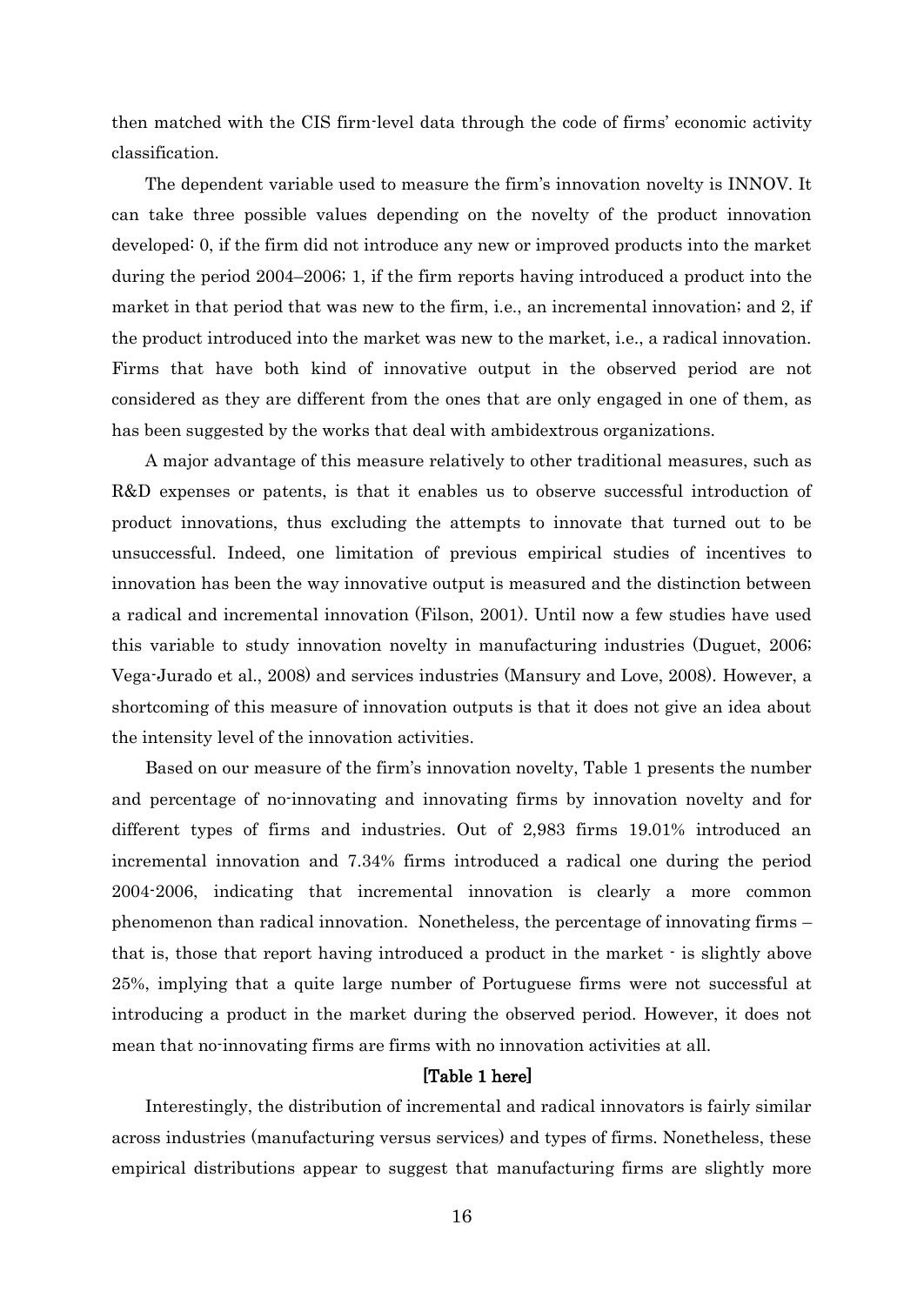then matched with the CIS firm-level data through the code of firms' economic activity classification.

The dependent variable used to measure the firm's innovation novelty is INNOV. It can take three possible values depending on the novelty of the product innovation developed: 0, if the firm did not introduce any new or improved products into the market during the period 2004–2006; 1, if the firm reports having introduced a product into the market in that period that was new to the firm, i.e., an incremental innovation; and 2, if the product introduced into the market was new to the market, i.e., a radical innovation. Firms that have both kind of innovative output in the observed period are not considered as they are different from the ones that are only engaged in one of them, as has been suggested by the works that deal with ambidextrous organizations.

A major advantage of this measure relatively to other traditional measures, such as R&D expenses or patents, is that it enables us to observe successful introduction of product innovations, thus excluding the attempts to innovate that turned out to be unsuccessful. Indeed, one limitation of previous empirical studies of incentives to innovation has been the way innovative output is measured and the distinction between a radical and incremental innovation (Filson, 2001). Until now a few studies have used this variable to study innovation novelty in manufacturing industries (Duguet, 2006; Vega-Jurado et al., 2008) and services industries (Mansury and Love, 2008). However, a shortcoming of this measure of innovation outputs is that it does not give an idea about the intensity level of the innovation activities.

Based on our measure of the firm's innovation novelty, Table 1 presents the number and percentage of no-innovating and innovating firms by innovation novelty and for different types of firms and industries. Out of 2,983 firms 19.01% introduced an incremental innovation and 7.34% firms introduced a radical one during the period 2004-2006, indicating that incremental innovation is clearly a more common phenomenon than radical innovation. Nonetheless, the percentage of innovating firms – that is, those that report having introduced a product in the market - is slightly above 25%, implying that a quite large number of Portuguese firms were not successful at introducing a product in the market during the observed period. However, it does not mean that no-innovating firms are firms with no innovation activities at all.

**[Table 1 here]**

Interestingly, the distribution of incremental and radical innovators is fairly similar across industries (manufacturing versus services) and types of firms. Nonetheless, these empirical distributions appear to suggest that manufacturing firms are slightly more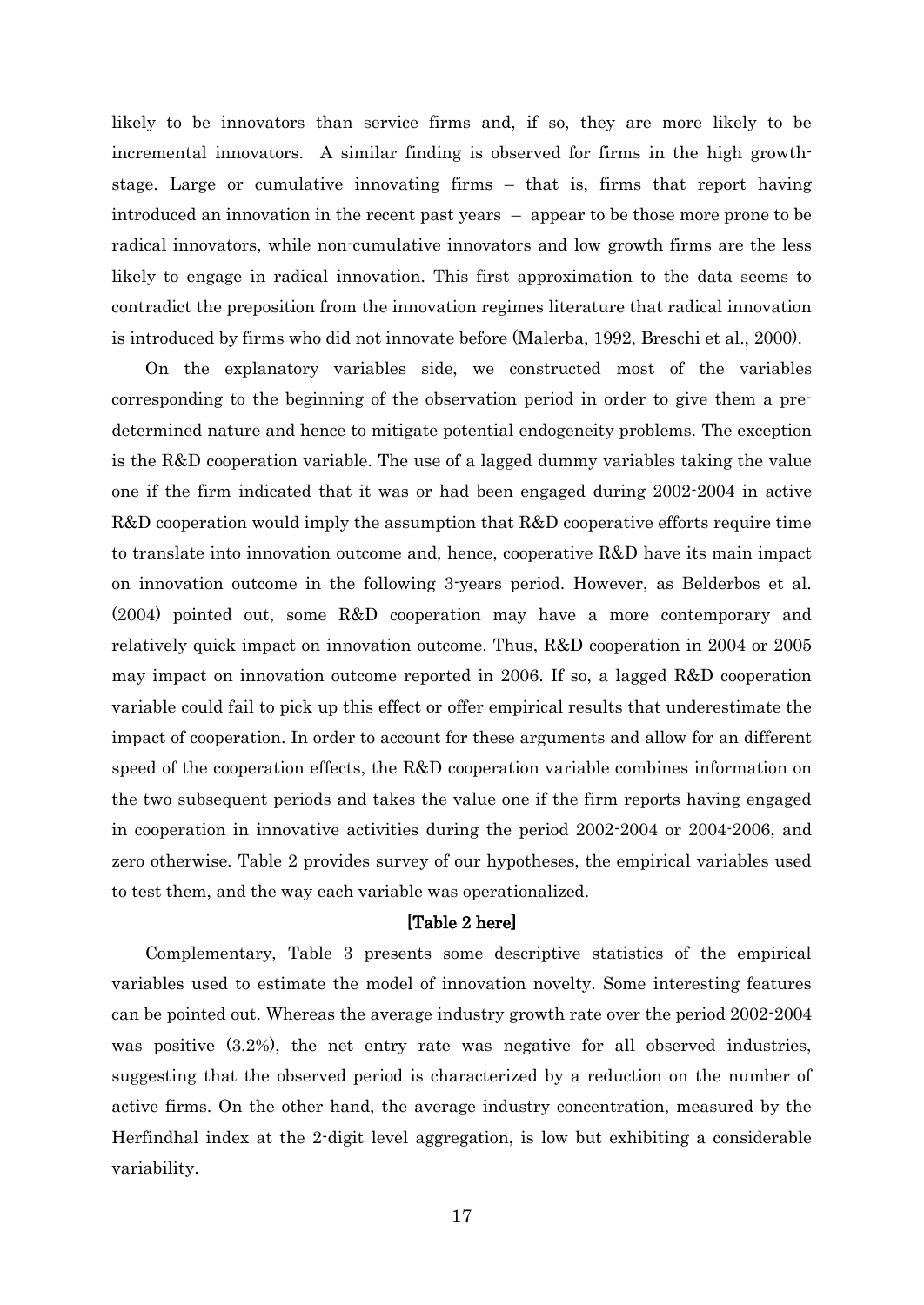likely to be innovators than service firms and, if so, they are more likely to be incremental innovators. A similar finding is observed for firms in the high growth-stage. Large or cumulative innovating firms – that is, firms that report having introduced an innovation in the recent past years – appear to be those more prone to be radical innovators, while non-cumulative innovators and low growth firms are the less likely to engage in radical innovation. This first approximation to the data seems to contradict the preposition from the innovation regimes literature that radical innovation is introduced by firms who did not innovate before (Malerba, 1992, Breschi et al., 2000).

On the explanatory variables side, we constructed most of the variables corresponding to the beginning of the observation period in order to give them a pre-determined nature and hence to mitigate potential endogeneity problems. The exception is the R&D cooperation variable. The use of a lagged dummy variables taking the value one if the firm indicated that it was or had been engaged during 2002-2004 in active R&D cooperation would imply the assumption that R&D cooperative efforts require time to translate into innovation outcome and, hence, cooperative R&D have its main impact on innovation outcome in the following 3-years period. However, as Belderbos et al. (2004) pointed out, some R&D cooperation may have a more contemporary and relatively quick impact on innovation outcome. Thus, R&D cooperation in 2004 or 2005 may impact on innovation outcome reported in 2006. If so, a lagged R&D cooperation variable could fail to pick up this effect or offer empirical results that underestimate the impact of cooperation. In order to account for these arguments and allow for an different speed of the cooperation effects, the R&D cooperation variable combines information on the two subsequent periods and takes the value one if the firm reports having engaged in cooperation in innovative activities during the period 2002-2004 or 2004-2006, and zero otherwise. Table 2 provides survey of our hypotheses, the empirical variables used to test them, and the way each variable was operationalized.

**[Table 2 here]**

Complementary, Table 3 presents some descriptive statistics of the empirical variables used to estimate the model of innovation novelty. Some interesting features can be pointed out. Whereas the average industry growth rate over the period 2002-2004 was positive (3.2%), the net entry rate was negative for all observed industries, suggesting that the observed period is characterized by a reduction on the number of active firms. On the other hand, the average industry concentration, measured by the Herfindhal index at the 2-digit level aggregation, is low but exhibiting a considerable variability.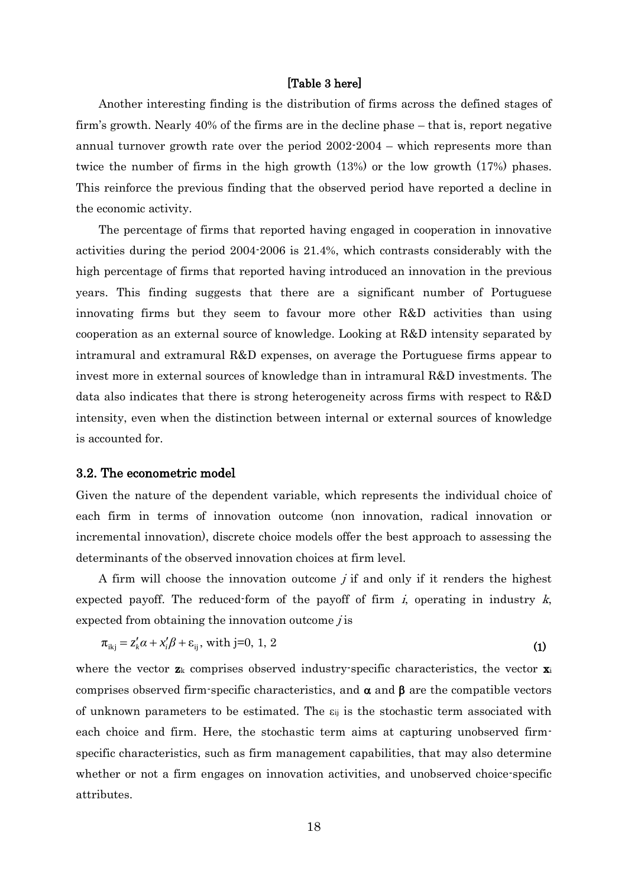[Table 3 here]

Another interesting finding is the distribution of firms across the defined stages of firm's growth. Nearly 40% of the firms are in the decline phase – that is, report negative annual turnover growth rate over the period 2002-2004 – which represents more than twice the number of firms in the high growth (13%) or the low growth (17%) phases. This reinforce the previous finding that the observed period have reported a decline in the economic activity.

The percentage of firms that reported having engaged in cooperation in innovative activities during the period 2004-2006 is 21.4%, which contrasts considerably with the high percentage of firms that reported having introduced an innovation in the previous years. This finding suggests that there are a significant number of Portuguese innovating firms but they seem to favour more other R&D activities than using cooperation as an external source of knowledge. Looking at R&D intensity separated by intramural and extramural R&D expenses, on average the Portuguese firms appear to invest more in external sources of knowledge than in intramural R&D investments. The data also indicates that there is strong heterogeneity across firms with respect to R&D intensity, even when the distinction between internal or external sources of knowledge is accounted for.

### 3.2. The econometric model

Given the nature of the dependent variable, which represents the individual choice of each firm in terms of innovation outcome (non innovation, radical innovation or incremental innovation), discrete choice models offer the best approach to assessing the determinants of the observed innovation choices at firm level.

A firm will choose the innovation outcome *j* if and only if it renders the highest expected payoff. The reduced-form of the payoff of firm *i*, operating in industry *k*, expected from obtaining the innovation outcome *j* is

$$\pi_{ikj} = z_k' \alpha + x_i' \beta + \varepsilon_{ij}, \text{ with j=0, 1, 2} \quad (1)$$

where the vector $\mathbf{z}_k$ comprises observed industry-specific characteristics, the vector $\mathbf{x}_i$ comprises observed firm-specific characteristics, and $\boldsymbol{\alpha}$ and $\boldsymbol{\beta}$ are the compatible vectors of unknown parameters to be estimated. The $\varepsilon_{ij}$ is the stochastic term associated with each choice and firm. Here, the stochastic term aims at capturing unobserved firm-specific characteristics, such as firm management capabilities, that may also determine whether or not a firm engages on innovation activities, and unobserved choice-specific attributes.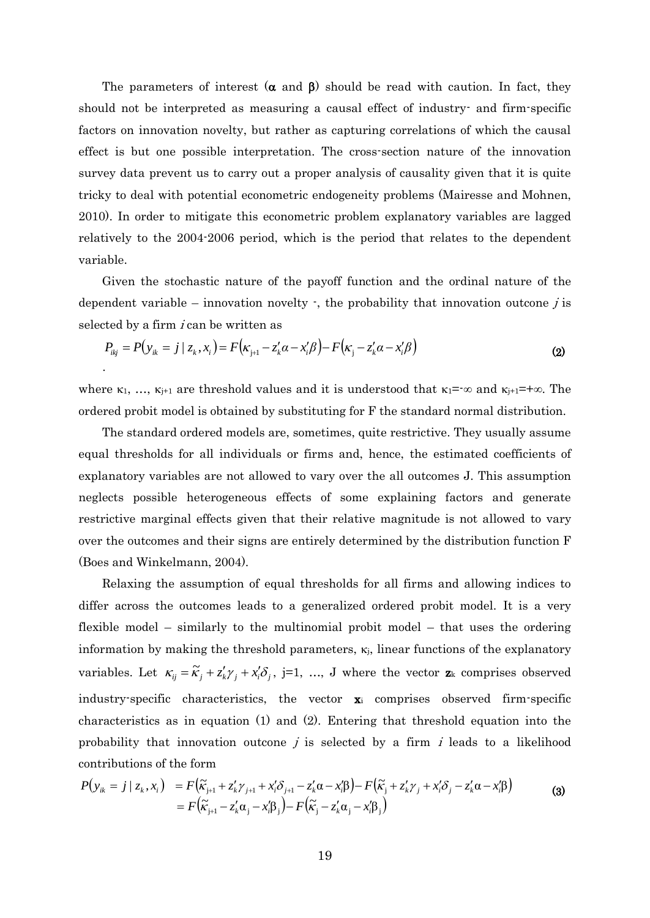The parameters of interest (**α** and **β**) should be read with caution. In fact, they should not be interpreted as measuring a causal effect of industry- and firm-specific factors on innovation novelty, but rather as capturing correlations of which the causal effect is but one possible interpretation. The cross-section nature of the innovation survey data prevent us to carry out a proper analysis of causality given that it is quite tricky to deal with potential econometric endogeneity problems (Mairesse and Mohnen, 2010). In order to mitigate this econometric problem explanatory variables are lagged relatively to the 2004-2006 period, which is the period that relates to the dependent variable.

Given the stochastic nature of the payoff function and the ordinal nature of the dependent variable – innovation novelty -, the probability that innovation outcome $j$ is selected by a firm $i$ can be written as

$$P_{ikj} = P(y_{ik} = j \mid z_k, x_i) = F(\kappa_{j+1} - z_k'\alpha - x_i'\beta) - F(\kappa_j - z_k'\alpha - x_i'\beta) \tag{2}$$

.

where $\kappa_1$, …, $\kappa_{j+1}$ are threshold values and it is understood that $\kappa_1=-\infty$ and $\kappa_{j+1}=+\infty$. The ordered probit model is obtained by substituting for F the standard normal distribution.

The standard ordered models are, sometimes, quite restrictive. They usually assume equal thresholds for all individuals or firms and, hence, the estimated coefficients of explanatory variables are not allowed to vary over the all outcomes J. This assumption neglects possible heterogeneous effects of some explaining factors and generate restrictive marginal effects given that their relative magnitude is not allowed to vary over the outcomes and their signs are entirely determined by the distribution function F (Boes and Winkelmann, 2004).

Relaxing the assumption of equal thresholds for all firms and allowing indices to differ across the outcomes leads to a generalized ordered probit model. It is a very flexible model – similarly to the multinomial probit model – that uses the ordering information by making the threshold parameters, $\kappa_j$, linear functions of the explanatory variables. Let $\kappa_{ij} = \tilde{\kappa}_j + z_k'\gamma_j + x_i'\delta_j$, j=1, …, J where the vector $\mathbf{z}_k$ comprises observed industry-specific characteristics, the vector $\mathbf{x}_i$ comprises observed firm-specific characteristics as in equation (1) and (2). Entering that threshold equation into the probability that innovation outcone $j$ is selected by a firm $i$ leads to a likelihood contributions of the form

$$\begin{aligned} P(y_{ik} = j \mid z_k, x_i) &= F(\tilde{\kappa}_{j+1} + z_k'\gamma_{j+1} + x_i'\delta_{j+1} - z_k'\alpha - x_i'\beta) - F(\tilde{\kappa}_j + z_k'\gamma_j + x_i'\delta_j - z_k'\alpha - x_i'\beta) \\ &= F(\tilde{\kappa}_{j+1} - z_k'\alpha_j - x_i'\beta_j) - F(\tilde{\kappa}_j - z_k'\alpha_j - x_i'\beta_j) \end{aligned} \tag{3}$$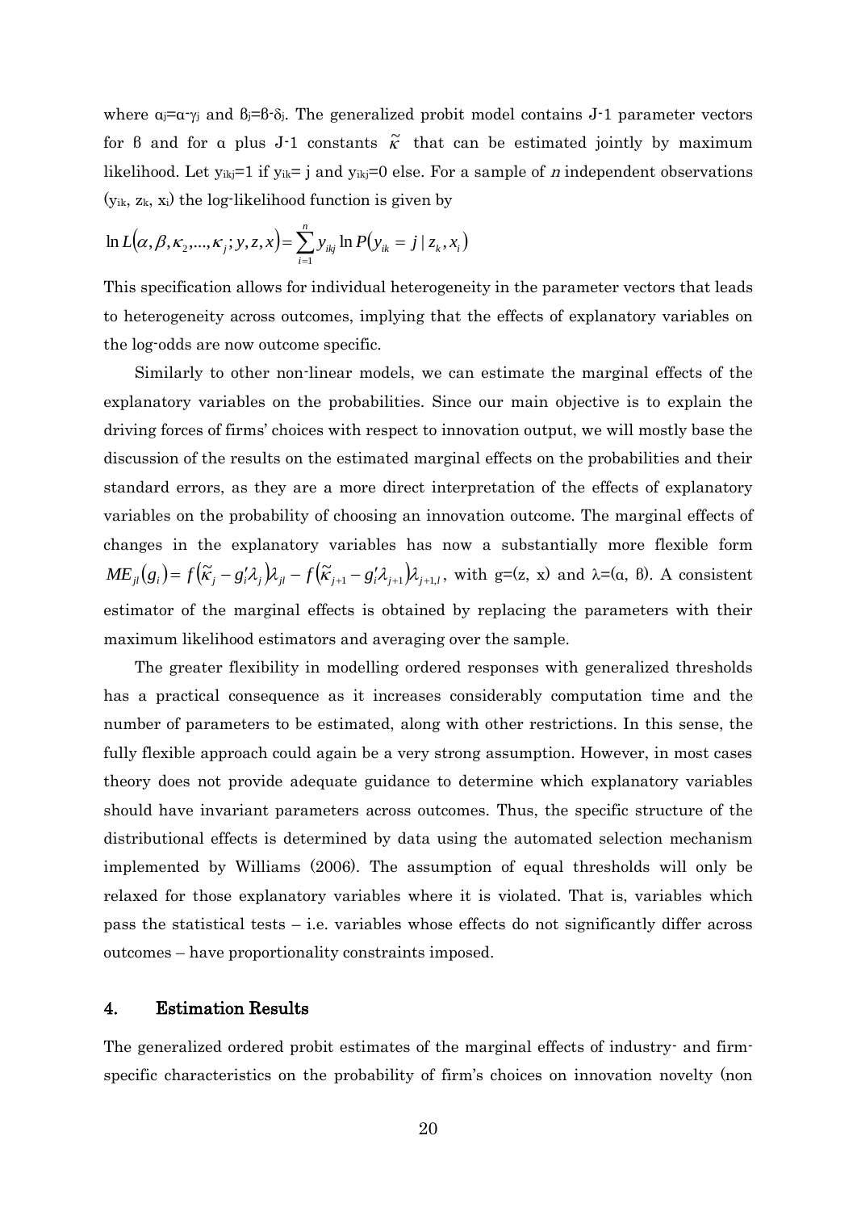where $\alpha_j=\alpha-\gamma_j$ and $\beta_j=\beta-\delta_j$. The generalized probit model contains J-1 parameter vectors for β and for α plus J-1 constants $\tilde{\kappa}$ that can be estimated jointly by maximum likelihood. Let $y_{ikj}=1$ if $y_{ik}=j$ and $y_{ikj}=0$ else. For a sample of $n$ independent observations ($y_{ik}$, $z_k$, $x_i$) the log-likelihood function is given by

$$\ln L(\alpha, \beta, \kappa_2, ..., \kappa_j; y, z, x) = \sum_{i=1}^{n} y_{ikj} \ln P(y_{ik} = j \mid z_k, x_i)$$

This specification allows for individual heterogeneity in the parameter vectors that leads to heterogeneity across outcomes, implying that the effects of explanatory variables on the log-odds are now outcome specific.

Similarly to other non-linear models, we can estimate the marginal effects of the explanatory variables on the probabilities. Since our main objective is to explain the driving forces of firms' choices with respect to innovation output, we will mostly base the discussion of the results on the estimated marginal effects on the probabilities and their standard errors, as they are a more direct interpretation of the effects of explanatory variables on the probability of choosing an innovation outcome. The marginal effects of changes in the explanatory variables has now a substantially more flexible form $ME_{jl}(g_i) = f(\tilde{\kappa}_j - g_i'\lambda_j)\lambda_{jl} - f(\tilde{\kappa}_{j+1} - g_i'\lambda_{j+1})\lambda_{j+1,l}$, with g=(z, x) and λ=(α, β). A consistent estimator of the marginal effects is obtained by replacing the parameters with their maximum likelihood estimators and averaging over the sample.

The greater flexibility in modelling ordered responses with generalized thresholds has a practical consequence as it increases considerably computation time and the number of parameters to be estimated, along with other restrictions. In this sense, the fully flexible approach could again be a very strong assumption. However, in most cases theory does not provide adequate guidance to determine which explanatory variables should have invariant parameters across outcomes. Thus, the specific structure of the distributional effects is determined by data using the automated selection mechanism implemented by Williams (2006). The assumption of equal thresholds will only be relaxed for those explanatory variables where it is violated. That is, variables which pass the statistical tests – i.e. variables whose effects do not significantly differ across outcomes – have proportionality constraints imposed.

## 4. Estimation Results

The generalized ordered probit estimates of the marginal effects of industry- and firm-specific characteristics on the probability of firm's choices on innovation novelty (non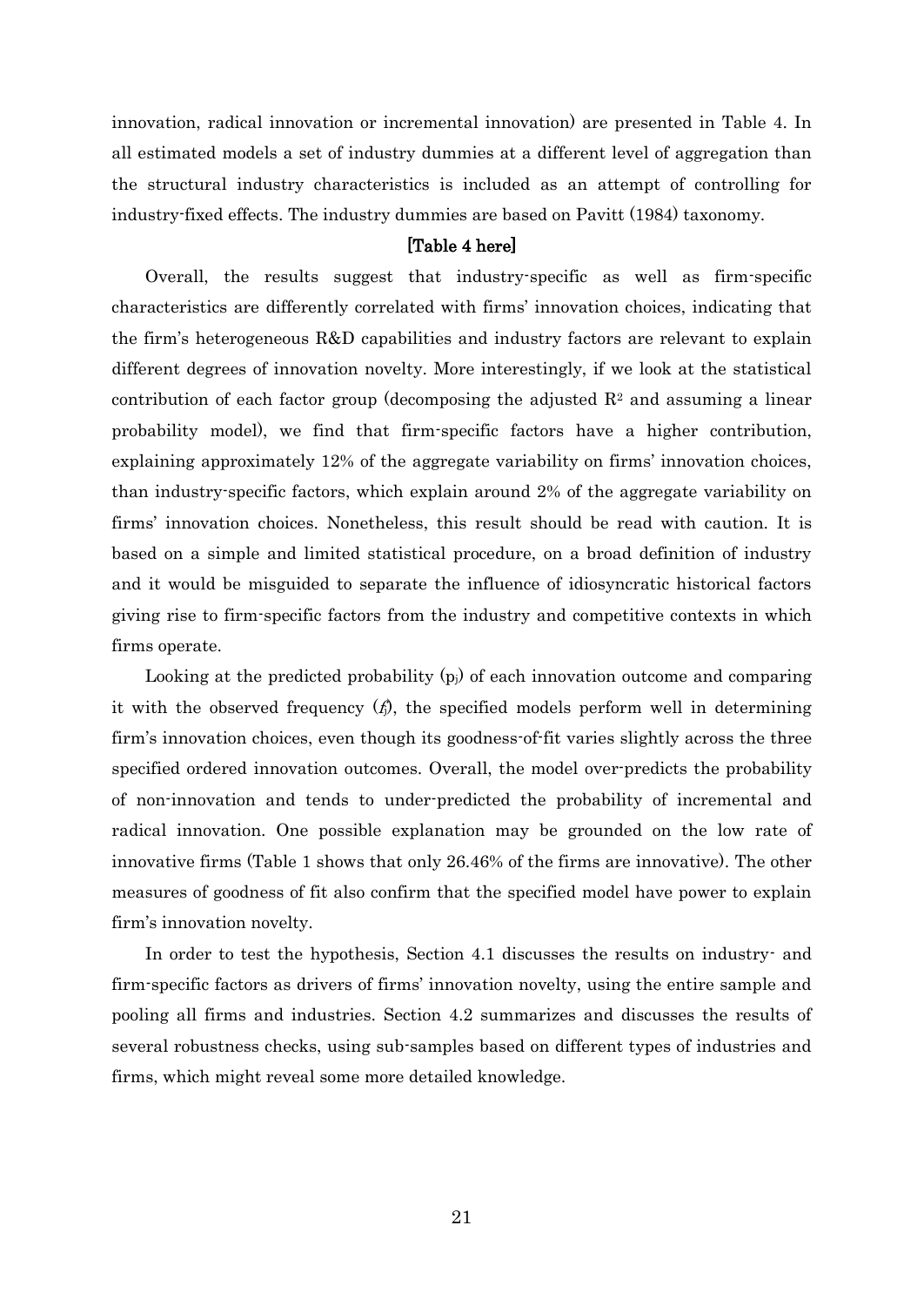innovation, radical innovation or incremental innovation) are presented in Table 4. In all estimated models a set of industry dummies at a different level of aggregation than the structural industry characteristics is included as an attempt of controlling for industry-fixed effects. The industry dummies are based on Pavitt (1984) taxonomy.

**[Table 4 here]**

Overall, the results suggest that industry-specific as well as firm-specific characteristics are differently correlated with firms' innovation choices, indicating that the firm's heterogeneous R&D capabilities and industry factors are relevant to explain different degrees of innovation novelty. More interestingly, if we look at the statistical contribution of each factor group (decomposing the adjusted $R^2$ and assuming a linear probability model), we find that firm-specific factors have a higher contribution, explaining approximately 12% of the aggregate variability on firms' innovation choices, than industry-specific factors, which explain around 2% of the aggregate variability on firms' innovation choices. Nonetheless, this result should be read with caution. It is based on a simple and limited statistical procedure, on a broad definition of industry and it would be misguided to separate the influence of idiosyncratic historical factors giving rise to firm-specific factors from the industry and competitive contexts in which firms operate.

Looking at the predicted probability ($p_j$) of each innovation outcome and comparing it with the observed frequency ($f_j$), the specified models perform well in determining firm's innovation choices, even though its goodness-of-fit varies slightly across the three specified ordered innovation outcomes. Overall, the model over-predicts the probability of non-innovation and tends to under-predicted the probability of incremental and radical innovation. One possible explanation may be grounded on the low rate of innovative firms (Table 1 shows that only 26.46% of the firms are innovative). The other measures of goodness of fit also confirm that the specified model have power to explain firm's innovation novelty.

In order to test the hypothesis, Section 4.1 discusses the results on industry- and firm-specific factors as drivers of firms' innovation novelty, using the entire sample and pooling all firms and industries. Section 4.2 summarizes and discusses the results of several robustness checks, using sub-samples based on different types of industries and firms, which might reveal some more detailed knowledge.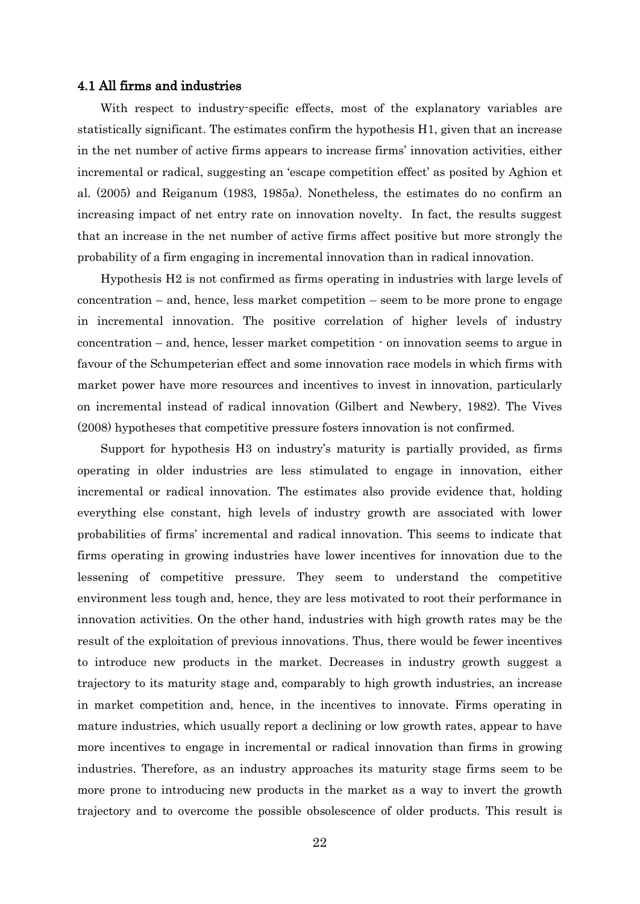### 4.1 All firms and industries

With respect to industry-specific effects, most of the explanatory variables are statistically significant. The estimates confirm the hypothesis H1, given that an increase in the net number of active firms appears to increase firms' innovation activities, either incremental or radical, suggesting an 'escape competition effect' as posited by Aghion et al. (2005) and Reiganum (1983, 1985a). Nonetheless, the estimates do no confirm an increasing impact of net entry rate on innovation novelty. In fact, the results suggest that an increase in the net number of active firms affect positive but more strongly the probability of a firm engaging in incremental innovation than in radical innovation.

Hypothesis H2 is not confirmed as firms operating in industries with large levels of concentration – and, hence, less market competition – seem to be more prone to engage in incremental innovation. The positive correlation of higher levels of industry concentration – and, hence, lesser market competition - on innovation seems to argue in favour of the Schumpeterian effect and some innovation race models in which firms with market power have more resources and incentives to invest in innovation, particularly on incremental instead of radical innovation (Gilbert and Newbery, 1982). The Vives (2008) hypotheses that competitive pressure fosters innovation is not confirmed.

Support for hypothesis H3 on industry's maturity is partially provided, as firms operating in older industries are less stimulated to engage in innovation, either incremental or radical innovation. The estimates also provide evidence that, holding everything else constant, high levels of industry growth are associated with lower probabilities of firms' incremental and radical innovation. This seems to indicate that firms operating in growing industries have lower incentives for innovation due to the lessening of competitive pressure. They seem to understand the competitive environment less tough and, hence, they are less motivated to root their performance in innovation activities. On the other hand, industries with high growth rates may be the result of the exploitation of previous innovations. Thus, there would be fewer incentives to introduce new products in the market. Decreases in industry growth suggest a trajectory to its maturity stage and, comparably to high growth industries, an increase in market competition and, hence, in the incentives to innovate. Firms operating in mature industries, which usually report a declining or low growth rates, appear to have more incentives to engage in incremental or radical innovation than firms in growing industries. Therefore, as an industry approaches its maturity stage firms seem to be more prone to introducing new products in the market as a way to invert the growth trajectory and to overcome the possible obsolescence of older products. This result is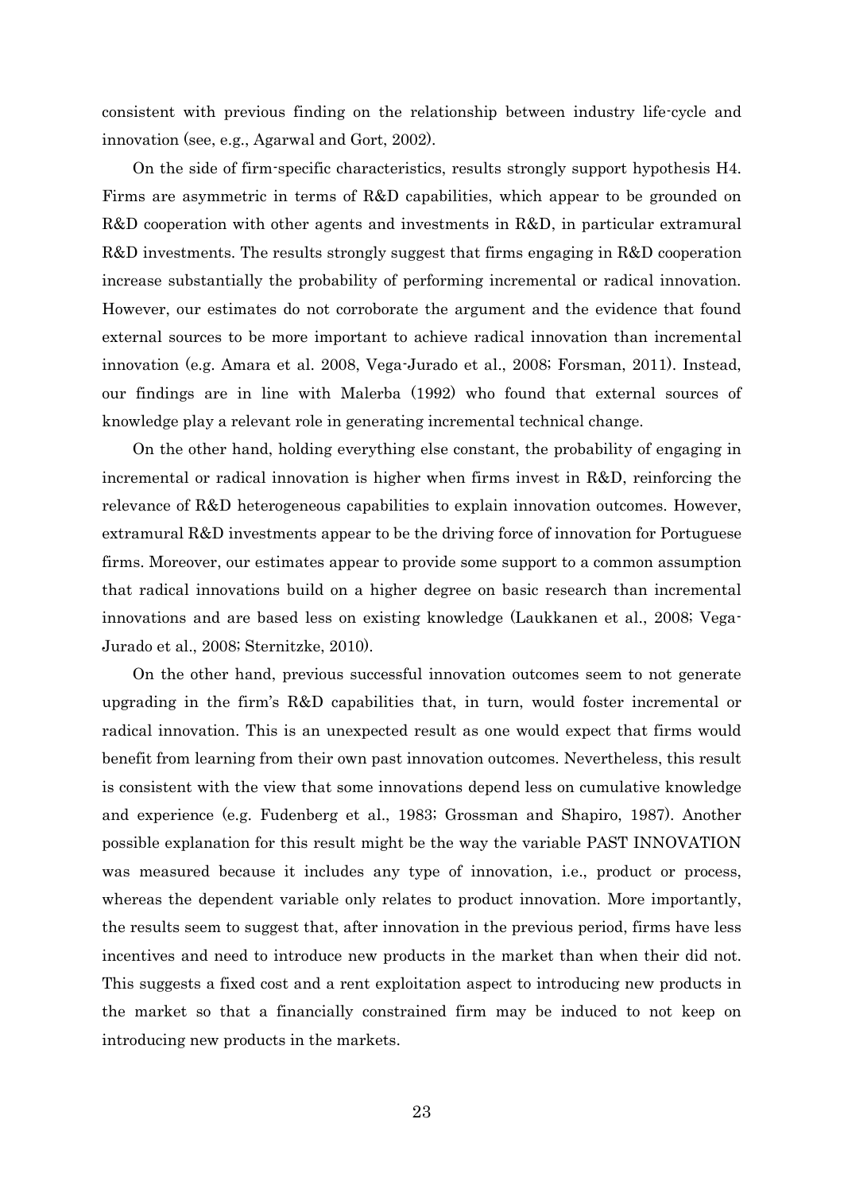consistent with previous finding on the relationship between industry life-cycle and innovation (see, e.g., Agarwal and Gort, 2002).

On the side of firm-specific characteristics, results strongly support hypothesis H4. Firms are asymmetric in terms of R&D capabilities, which appear to be grounded on R&D cooperation with other agents and investments in R&D, in particular extramural R&D investments. The results strongly suggest that firms engaging in R&D cooperation increase substantially the probability of performing incremental or radical innovation. However, our estimates do not corroborate the argument and the evidence that found external sources to be more important to achieve radical innovation than incremental innovation (e.g. Amara et al. 2008, Vega-Jurado et al., 2008; Forsman, 2011). Instead, our findings are in line with Malerba (1992) who found that external sources of knowledge play a relevant role in generating incremental technical change.

On the other hand, holding everything else constant, the probability of engaging in incremental or radical innovation is higher when firms invest in R&D, reinforcing the relevance of R&D heterogeneous capabilities to explain innovation outcomes. However, extramural R&D investments appear to be the driving force of innovation for Portuguese firms. Moreover, our estimates appear to provide some support to a common assumption that radical innovations build on a higher degree on basic research than incremental innovations and are based less on existing knowledge (Laukkanen et al., 2008; Vega-Jurado et al., 2008; Sternitzke, 2010).

On the other hand, previous successful innovation outcomes seem to not generate upgrading in the firm's R&D capabilities that, in turn, would foster incremental or radical innovation. This is an unexpected result as one would expect that firms would benefit from learning from their own past innovation outcomes. Nevertheless, this result is consistent with the view that some innovations depend less on cumulative knowledge and experience (e.g. Fudenberg et al., 1983; Grossman and Shapiro, 1987). Another possible explanation for this result might be the way the variable PAST INNOVATION was measured because it includes any type of innovation, i.e., product or process, whereas the dependent variable only relates to product innovation. More importantly, the results seem to suggest that, after innovation in the previous period, firms have less incentives and need to introduce new products in the market than when their did not. This suggests a fixed cost and a rent exploitation aspect to introducing new products in the market so that a financially constrained firm may be induced to not keep on introducing new products in the markets.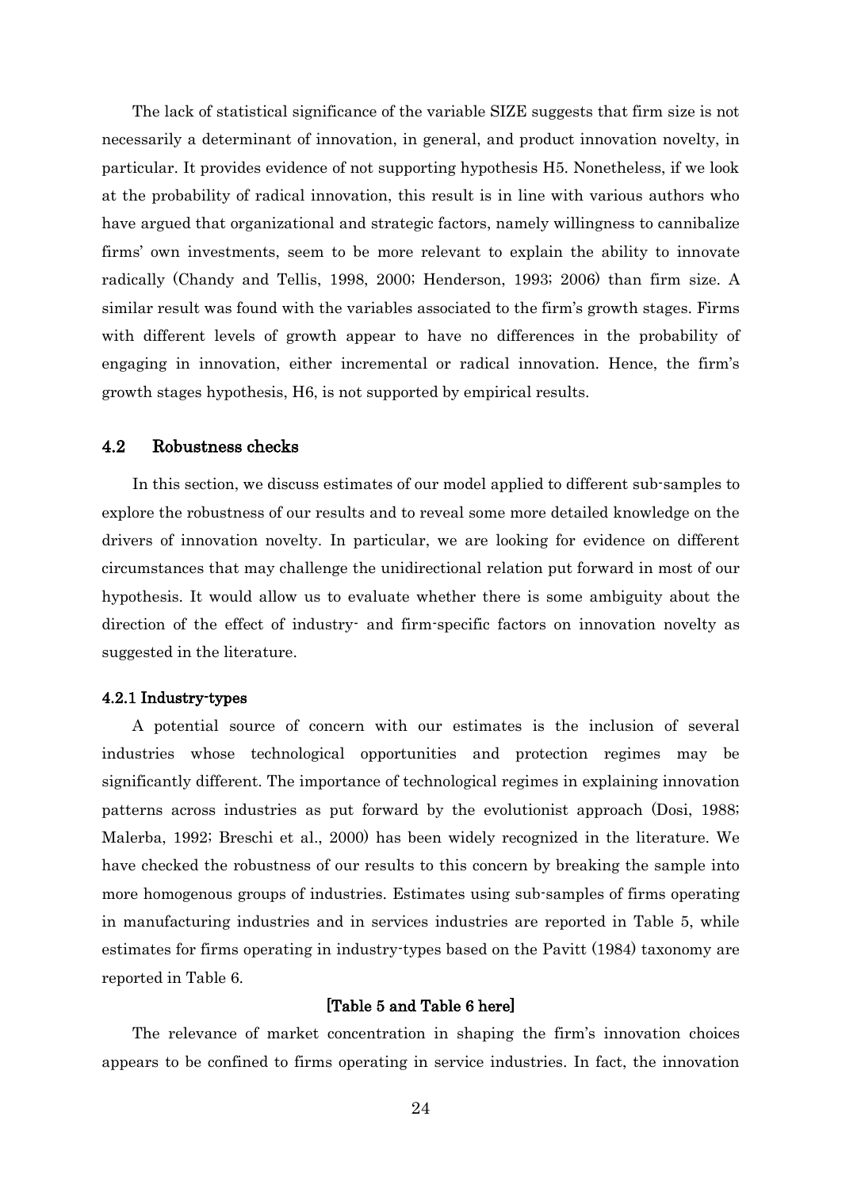The lack of statistical significance of the variable SIZE suggests that firm size is not necessarily a determinant of innovation, in general, and product innovation novelty, in particular. It provides evidence of not supporting hypothesis H5. Nonetheless, if we look at the probability of radical innovation, this result is in line with various authors who have argued that organizational and strategic factors, namely willingness to cannibalize firms' own investments, seem to be more relevant to explain the ability to innovate radically (Chandy and Tellis, 1998, 2000; Henderson, 1993; 2006) than firm size. A similar result was found with the variables associated to the firm's growth stages. Firms with different levels of growth appear to have no differences in the probability of engaging in innovation, either incremental or radical innovation. Hence, the firm's growth stages hypothesis, H6, is not supported by empirical results.

## 4.2 Robustness checks

In this section, we discuss estimates of our model applied to different sub-samples to explore the robustness of our results and to reveal some more detailed knowledge on the drivers of innovation novelty. In particular, we are looking for evidence on different circumstances that may challenge the unidirectional relation put forward in most of our hypothesis. It would allow us to evaluate whether there is some ambiguity about the direction of the effect of industry- and firm-specific factors on innovation novelty as suggested in the literature.

### 4.2.1 Industry-types

A potential source of concern with our estimates is the inclusion of several industries whose technological opportunities and protection regimes may be significantly different. The importance of technological regimes in explaining innovation patterns across industries as put forward by the evolutionist approach (Dosi, 1988; Malerba, 1992; Breschi et al., 2000) has been widely recognized in the literature. We have checked the robustness of our results to this concern by breaking the sample into more homogenous groups of industries. Estimates using sub-samples of firms operating in manufacturing industries and in services industries are reported in Table 5, while estimates for firms operating in industry-types based on the Pavitt (1984) taxonomy are reported in Table 6.

**[Table 5 and Table 6 here]**

The relevance of market concentration in shaping the firm's innovation choices appears to be confined to firms operating in service industries. In fact, the innovation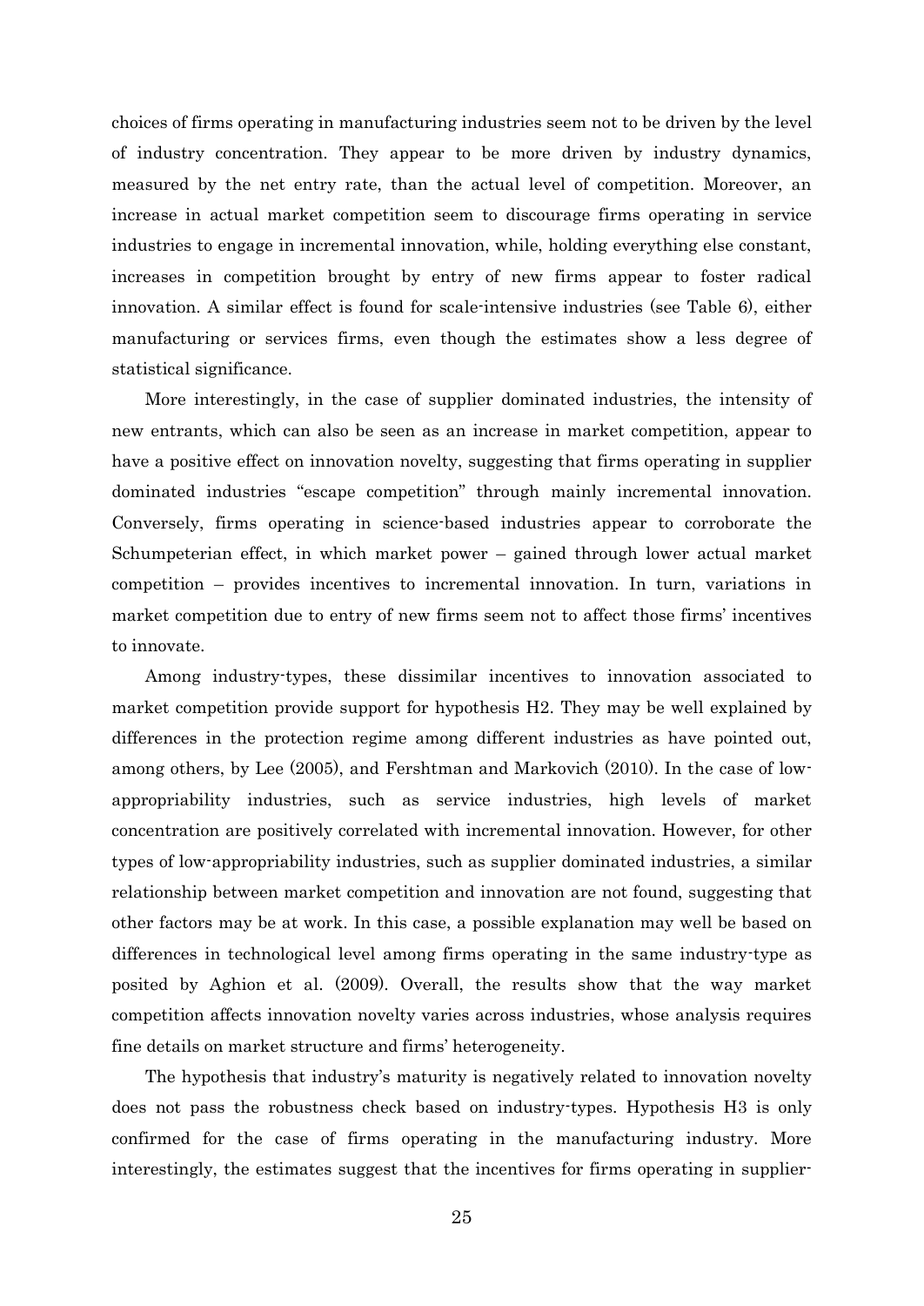choices of firms operating in manufacturing industries seem not to be driven by the level of industry concentration. They appear to be more driven by industry dynamics, measured by the net entry rate, than the actual level of competition. Moreover, an increase in actual market competition seem to discourage firms operating in service industries to engage in incremental innovation, while, holding everything else constant, increases in competition brought by entry of new firms appear to foster radical innovation. A similar effect is found for scale-intensive industries (see Table 6), either manufacturing or services firms, even though the estimates show a less degree of statistical significance.

More interestingly, in the case of supplier dominated industries, the intensity of new entrants, which can also be seen as an increase in market competition, appear to have a positive effect on innovation novelty, suggesting that firms operating in supplier dominated industries "escape competition" through mainly incremental innovation. Conversely, firms operating in science-based industries appear to corroborate the Schumpeterian effect, in which market power – gained through lower actual market competition – provides incentives to incremental innovation. In turn, variations in market competition due to entry of new firms seem not to affect those firms' incentives to innovate.

Among industry-types, these dissimilar incentives to innovation associated to market competition provide support for hypothesis H2. They may be well explained by differences in the protection regime among different industries as have pointed out, among others, by Lee (2005), and Fershtman and Markovich (2010). In the case of low-appropriability industries, such as service industries, high levels of market concentration are positively correlated with incremental innovation. However, for other types of low-appropriability industries, such as supplier dominated industries, a similar relationship between market competition and innovation are not found, suggesting that other factors may be at work. In this case, a possible explanation may well be based on differences in technological level among firms operating in the same industry-type as posited by Aghion et al. (2009). Overall, the results show that the way market competition affects innovation novelty varies across industries, whose analysis requires fine details on market structure and firms' heterogeneity.

The hypothesis that industry's maturity is negatively related to innovation novelty does not pass the robustness check based on industry-types. Hypothesis H3 is only confirmed for the case of firms operating in the manufacturing industry. More interestingly, the estimates suggest that the incentives for firms operating in supplier-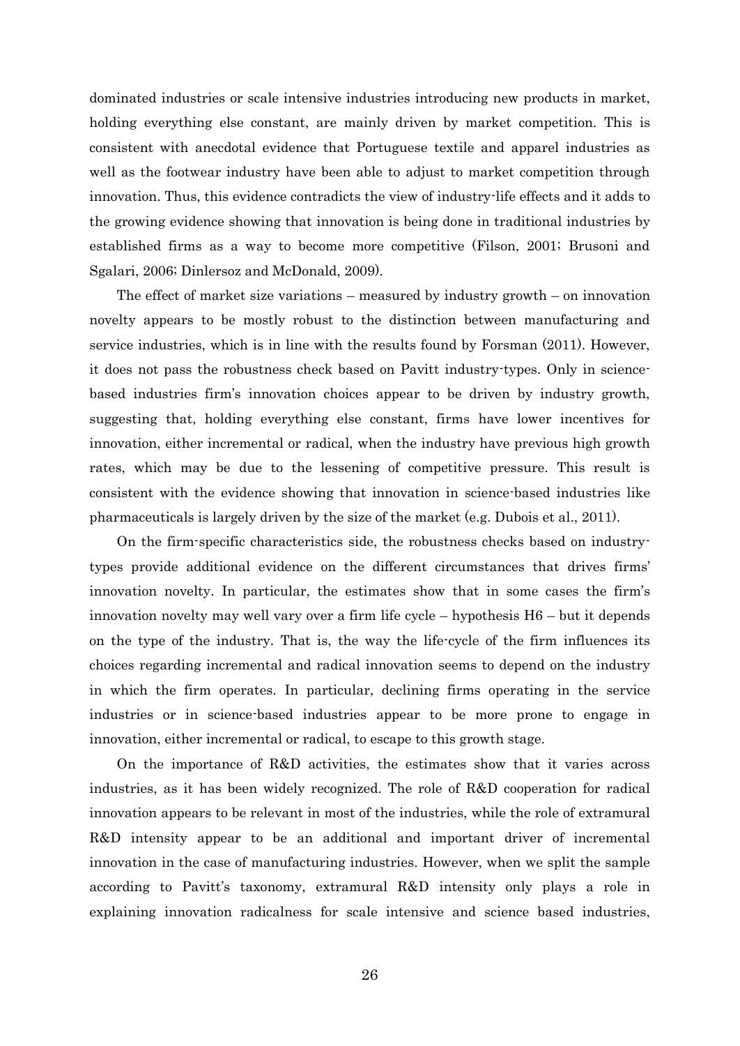dominated industries or scale intensive industries introducing new products in market, holding everything else constant, are mainly driven by market competition. This is consistent with anecdotal evidence that Portuguese textile and apparel industries as well as the footwear industry have been able to adjust to market competition through innovation. Thus, this evidence contradicts the view of industry-life effects and it adds to the growing evidence showing that innovation is being done in traditional industries by established firms as a way to become more competitive (Filson, 2001; Brusoni and Sgalari, 2006; Dinlersoz and McDonald, 2009).

The effect of market size variations – measured by industry growth – on innovation novelty appears to be mostly robust to the distinction between manufacturing and service industries, which is in line with the results found by Forsman (2011). However, it does not pass the robustness check based on Pavitt industry-types. Only in science-based industries firm's innovation choices appear to be driven by industry growth, suggesting that, holding everything else constant, firms have lower incentives for innovation, either incremental or radical, when the industry have previous high growth rates, which may be due to the lessening of competitive pressure. This result is consistent with the evidence showing that innovation in science-based industries like pharmaceuticals is largely driven by the size of the market (e.g. Dubois et al., 2011).

On the firm-specific characteristics side, the robustness checks based on industry-types provide additional evidence on the different circumstances that drives firms' innovation novelty. In particular, the estimates show that in some cases the firm's innovation novelty may well vary over a firm life cycle – hypothesis H6 – but it depends on the type of the industry. That is, the way the life-cycle of the firm influences its choices regarding incremental and radical innovation seems to depend on the industry in which the firm operates. In particular, declining firms operating in the service industries or in science-based industries appear to be more prone to engage in innovation, either incremental or radical, to escape to this growth stage.

On the importance of R&D activities, the estimates show that it varies across industries, as it has been widely recognized. The role of R&D cooperation for radical innovation appears to be relevant in most of the industries, while the role of extramural R&D intensity appear to be an additional and important driver of incremental innovation in the case of manufacturing industries. However, when we split the sample according to Pavitt's taxonomy, extramural R&D intensity only plays a role in explaining innovation radicalness for scale intensive and science based industries,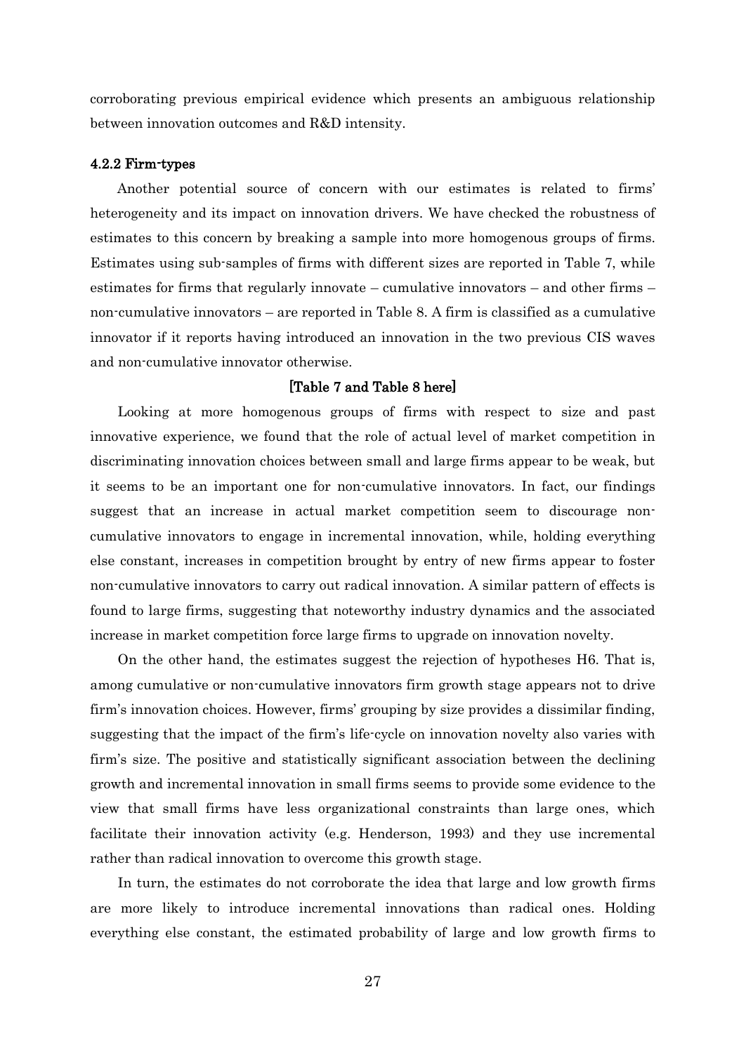corroborating previous empirical evidence which presents an ambiguous relationship between innovation outcomes and R&D intensity.

### 4.2.2 Firm-types

Another potential source of concern with our estimates is related to firms' heterogeneity and its impact on innovation drivers. We have checked the robustness of estimates to this concern by breaking a sample into more homogenous groups of firms. Estimates using sub-samples of firms with different sizes are reported in Table 7, while estimates for firms that regularly innovate – cumulative innovators – and other firms – non-cumulative innovators – are reported in Table 8. A firm is classified as a cumulative innovator if it reports having introduced an innovation in the two previous CIS waves and non-cumulative innovator otherwise.

**[Table 7 and Table 8 here]**

Looking at more homogenous groups of firms with respect to size and past innovative experience, we found that the role of actual level of market competition in discriminating innovation choices between small and large firms appear to be weak, but it seems to be an important one for non-cumulative innovators. In fact, our findings suggest that an increase in actual market competition seem to discourage non-cumulative innovators to engage in incremental innovation, while, holding everything else constant, increases in competition brought by entry of new firms appear to foster non-cumulative innovators to carry out radical innovation. A similar pattern of effects is found to large firms, suggesting that noteworthy industry dynamics and the associated increase in market competition force large firms to upgrade on innovation novelty.

On the other hand, the estimates suggest the rejection of hypotheses H6. That is, among cumulative or non-cumulative innovators firm growth stage appears not to drive firm's innovation choices. However, firms' grouping by size provides a dissimilar finding, suggesting that the impact of the firm's life-cycle on innovation novelty also varies with firm's size. The positive and statistically significant association between the declining growth and incremental innovation in small firms seems to provide some evidence to the view that small firms have less organizational constraints than large ones, which facilitate their innovation activity (e.g. Henderson, 1993) and they use incremental rather than radical innovation to overcome this growth stage.

In turn, the estimates do not corroborate the idea that large and low growth firms are more likely to introduce incremental innovations than radical ones. Holding everything else constant, the estimated probability of large and low growth firms to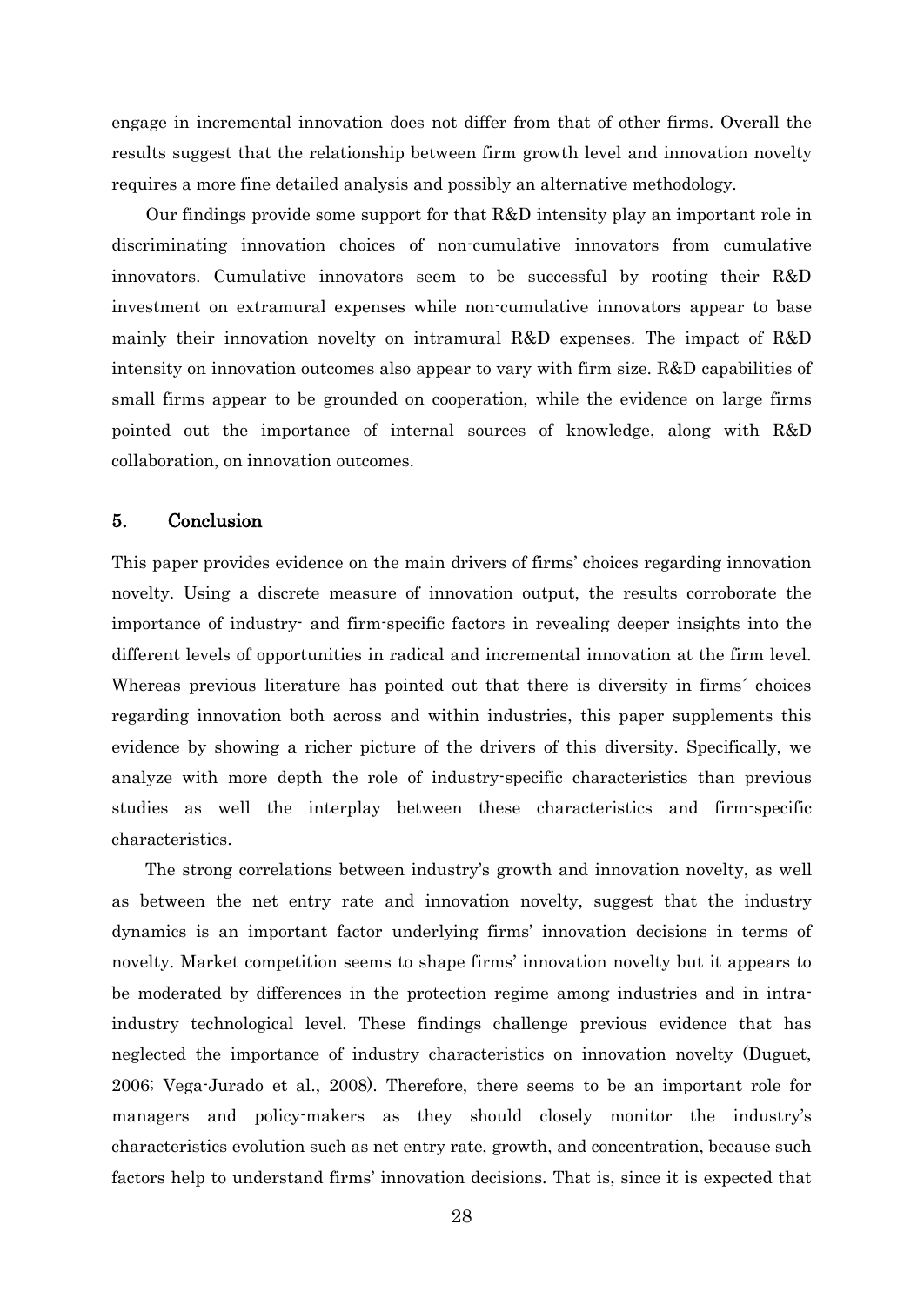engage in incremental innovation does not differ from that of other firms. Overall the results suggest that the relationship between firm growth level and innovation novelty requires a more fine detailed analysis and possibly an alternative methodology.

Our findings provide some support for that R&D intensity play an important role in discriminating innovation choices of non-cumulative innovators from cumulative innovators. Cumulative innovators seem to be successful by rooting their R&D investment on extramural expenses while non-cumulative innovators appear to base mainly their innovation novelty on intramural R&D expenses. The impact of R&D intensity on innovation outcomes also appear to vary with firm size. R&D capabilities of small firms appear to be grounded on cooperation, while the evidence on large firms pointed out the importance of internal sources of knowledge, along with R&D collaboration, on innovation outcomes.

## 5. Conclusion

This paper provides evidence on the main drivers of firms' choices regarding innovation novelty. Using a discrete measure of innovation output, the results corroborate the importance of industry- and firm-specific factors in revealing deeper insights into the different levels of opportunities in radical and incremental innovation at the firm level. Whereas previous literature has pointed out that there is diversity in firms´ choices regarding innovation both across and within industries, this paper supplements this evidence by showing a richer picture of the drivers of this diversity. Specifically, we analyze with more depth the role of industry-specific characteristics than previous studies as well the interplay between these characteristics and firm-specific characteristics.

The strong correlations between industry's growth and innovation novelty, as well as between the net entry rate and innovation novelty, suggest that the industry dynamics is an important factor underlying firms' innovation decisions in terms of novelty. Market competition seems to shape firms' innovation novelty but it appears to be moderated by differences in the protection regime among industries and in intra-industry technological level. These findings challenge previous evidence that has neglected the importance of industry characteristics on innovation novelty (Duguet, 2006; Vega-Jurado et al., 2008). Therefore, there seems to be an important role for managers and policy-makers as they should closely monitor the industry's characteristics evolution such as net entry rate, growth, and concentration, because such factors help to understand firms' innovation decisions. That is, since it is expected that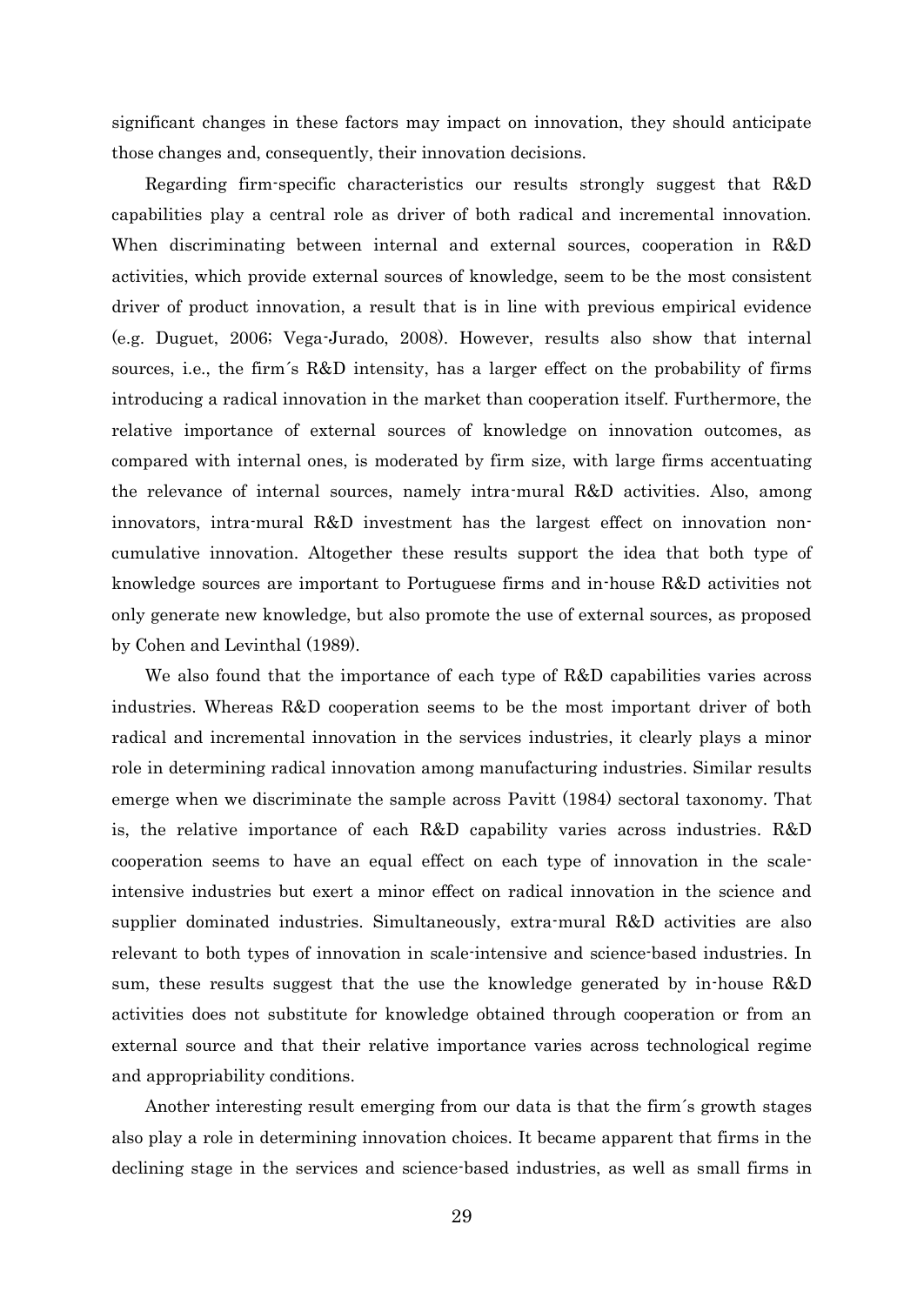significant changes in these factors may impact on innovation, they should anticipate those changes and, consequently, their innovation decisions.

Regarding firm-specific characteristics our results strongly suggest that R&D capabilities play a central role as driver of both radical and incremental innovation. When discriminating between internal and external sources, cooperation in R&D activities, which provide external sources of knowledge, seem to be the most consistent driver of product innovation, a result that is in line with previous empirical evidence (e.g. Duguet, 2006; Vega-Jurado, 2008). However, results also show that internal sources, i.e., the firm´s R&D intensity, has a larger effect on the probability of firms introducing a radical innovation in the market than cooperation itself. Furthermore, the relative importance of external sources of knowledge on innovation outcomes, as compared with internal ones, is moderated by firm size, with large firms accentuating the relevance of internal sources, namely intra-mural R&D activities. Also, among innovators, intra-mural R&D investment has the largest effect on innovation non-cumulative innovation. Altogether these results support the idea that both type of knowledge sources are important to Portuguese firms and in-house R&D activities not only generate new knowledge, but also promote the use of external sources, as proposed by Cohen and Levinthal (1989).

We also found that the importance of each type of R&D capabilities varies across industries. Whereas R&D cooperation seems to be the most important driver of both radical and incremental innovation in the services industries, it clearly plays a minor role in determining radical innovation among manufacturing industries. Similar results emerge when we discriminate the sample across Pavitt (1984) sectoral taxonomy. That is, the relative importance of each R&D capability varies across industries. R&D cooperation seems to have an equal effect on each type of innovation in the scale-intensive industries but exert a minor effect on radical innovation in the science and supplier dominated industries. Simultaneously, extra-mural R&D activities are also relevant to both types of innovation in scale-intensive and science-based industries. In sum, these results suggest that the use the knowledge generated by in-house R&D activities does not substitute for knowledge obtained through cooperation or from an external source and that their relative importance varies across technological regime and appropriability conditions.

Another interesting result emerging from our data is that the firm´s growth stages also play a role in determining innovation choices. It became apparent that firms in the declining stage in the services and science-based industries, as well as small firms in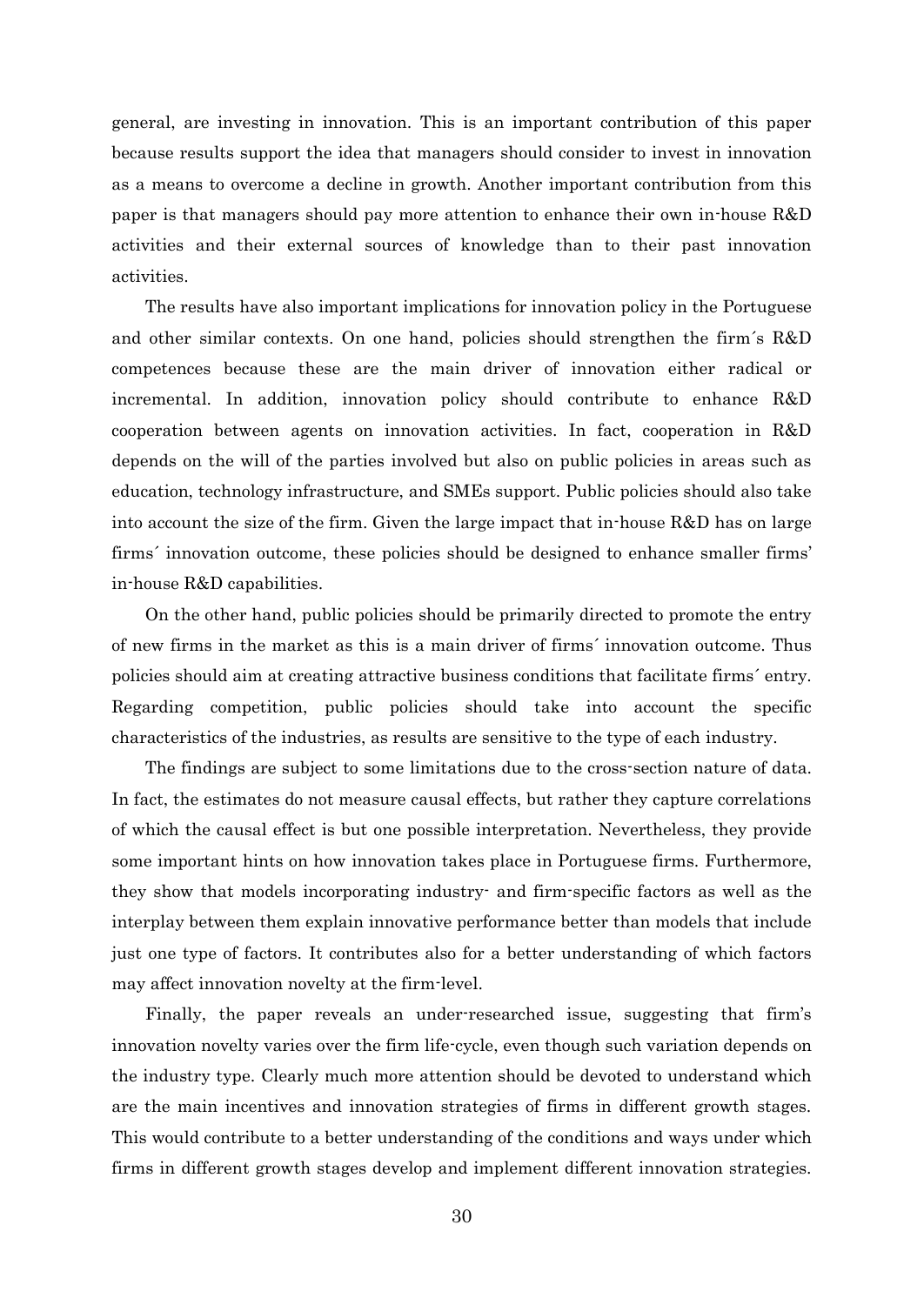general, are investing in innovation. This is an important contribution of this paper because results support the idea that managers should consider to invest in innovation as a means to overcome a decline in growth. Another important contribution from this paper is that managers should pay more attention to enhance their own in-house R&D activities and their external sources of knowledge than to their past innovation activities.

The results have also important implications for innovation policy in the Portuguese and other similar contexts. On one hand, policies should strengthen the firm´s R&D competences because these are the main driver of innovation either radical or incremental. In addition, innovation policy should contribute to enhance R&D cooperation between agents on innovation activities. In fact, cooperation in R&D depends on the will of the parties involved but also on public policies in areas such as education, technology infrastructure, and SMEs support. Public policies should also take into account the size of the firm. Given the large impact that in-house R&D has on large firms´ innovation outcome, these policies should be designed to enhance smaller firms' in-house R&D capabilities.

On the other hand, public policies should be primarily directed to promote the entry of new firms in the market as this is a main driver of firms´ innovation outcome. Thus policies should aim at creating attractive business conditions that facilitate firms´ entry. Regarding competition, public policies should take into account the specific characteristics of the industries, as results are sensitive to the type of each industry.

The findings are subject to some limitations due to the cross-section nature of data. In fact, the estimates do not measure causal effects, but rather they capture correlations of which the causal effect is but one possible interpretation. Nevertheless, they provide some important hints on how innovation takes place in Portuguese firms. Furthermore, they show that models incorporating industry- and firm-specific factors as well as the interplay between them explain innovative performance better than models that include just one type of factors. It contributes also for a better understanding of which factors may affect innovation novelty at the firm-level.

Finally, the paper reveals an under-researched issue, suggesting that firm's innovation novelty varies over the firm life-cycle, even though such variation depends on the industry type. Clearly much more attention should be devoted to understand which are the main incentives and innovation strategies of firms in different growth stages. This would contribute to a better understanding of the conditions and ways under which firms in different growth stages develop and implement different innovation strategies.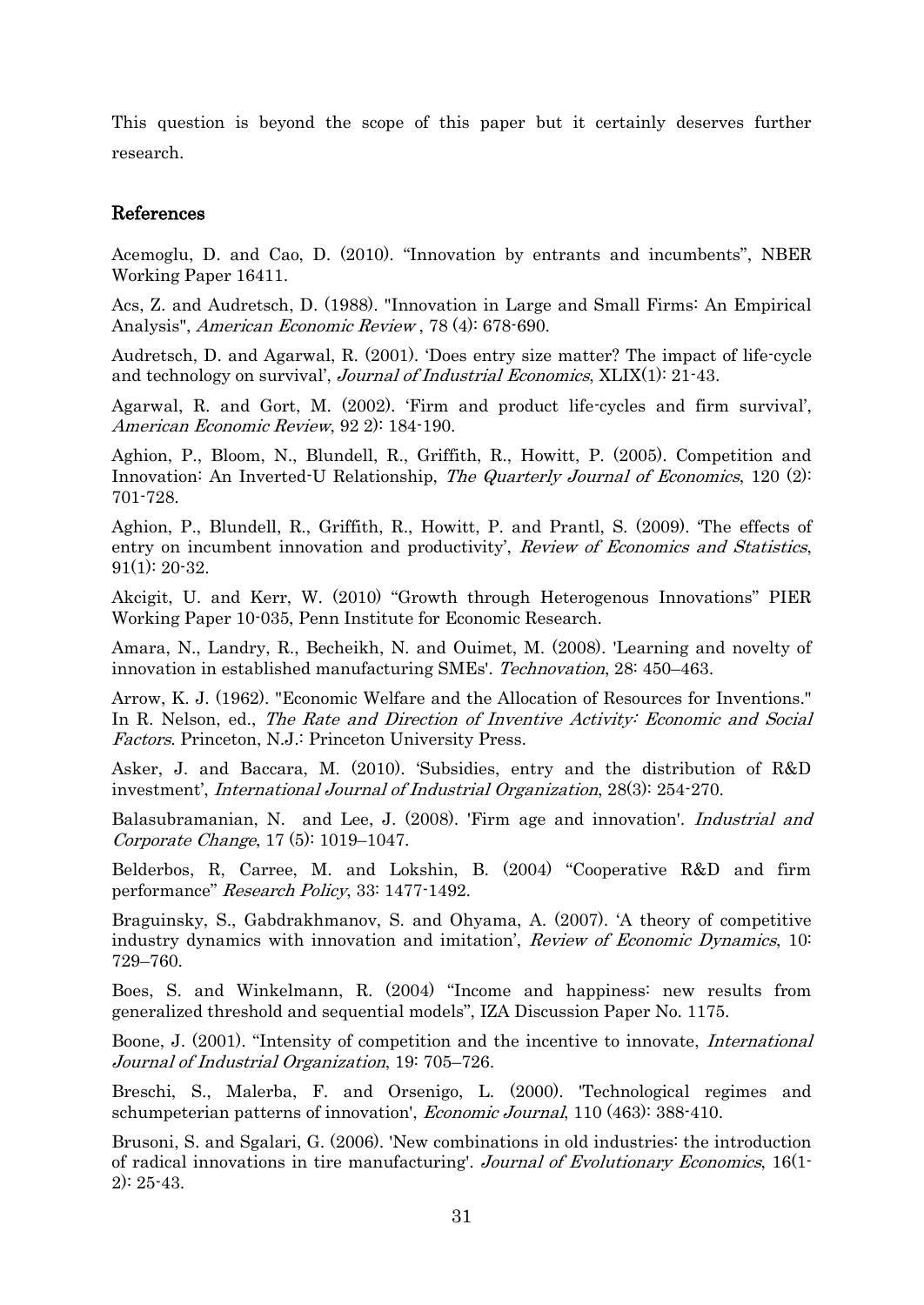This question is beyond the scope of this paper but it certainly deserves further research.

## References

Acemoglu, D. and Cao, D. (2010). "Innovation by entrants and incumbents", NBER Working Paper 16411.

Acs, Z. and Audretsch, D. (1988). "Innovation in Large and Small Firms: An Empirical Analysis", *American Economic Review* , 78 (4): 678-690.

Audretsch, D. and Agarwal, R. (2001). 'Does entry size matter? The impact of life-cycle and technology on survival', *Journal of Industrial Economics*, XLIX(1): 21-43.

Agarwal, R. and Gort, M. (2002). 'Firm and product life-cycles and firm survival', *American Economic Review*, 92 2): 184-190.

Aghion, P., Bloom, N., Blundell, R., Griffith, R., Howitt, P. (2005). Competition and Innovation: An Inverted-U Relationship, *The Quarterly Journal of Economics*, 120 (2): 701-728.

Aghion, P., Blundell, R., Griffith, R., Howitt, P. and Prantl, S. (2009). 'The effects of entry on incumbent innovation and productivity', *Review of Economics and Statistics*, 91(1): 20-32.

Akcigit, U. and Kerr, W. (2010) "Growth through Heterogenous Innovations" PIER Working Paper 10-035, Penn Institute for Economic Research.

Amara, N., Landry, R., Becheikh, N. and Ouimet, M. (2008). 'Learning and novelty of innovation in established manufacturing SMEs'. *Technovation*, 28: 450–463.

Arrow, K. J. (1962). "Economic Welfare and the Allocation of Resources for Inventions." In R. Nelson, ed., *The Rate and Direction of Inventive Activity: Economic and Social Factors*. Princeton, N.J.: Princeton University Press.

Asker, J. and Baccara, M. (2010). 'Subsidies, entry and the distribution of R&D investment', *International Journal of Industrial Organization*, 28(3): 254-270.

Balasubramanian, N. and Lee, J. (2008). 'Firm age and innovation'. *Industrial and Corporate Change*, 17 (5): 1019–1047.

Belderbos, R, Carree, M. and Lokshin, B. (2004) "Cooperative R&D and firm performance" *Research Policy*, 33: 1477-1492.

Braguinsky, S., Gabdrakhmanov, S. and Ohyama, A. (2007). 'A theory of competitive industry dynamics with innovation and imitation', *Review of Economic Dynamics*, 10: 729–760.

Boes, S. and Winkelmann, R. (2004) "Income and happiness: new results from generalized threshold and sequential models", IZA Discussion Paper No. 1175.

Boone, J. (2001). "Intensity of competition and the incentive to innovate, *International Journal of Industrial Organization*, 19: 705–726.

Breschi, S., Malerba, F. and Orsenigo, L. (2000). 'Technological regimes and schumpeterian patterns of innovation', *Economic Journal*, 110 (463): 388-410.

Brusoni, S. and Sgalari, G. (2006). 'New combinations in old industries: the introduction of radical innovations in tire manufacturing'. *Journal of Evolutionary Economics*, 16(1-2): 25-43.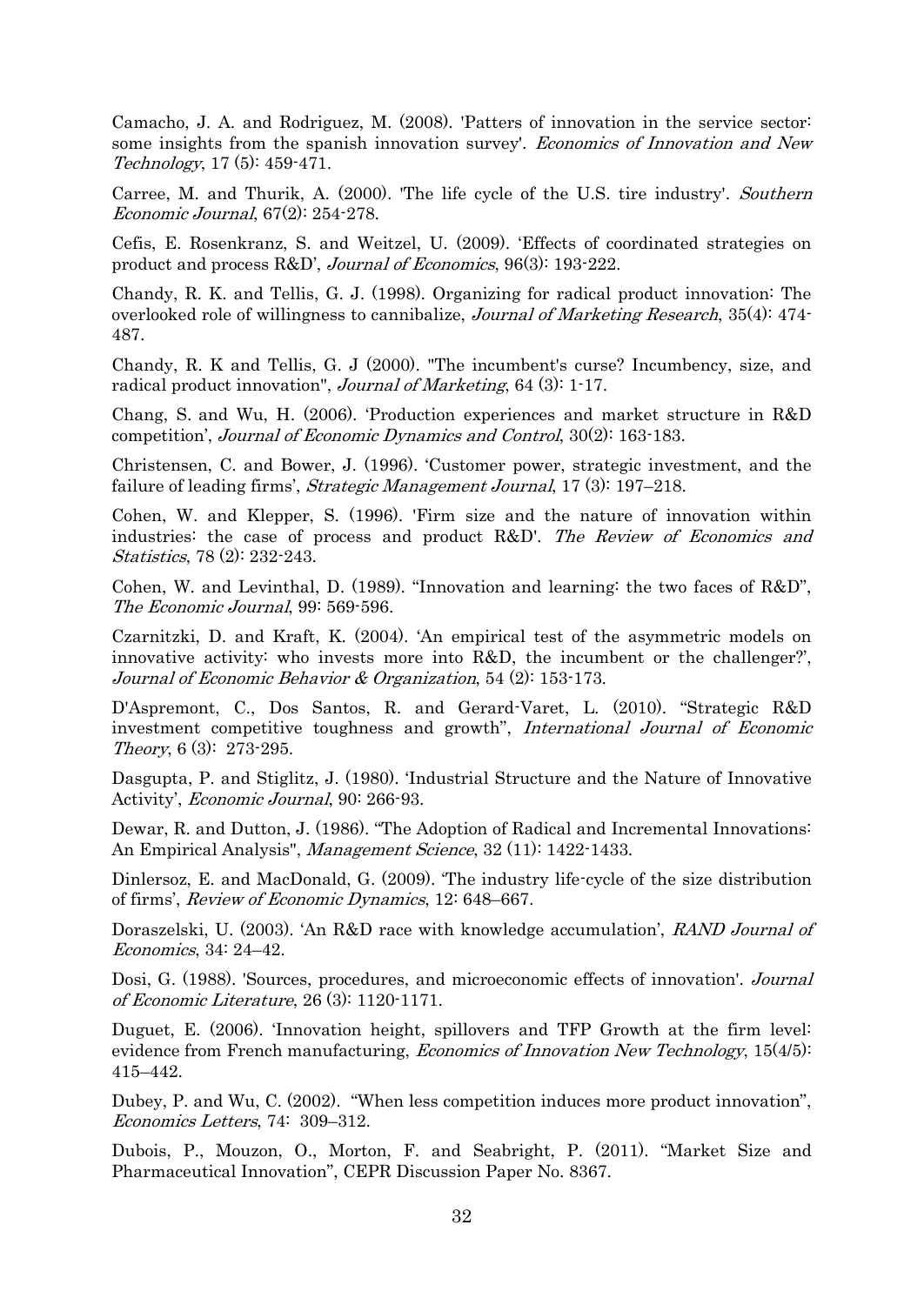Camacho, J. A. and Rodriguez, M. (2008). 'Patters of innovation in the service sector: some insights from the spanish innovation survey'. *Economics of Innovation and New Technology*, 17 (5): 459-471.

Carree, M. and Thurik, A. (2000). 'The life cycle of the U.S. tire industry'. *Southern Economic Journal*, 67(2): 254-278.

Cefis, E. Rosenkranz, S. and Weitzel, U. (2009). 'Effects of coordinated strategies on product and process R&D', *Journal of Economics*, 96(3): 193-222.

Chandy, R. K. and Tellis, G. J. (1998). Organizing for radical product innovation: The overlooked role of willingness to cannibalize, *Journal of Marketing Research*, 35(4): 474-487.

Chandy, R. K and Tellis, G. J (2000). "The incumbent's curse? Incumbency, size, and radical product innovation", *Journal of Marketing*, 64 (3): 1-17.

Chang, S. and Wu, H. (2006). 'Production experiences and market structure in R&D competition', *Journal of Economic Dynamics and Control*, 30(2): 163-183.

Christensen, C. and Bower, J. (1996). 'Customer power, strategic investment, and the failure of leading firms', *Strategic Management Journal*, 17 (3): 197–218.

Cohen, W. and Klepper, S. (1996). 'Firm size and the nature of innovation within industries: the case of process and product R&D'. *The Review of Economics and Statistics*, 78 (2): 232-243.

Cohen, W. and Levinthal, D. (1989). "Innovation and learning: the two faces of R&D", *The Economic Journal*, 99: 569-596.

Czarnitzki, D. and Kraft, K. (2004). 'An empirical test of the asymmetric models on innovative activity: who invests more into R&D, the incumbent or the challenger?', *Journal of Economic Behavior & Organization*, 54 (2): 153-173.

D'Aspremont, C., Dos Santos, R. and Gerard-Varet, L. (2010). "Strategic R&D investment competitive toughness and growth", *International Journal of Economic Theory*, 6 (3): 273-295.

Dasgupta, P. and Stiglitz, J. (1980). 'Industrial Structure and the Nature of Innovative Activity', *Economic Journal*, 90: 266-93.

Dewar, R. and Dutton, J. (1986). "The Adoption of Radical and Incremental Innovations: An Empirical Analysis", *Management Science*, 32 (11): 1422-1433.

Dinlersoz, E. and MacDonald, G. (2009). 'The industry life-cycle of the size distribution of firms', *Review of Economic Dynamics*, 12: 648–667.

Doraszelski, U. (2003). 'An R&D race with knowledge accumulation', *RAND Journal of Economics*, 34: 24–42.

Dosi, G. (1988). 'Sources, procedures, and microeconomic effects of innovation'. *Journal of Economic Literature*, 26 (3): 1120-1171.

Duguet, E. (2006). 'Innovation height, spillovers and TFP Growth at the firm level: evidence from French manufacturing, *Economics of Innovation New Technology*, 15(4/5): 415–442.

Dubey, P. and Wu, C. (2002). "When less competition induces more product innovation", *Economics Letters*, 74: 309–312.

Dubois, P., Mouzon, O., Morton, F. and Seabright, P. (2011). "Market Size and Pharmaceutical Innovation", CEPR Discussion Paper No. 8367.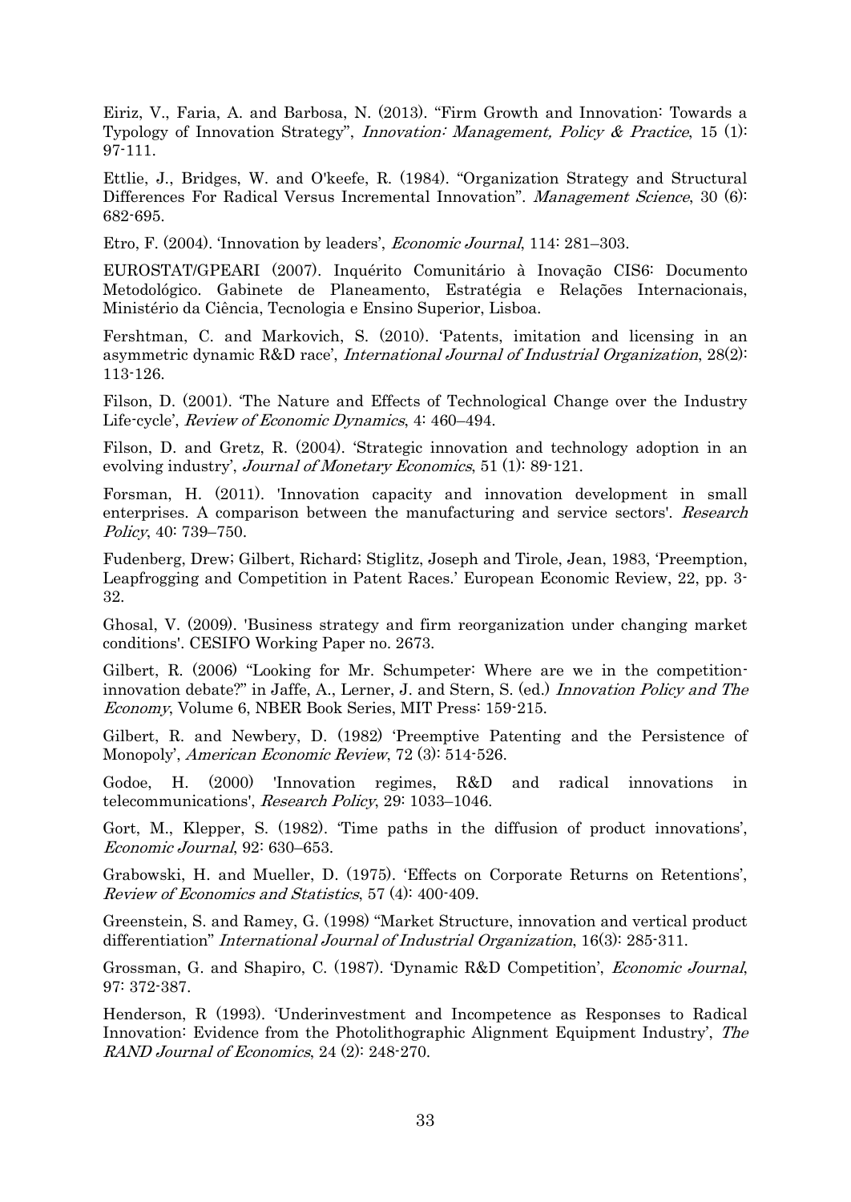Eiriz, V., Faria, A. and Barbosa, N. (2013). "Firm Growth and Innovation: Towards a Typology of Innovation Strategy", *Innovation: Management, Policy & Practice*, 15 (1): 97-111.

Ettlie, J., Bridges, W. and O'keefe, R. (1984). "Organization Strategy and Structural Differences For Radical Versus Incremental Innovation". *Management Science*, 30 (6): 682-695.

Etro, F. (2004). 'Innovation by leaders', *Economic Journal*, 114: 281–303.

EUROSTAT/GPEARI (2007). Inquérito Comunitário à Inovação CIS6: Documento Metodológico. Gabinete de Planeamento, Estratégia e Relações Internacionais, Ministério da Ciência, Tecnologia e Ensino Superior, Lisboa.

Fershtman, C. and Markovich, S. (2010). 'Patents, imitation and licensing in an asymmetric dynamic R&D race', *International Journal of Industrial Organization*, 28(2): 113-126.

Filson, D. (2001). 'The Nature and Effects of Technological Change over the Industry Life-cycle', *Review of Economic Dynamics*, 4: 460–494.

Filson, D. and Gretz, R. (2004). 'Strategic innovation and technology adoption in an evolving industry', *Journal of Monetary Economics*, 51 (1): 89-121.

Forsman, H. (2011). 'Innovation capacity and innovation development in small enterprises. A comparison between the manufacturing and service sectors'. *Research Policy*, 40: 739–750.

Fudenberg, Drew; Gilbert, Richard; Stiglitz, Joseph and Tirole, Jean, 1983, 'Preemption, Leapfrogging and Competition in Patent Races.' European Economic Review, 22, pp. 3-32.

Ghosal, V. (2009). 'Business strategy and firm reorganization under changing market conditions'. CESIFO Working Paper no. 2673.

Gilbert, R. (2006) "Looking for Mr. Schumpeter: Where are we in the competition-innovation debate?" in Jaffe, A., Lerner, J. and Stern, S. (ed.) *Innovation Policy and The Economy*, Volume 6, NBER Book Series, MIT Press: 159-215.

Gilbert, R. and Newbery, D. (1982) 'Preemptive Patenting and the Persistence of Monopoly', *American Economic Review*, 72 (3): 514-526.

Godoe, H. (2000) 'Innovation regimes, R&D and radical innovations in telecommunications', *Research Policy*, 29: 1033–1046.

Gort, M., Klepper, S. (1982). 'Time paths in the diffusion of product innovations', *Economic Journal*, 92: 630–653.

Grabowski, H. and Mueller, D. (1975). 'Effects on Corporate Returns on Retentions', *Review of Economics and Statistics*, 57 (4): 400-409.

Greenstein, S. and Ramey, G. (1998) "Market Structure, innovation and vertical product differentiation" *International Journal of Industrial Organization*, 16(3): 285-311.

Grossman, G. and Shapiro, C. (1987). 'Dynamic R&D Competition', *Economic Journal*, 97: 372-387.

Henderson, R (1993). 'Underinvestment and Incompetence as Responses to Radical Innovation: Evidence from the Photolithographic Alignment Equipment Industry', *The RAND Journal of Economics*, 24 (2): 248-270.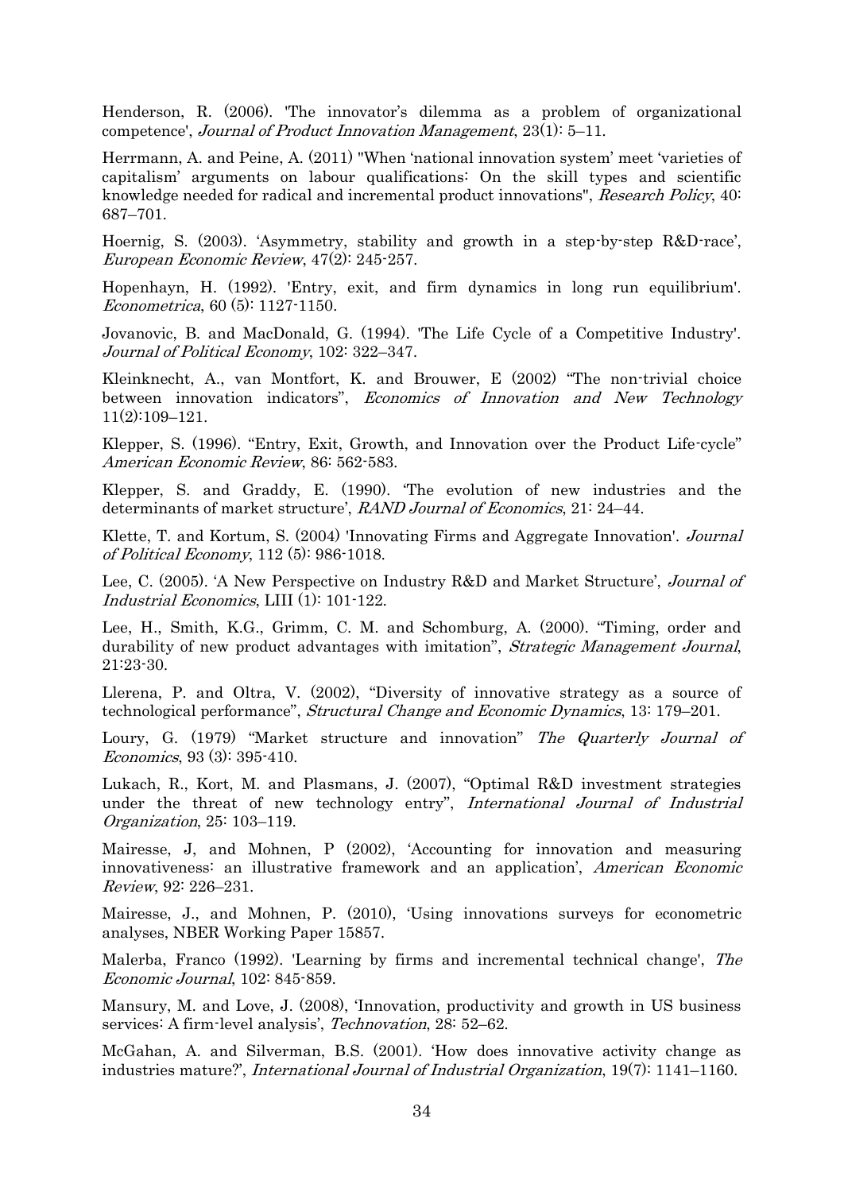Henderson, R. (2006). 'The innovator's dilemma as a problem of organizational competence', *Journal of Product Innovation Management*, 23(1): 5–11.

Herrmann, A. and Peine, A. (2011) "When 'national innovation system' meet 'varieties of capitalism' arguments on labour qualifications: On the skill types and scientific knowledge needed for radical and incremental product innovations", *Research Policy*, 40: 687–701.

Hoernig, S. (2003). 'Asymmetry, stability and growth in a step-by-step R&D-race', *European Economic Review*, 47(2): 245-257.

Hopenhayn, H. (1992). 'Entry, exit, and firm dynamics in long run equilibrium'. *Econometrica*, 60 (5): 1127-1150.

Jovanovic, B. and MacDonald, G. (1994). 'The Life Cycle of a Competitive Industry'. *Journal of Political Economy*, 102: 322–347.

Kleinknecht, A., van Montfort, K. and Brouwer, E (2002) "The non-trivial choice between innovation indicators", *Economics of Innovation and New Technology* 11(2):109–121.

Klepper, S. (1996). "Entry, Exit, Growth, and Innovation over the Product Life-cycle" *American Economic Review*, 86: 562-583.

Klepper, S. and Graddy, E. (1990). 'The evolution of new industries and the determinants of market structure', *RAND Journal of Economics*, 21: 24–44.

Klette, T. and Kortum, S. (2004) 'Innovating Firms and Aggregate Innovation'. *Journal of Political Economy*, 112 (5): 986-1018.

Lee, C. (2005). 'A New Perspective on Industry R&D and Market Structure', *Journal of Industrial Economics*, LIII (1): 101-122.

Lee, H., Smith, K.G., Grimm, C. M. and Schomburg, A. (2000). "Timing, order and durability of new product advantages with imitation", *Strategic Management Journal*, 21:23-30.

Llerena, P. and Oltra, V. (2002), "Diversity of innovative strategy as a source of technological performance", *Structural Change and Economic Dynamics*, 13: 179–201.

Loury, G. (1979) "Market structure and innovation" *The Quarterly Journal of Economics*, 93 (3): 395-410.

Lukach, R., Kort, M. and Plasmans, J. (2007), "Optimal R&D investment strategies under the threat of new technology entry", *International Journal of Industrial Organization*, 25: 103–119.

Mairesse, J, and Mohnen, P (2002), 'Accounting for innovation and measuring innovativeness: an illustrative framework and an application', *American Economic Review*, 92: 226–231.

Mairesse, J., and Mohnen, P. (2010), 'Using innovations surveys for econometric analyses, NBER Working Paper 15857.

Malerba, Franco (1992). 'Learning by firms and incremental technical change', *The Economic Journal*, 102: 845-859.

Mansury, M. and Love, J. (2008), 'Innovation, productivity and growth in US business services: A firm-level analysis', *Technovation*, 28: 52–62.

McGahan, A. and Silverman, B.S. (2001). 'How does innovative activity change as industries mature?', *International Journal of Industrial Organization*, 19(7): 1141–1160.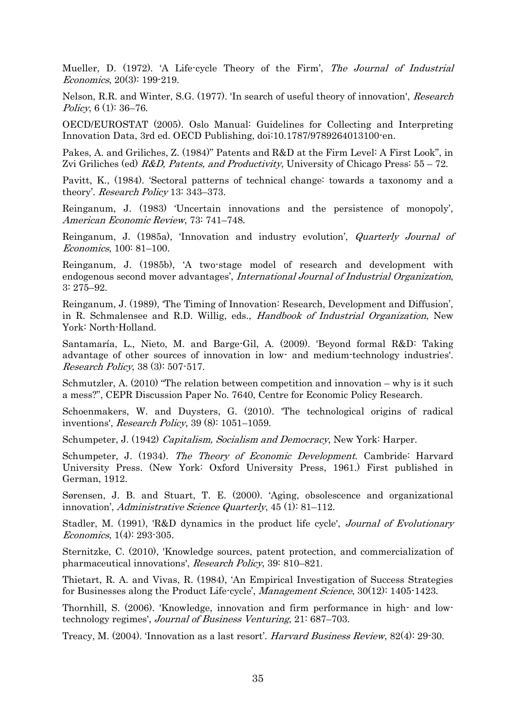Mueller, D. (1972). 'A Life-cycle Theory of the Firm', *The Journal of Industrial Economics*, 20(3): 199-219.

Nelson, R.R. and Winter, S.G. (1977). 'In search of useful theory of innovation', *Research Policy*, 6 (1): 36–76.

OECD/EUROSTAT (2005). Oslo Manual: Guidelines for Collecting and Interpreting Innovation Data, 3rd ed. OECD Publishing, doi:10.1787/9789264013100-en.

Pakes, A. and Griliches, Z. (1984)" Patents and R&D at the Firm Level: A First Look", in Zvi Griliches (ed) *R&D, Patents, and Productivity*, University of Chicago Press: 55 – 72.

Pavitt, K., (1984). 'Sectoral patterns of technical change: towards a taxonomy and a theory'. *Research Policy* 13: 343–373.

Reinganum, J. (1983) 'Uncertain innovations and the persistence of monopoly', *American Economic Review*, 73: 741–748.

Reinganum, J. (1985a), 'Innovation and industry evolution', *Quarterly Journal of Economics*, 100: 81–100.

Reinganum, J. (1985b), 'A two-stage model of research and development with endogenous second mover advantages', *International Journal of Industrial Organization*, 3: 275–92.

Reinganum, J. (1989), 'The Timing of Innovation: Research, Development and Diffusion', in R. Schmalensee and R.D. Willig, eds., *Handbook of Industrial Organization*, New York: North-Holland.

Santamaría, L., Nieto, M. and Barge-Gil, A. (2009). 'Beyond formal R&D: Taking advantage of other sources of innovation in low- and medium-technology industries'. *Research Policy*, 38 (3): 507-517.

Schmutzler, A. (2010) "The relation between competition and innovation – why is it such a mess?", CEPR Discussion Paper No. 7640, Centre for Economic Policy Research.

Schoenmakers, W. and Duysters, G. (2010). 'The technological origins of radical inventions', *Research Policy*, 39 (8): 1051–1059.

Schumpeter, J. (1942) *Capitalism, Socialism and Democracy*, New York: Harper.

Schumpeter, J. (1934). *The Theory of Economic Development*. Cambride: Harvard University Press. (New York: Oxford University Press, 1961.) First published in German, 1912.

Sørensen, J. B. and Stuart, T. E. (2000). 'Aging, obsolescence and organizational innovation', *Administrative Science Quarterly*, 45 (1): 81–112.

Stadler, M. (1991), 'R&D dynamics in the product life cycle', *Journal of Evolutionary Economics*, 1(4): 293-305.

Sternitzke, C. (2010), 'Knowledge sources, patent protection, and commercialization of pharmaceutical innovations', *Research Policy*, 39: 810–821.

Thietart, R. A. and Vivas, R. (1984), 'An Empirical Investigation of Success Strategies for Businesses along the Product Life-cycle', *Management Science*, 30(12): 1405-1423.

Thornhill, S. (2006). 'Knowledge, innovation and firm performance in high- and low-technology regimes', *Journal of Business Venturing*, 21: 687–703.

Treacy, M. (2004). 'Innovation as a last resort'. *Harvard Business Review*, 82(4): 29-30.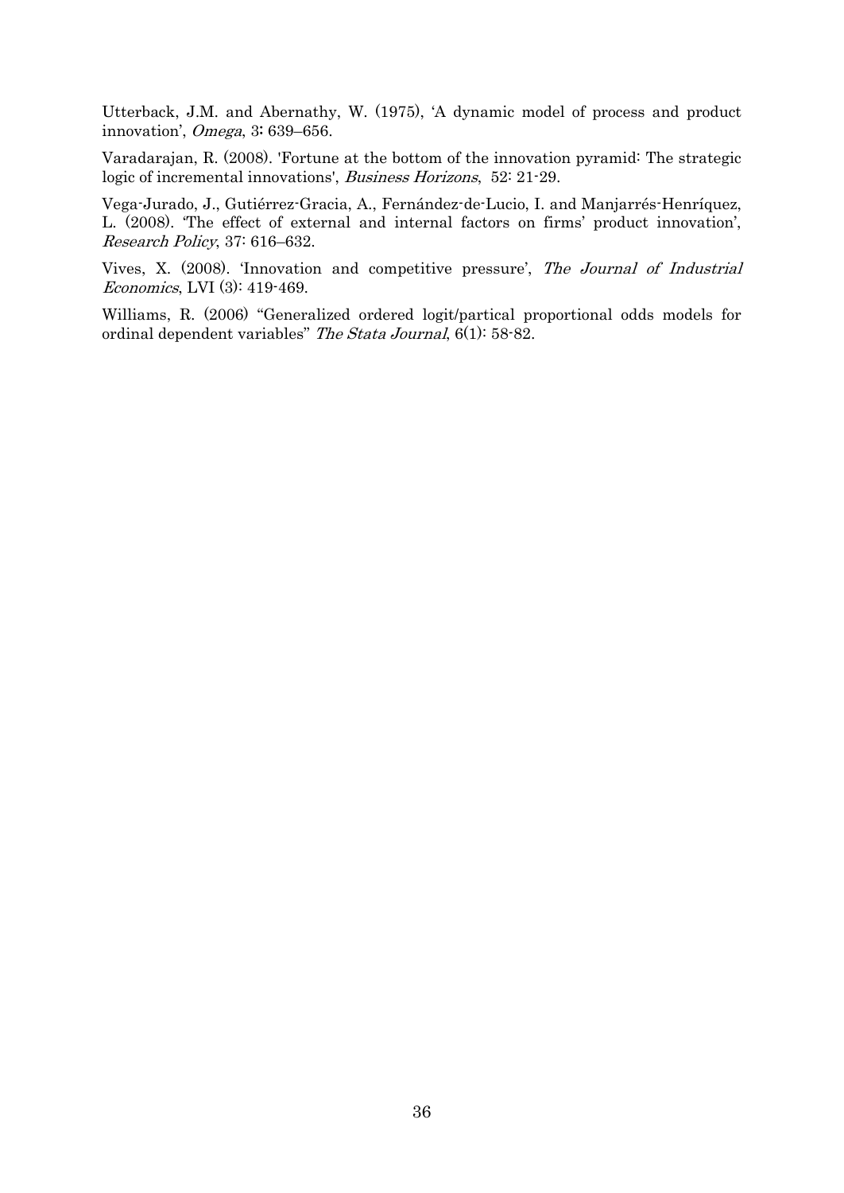Utterback, J.M. and Abernathy, W. (1975), 'A dynamic model of process and product innovation', *Omega*, 3: 639–656.

Varadarajan, R. (2008). 'Fortune at the bottom of the innovation pyramid: The strategic logic of incremental innovations', *Business Horizons*, 52: 21-29.

Vega-Jurado, J., Gutiérrez-Gracia, A., Fernández-de-Lucio, I. and Manjarrés-Henríquez, L. (2008). 'The effect of external and internal factors on firms' product innovation', *Research Policy*, 37: 616–632.

Vives, X. (2008). 'Innovation and competitive pressure', *The Journal of Industrial Economics*, LVI (3): 419-469.

Williams, R. (2006) "Generalized ordered logit/partical proportional odds models for ordinal dependent variables" *The Stata Journal*, 6(1): 58-82.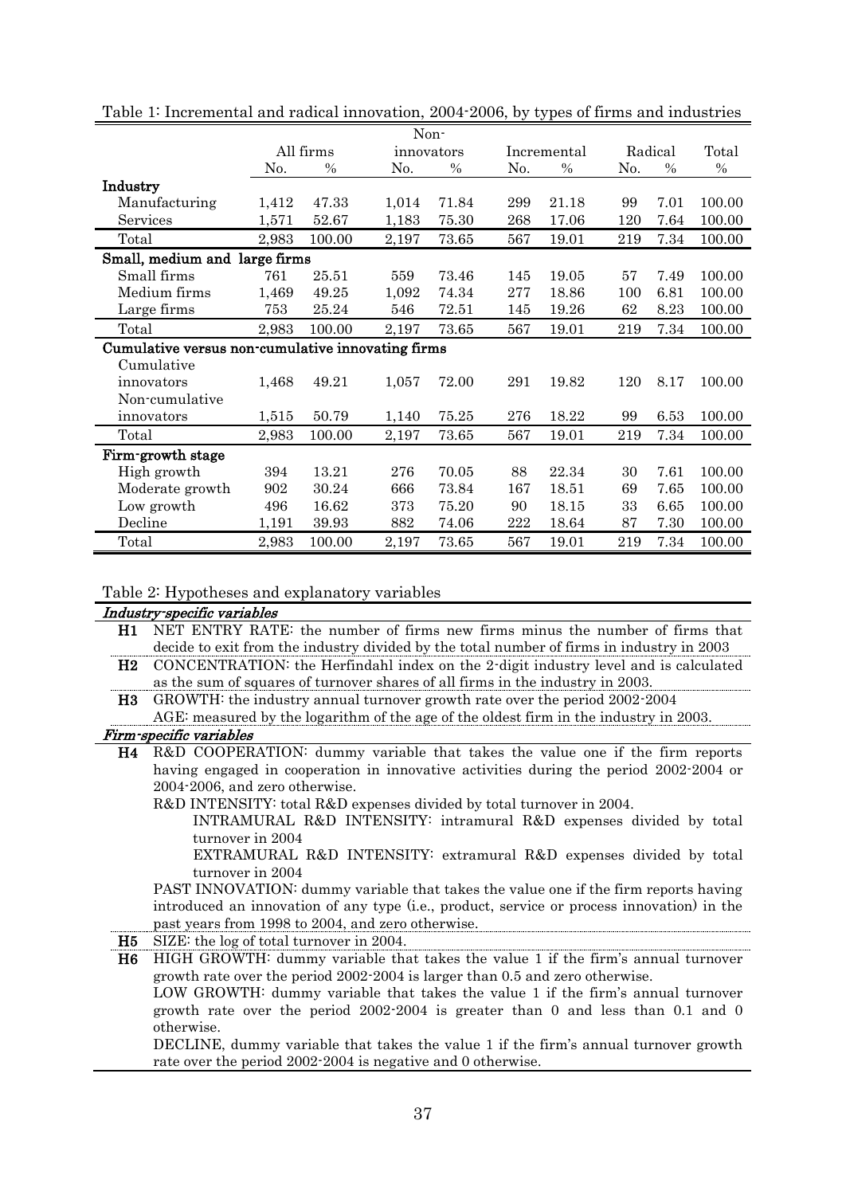Table 1: Incremental and radical innovation, 2004-2006, by types of firms and industries

| | All firms | | Non-innovators | | Incremental | | Radical | | Total |
|---|---|---|---|---|---|---|---|---|---|
| | No. | % | No. | % | No. | % | No. | % | % |
| **Industry** | | | | | | | | | |
| Manufacturing | 1,412 | 47.33 | 1,014 | 71.84 | 299 | 21.18 | 99 | 7.01 | 100.00 |
| Services | 1,571 | 52.67 | 1,183 | 75.30 | 268 | 17.06 | 120 | 7.64 | 100.00 |
| Total | 2,983 | 100.00 | 2,197 | 73.65 | 567 | 19.01 | 219 | 7.34 | 100.00 |
| **Small, medium and large firms** | | | | | | | | | |
| Small firms | 761 | 25.51 | 559 | 73.46 | 145 | 19.05 | 57 | 7.49 | 100.00 |
| Medium firms | 1,469 | 49.25 | 1,092 | 74.34 | 277 | 18.86 | 100 | 6.81 | 100.00 |
| Large firms | 753 | 25.24 | 546 | 72.51 | 145 | 19.26 | 62 | 8.23 | 100.00 |
| Total | 2,983 | 100.00 | 2,197 | 73.65 | 567 | 19.01 | 219 | 7.34 | 100.00 |
| **Cumulative versus non-cumulative innovating firms** | | | | | | | | | |
| Cumulative innovators | 1,468 | 49.21 | 1,057 | 72.00 | 291 | 19.82 | 120 | 8.17 | 100.00 |
| Non-cumulative innovators | 1,515 | 50.79 | 1,140 | 75.25 | 276 | 18.22 | 99 | 6.53 | 100.00 |
| Total | 2,983 | 100.00 | 2,197 | 73.65 | 567 | 19.01 | 219 | 7.34 | 100.00 |
| **Firm-growth stage** | | | | | | | | | |
| High growth | 394 | 13.21 | 276 | 70.05 | 88 | 22.34 | 30 | 7.61 | 100.00 |
| Moderate growth | 902 | 30.24 | 666 | 73.84 | 167 | 18.51 | 69 | 7.65 | 100.00 |
| Low growth | 496 | 16.62 | 373 | 75.20 | 90 | 18.15 | 33 | 6.65 | 100.00 |
| Decline | 1,191 | 39.93 | 882 | 74.06 | 222 | 18.64 | 87 | 7.30 | 100.00 |
| Total | 2,983 | 100.00 | 2,197 | 73.65 | 567 | 19.01 | 219 | 7.34 | 100.00 |

Table 2: Hypotheses and explanatory variables

| | |
|---|---|
| ***Industry-specific variables*** | |
| **H1** | NET ENTRY RATE: the number of firms new firms minus the number of firms that decide to exit from the industry divided by the total number of firms in industry in 2003 |
| **H2** | CONCENTRATION: the Herfindahl index on the 2-digit industry level and is calculated as the sum of squares of turnover shares of all firms in the industry in 2003. |
| **H3** | GROWTH: the industry annual turnover growth rate over the period 2002-2004<br>AGE: measured by the logarithm of the age of the oldest firm in the industry in 2003. |
| ***Firm-specific variables*** | |
| **H4** | R&D COOPERATION: dummy variable that takes the value one if the firm reports having engaged in cooperation in innovative activities during the period 2002-2004 or 2004-2006, and zero otherwise.<br>R&D INTENSITY: total R&D expenses divided by total turnover in 2004.<br>INTRAMURAL R&D INTENSITY: intramural R&D expenses divided by total turnover in 2004<br>EXTRAMURAL R&D INTENSITY: extramural R&D expenses divided by total turnover in 2004<br>PAST INNOVATION: dummy variable that takes the value one if the firm reports having introduced an innovation of any type (i.e., product, service or process innovation) in the past years from 1998 to 2004, and zero otherwise. |
| **H5** | SIZE: the log of total turnover in 2004. |
| **H6** | HIGH GROWTH: dummy variable that takes the value 1 if the firm's annual turnover growth rate over the period 2002-2004 is larger than 0.5 and zero otherwise.<br>LOW GROWTH: dummy variable that takes the value 1 if the firm's annual turnover growth rate over the period 2002-2004 is greater than 0 and less than 0.1 and 0 otherwise.<br>DECLINE, dummy variable that takes the value 1 if the firm's annual turnover growth rate over the period 2002-2004 is negative and 0 otherwise. |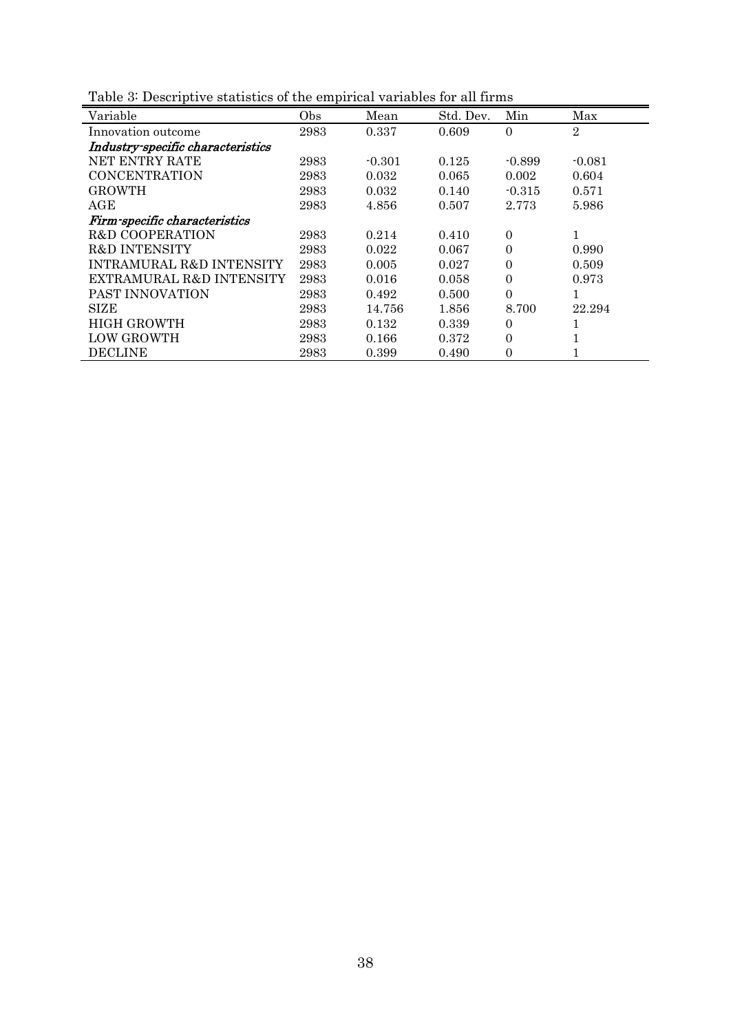Table 3: Descriptive statistics of the empirical variables for all firms

| Variable | Obs | Mean | Std. Dev. | Min | Max |
|---|---|---|---|---|---|
| Innovation outcome | 2983 | 0.337 | 0.609 | 0 | 2 |
| *Industry-specific characteristics* | | | | | |
| NET ENTRY RATE | 2983 | -0.301 | 0.125 | -0.899 | -0.081 |
| CONCENTRATION | 2983 | 0.032 | 0.065 | 0.002 | 0.604 |
| GROWTH | 2983 | 0.032 | 0.140 | -0.315 | 0.571 |
| AGE | 2983 | 4.856 | 0.507 | 2.773 | 5.986 |
| *Firm-specific characteristics* | | | | | |
| R&D COOPERATION | 2983 | 0.214 | 0.410 | 0 | 1 |
| R&D INTENSITY | 2983 | 0.022 | 0.067 | 0 | 0.990 |
| INTRAMURAL R&D INTENSITY | 2983 | 0.005 | 0.027 | 0 | 0.509 |
| EXTRAMURAL R&D INTENSITY | 2983 | 0.016 | 0.058 | 0 | 0.973 |
| PAST INNOVATION | 2983 | 0.492 | 0.500 | 0 | 1 |
| SIZE | 2983 | 14.756 | 1.856 | 8.700 | 22.294 |
| HIGH GROWTH | 2983 | 0.132 | 0.339 | 0 | 1 |
| LOW GROWTH | 2983 | 0.166 | 0.372 | 0 | 1 |
| DECLINE | 2983 | 0.399 | 0.490 | 0 | 1 |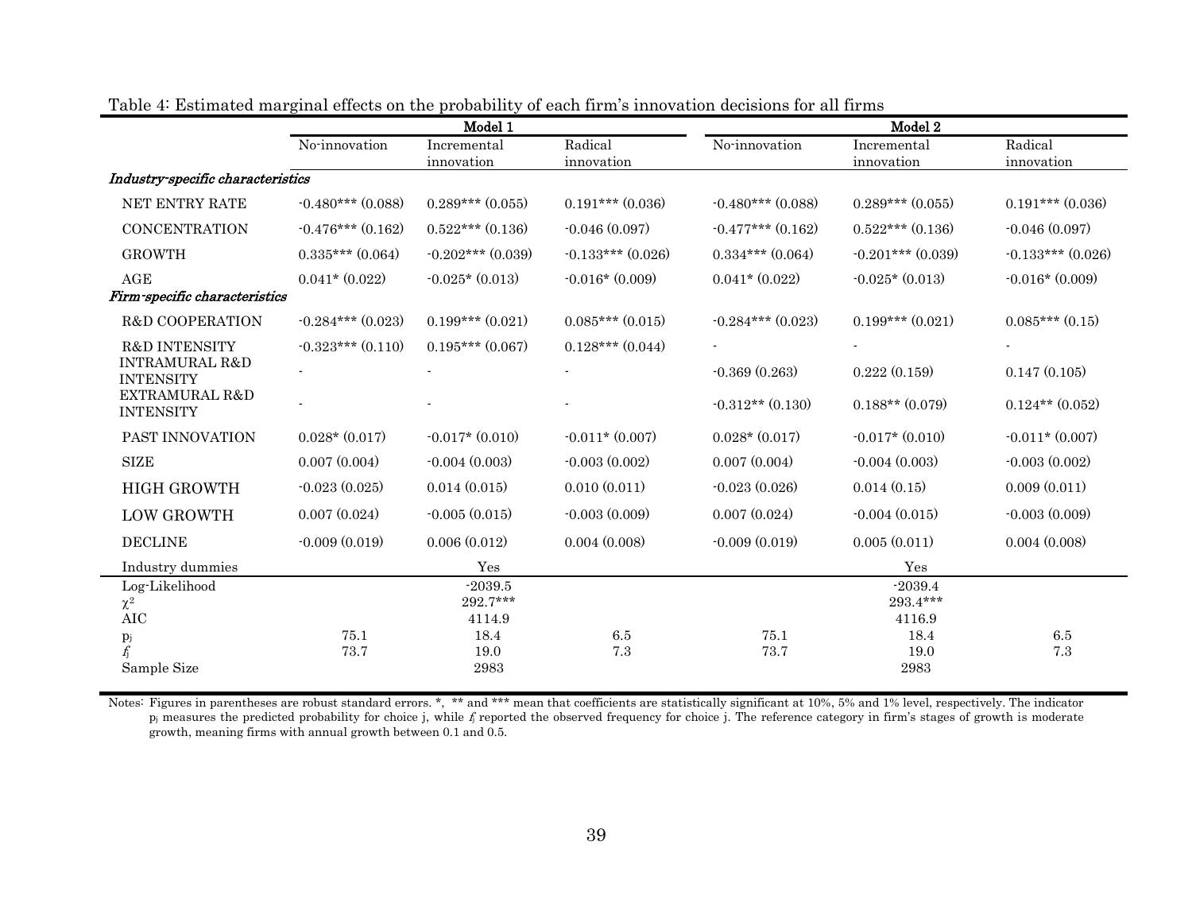Table 4: Estimated marginal effects on the probability of each firm's innovation decisions for all firms

| | Model 1 | | | Model 2 | | |
|---|---|---|---|---|---|---|
| | No-innovation | Incremental innovation | Radical innovation | No-innovation | Incremental innovation | Radical innovation |
| ***Industry-specific characteristics*** | | | | | | |
| NET ENTRY RATE | -0.480*** (0.088) | 0.289*** (0.055) | 0.191*** (0.036) | -0.480*** (0.088) | 0.289*** (0.055) | 0.191*** (0.036) |
| CONCENTRATION | -0.476*** (0.162) | 0.522*** (0.136) | -0.046 (0.097) | -0.477*** (0.162) | 0.522*** (0.136) | -0.046 (0.097) |
| GROWTH | 0.335*** (0.064) | -0.202*** (0.039) | -0.133*** (0.026) | 0.334*** (0.064) | -0.201*** (0.039) | -0.133*** (0.026) |
| AGE | 0.041* (0.022) | -0.025* (0.013) | -0.016* (0.009) | 0.041* (0.022) | -0.025* (0.013) | -0.016* (0.009) |
| ***Firm-specific characteristics*** | | | | | | |
| R&D COOPERATION | -0.284*** (0.023) | 0.199*** (0.021) | 0.085*** (0.015) | -0.284*** (0.023) | 0.199*** (0.021) | 0.085*** (0.15) |
| R&D INTENSITY | -0.323*** (0.110) | 0.195*** (0.067) | 0.128*** (0.044) | - | - | - |
| INTRAMURAL R&D INTENSITY | - | - | - | -0.369 (0.263) | 0.222 (0.159) | 0.147 (0.105) |
| EXTRAMURAL R&D INTENSITY | - | - | - | -0.312** (0.130) | 0.188** (0.079) | 0.124** (0.052) |
| PAST INNOVATION | 0.028* (0.017) | -0.017* (0.010) | -0.011* (0.007) | 0.028* (0.017) | -0.017* (0.010) | -0.011* (0.007) |
| SIZE | 0.007 (0.004) | -0.004 (0.003) | -0.003 (0.002) | 0.007 (0.004) | -0.004 (0.003) | -0.003 (0.002) |
| HIGH GROWTH | -0.023 (0.025) | 0.014 (0.015) | 0.010 (0.011) | -0.023 (0.026) | 0.014 (0.15) | 0.009 (0.011) |
| LOW GROWTH | 0.007 (0.024) | -0.005 (0.015) | -0.003 (0.009) | 0.007 (0.024) | -0.004 (0.015) | -0.003 (0.009) |
| DECLINE | -0.009 (0.019) | 0.006 (0.012) | 0.004 (0.008) | -0.009 (0.019) | 0.005 (0.011) | 0.004 (0.008) |
| Industry dummies | | Yes | | | Yes | |
| Log-Likelihood | | -2039.5 | | | -2039.4 | |
| $\chi^2$ | | 292.7*** | | | 293.4*** | |
| AIC | | 4114.9 | | | 4116.9 | |
| $p_j$ | 75.1 | 18.4 | 6.5 | 75.1 | 18.4 | 6.5 |
| $f_j$ | 73.7 | 19.0 | 7.3 | 73.7 | 19.0 | 7.3 |
| Sample Size | | 2983 | | | 2983 | |

Notes: Figures in parentheses are robust standard errors. *, ** and *** mean that coefficients are statistically significant at 10%, 5% and 1% level, respectively. The indicator $p_j$ measures the predicted probability for choice j, while $f_j$ reported the observed frequency for choice j. The reference category in firm's stages of growth is moderate growth, meaning firms with annual growth between 0.1 and 0.5.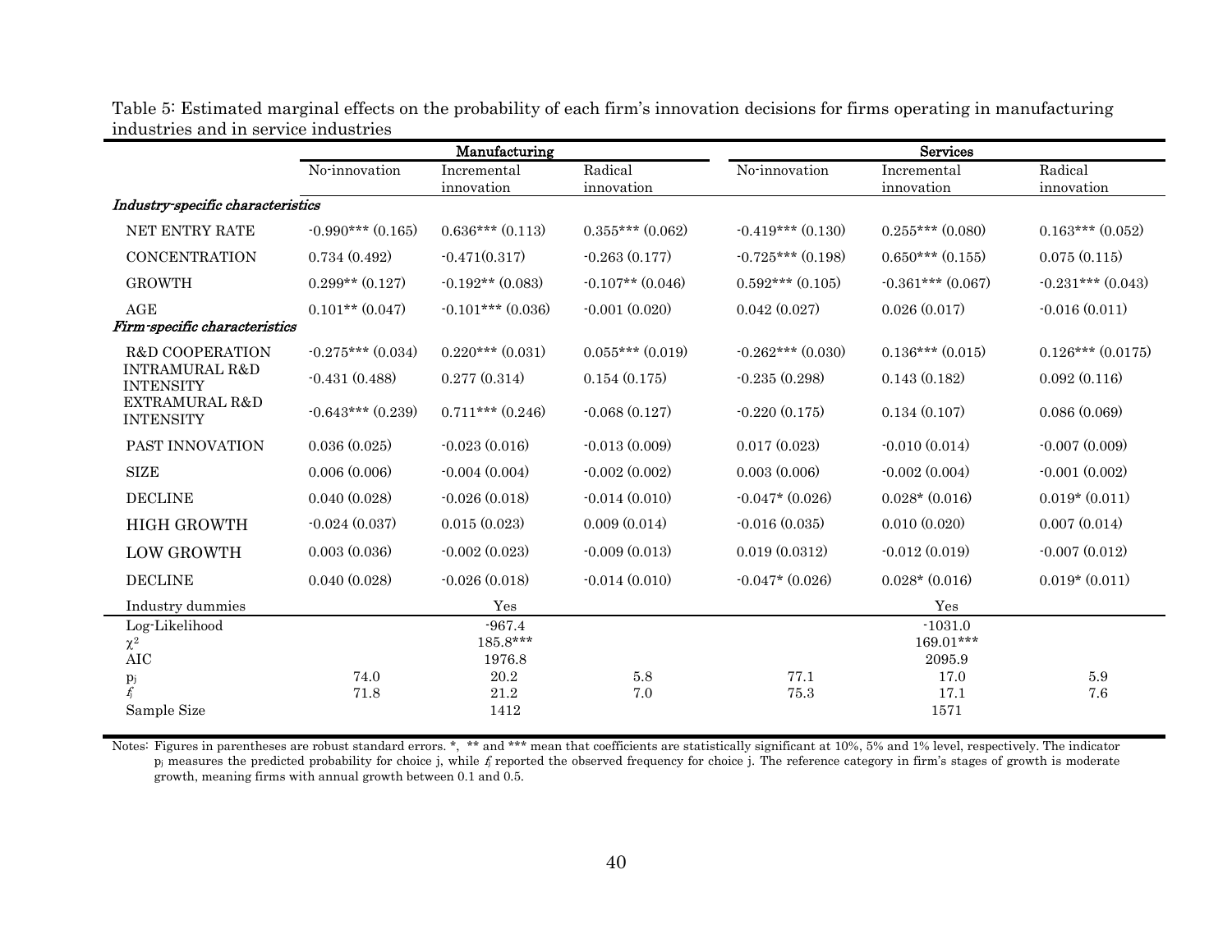Table 5: Estimated marginal effects on the probability of each firm's innovation decisions for firms operating in manufacturing industries and in service industries

| | Manufacturing | | | Services | | |
|---|---|---|---|---|---|---|
| | No-innovation | Incremental innovation | Radical innovation | No-innovation | Incremental innovation | Radical innovation |
| ***Industry-specific characteristics*** | | | | | | |
| NET ENTRY RATE | -0.990*** (0.165) | 0.636*** (0.113) | 0.355*** (0.062) | -0.419*** (0.130) | 0.255*** (0.080) | 0.163*** (0.052) |
| CONCENTRATION | 0.734 (0.492) | -0.471(0.317) | -0.263 (0.177) | -0.725*** (0.198) | 0.650*** (0.155) | 0.075 (0.115) |
| GROWTH | 0.299** (0.127) | -0.192** (0.083) | -0.107** (0.046) | 0.592*** (0.105) | -0.361*** (0.067) | -0.231*** (0.043) |
| AGE | 0.101** (0.047) | -0.101*** (0.036) | -0.001 (0.020) | 0.042 (0.027) | 0.026 (0.017) | -0.016 (0.011) |
| ***Firm-specific characteristics*** | | | | | | |
| R&D COOPERATION | -0.275*** (0.034) | 0.220*** (0.031) | 0.055*** (0.019) | -0.262*** (0.030) | 0.136*** (0.015) | 0.126*** (0.0175) |
| INTRAMURAL R&D INTENSITY | -0.431 (0.488) | 0.277 (0.314) | 0.154 (0.175) | -0.235 (0.298) | 0.143 (0.182) | 0.092 (0.116) |
| EXTRAMURAL R&D INTENSITY | -0.643*** (0.239) | 0.711*** (0.246) | -0.068 (0.127) | -0.220 (0.175) | 0.134 (0.107) | 0.086 (0.069) |
| PAST INNOVATION | 0.036 (0.025) | -0.023 (0.016) | -0.013 (0.009) | 0.017 (0.023) | -0.010 (0.014) | -0.007 (0.009) |
| SIZE | 0.006 (0.006) | -0.004 (0.004) | -0.002 (0.002) | 0.003 (0.006) | -0.002 (0.004) | -0.001 (0.002) |
| DECLINE | 0.040 (0.028) | -0.026 (0.018) | -0.014 (0.010) | -0.047* (0.026) | 0.028* (0.016) | 0.019* (0.011) |
| HIGH GROWTH | -0.024 (0.037) | 0.015 (0.023) | 0.009 (0.014) | -0.016 (0.035) | 0.010 (0.020) | 0.007 (0.014) |
| LOW GROWTH | 0.003 (0.036) | -0.002 (0.023) | -0.009 (0.013) | 0.019 (0.0312) | -0.012 (0.019) | -0.007 (0.012) |
| DECLINE | 0.040 (0.028) | -0.026 (0.018) | -0.014 (0.010) | -0.047* (0.026) | 0.028* (0.016) | 0.019* (0.011) |
| Industry dummies | | Yes | | | Yes | |
| Log-Likelihood | | -967.4 | | | -1031.0 | |
| $\chi^2$ | | 185.8*** | | | 169.01*** | |
| AIC | | 1976.8 | | | 2095.9 | |
| $p_j$ | 74.0 | 20.2 | 5.8 | 77.1 | 17.0 | 5.9 |
| $f_j$ | 71.8 | 21.2 | 7.0 | 75.3 | 17.1 | 7.6 |
| Sample Size | | 1412 | | | 1571 | |

Notes: Figures in parentheses are robust standard errors. *, ** and *** mean that coefficients are statistically significant at 10%, 5% and 1% level, respectively. The indicator $p_j$ measures the predicted probability for choice j, while $f_j$ reported the observed frequency for choice j. The reference category in firm's stages of growth is moderate growth, meaning firms with annual growth between 0.1 and 0.5.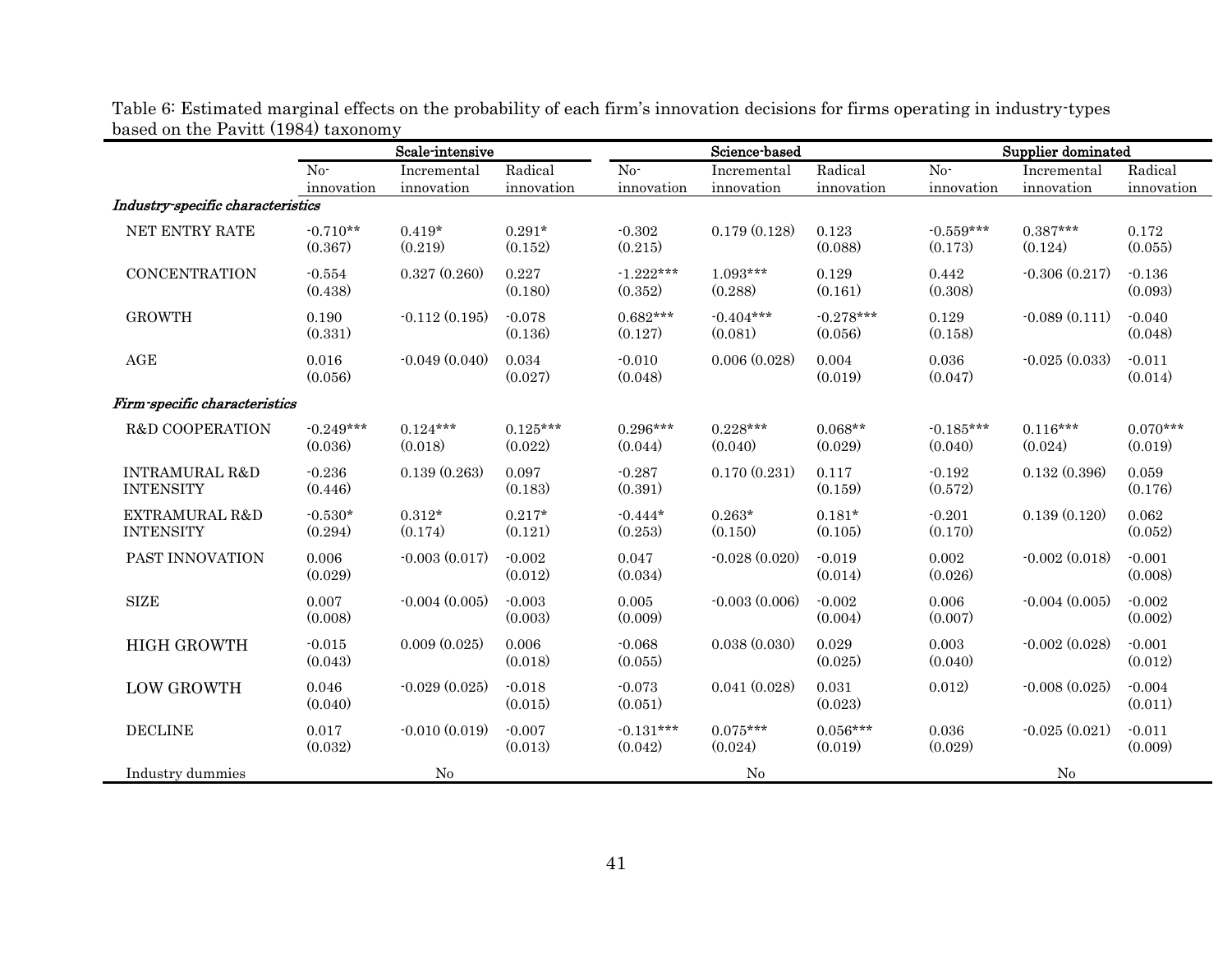Table 6: Estimated marginal effects on the probability of each firm's innovation decisions for firms operating in industry-types based on the Pavitt (1984) taxonomy

| | Scale-intensive | | | Science-based | | | Supplier dominated | | |
|---|---|---|---|---|---|---|---|---|---|
| | No-innovation | Incremental innovation | Radical innovation | No-innovation | Incremental innovation | Radical innovation | No-innovation | Incremental innovation | Radical innovation |
| *Industry-specific characteristics* | | | | | | | | | |
| NET ENTRY RATE | -0.710** (0.367) | 0.419* (0.219) | 0.291* (0.152) | -0.302 (0.215) | 0.179 (0.128) | 0.123 (0.088) | -0.559*** (0.173) | 0.387*** (0.124) | 0.172 (0.055) |
| CONCENTRATION | -0.554 (0.438) | 0.327 (0.260) | 0.227 (0.180) | -1.222*** (0.352) | 1.093*** (0.288) | 0.129 (0.161) | 0.442 (0.308) | -0.306 (0.217) | -0.136 (0.093) |
| GROWTH | 0.190 (0.331) | -0.112 (0.195) | -0.078 (0.136) | 0.682*** (0.127) | -0.404*** (0.081) | -0.278*** (0.056) | 0.129 (0.158) | -0.089 (0.111) | -0.040 (0.048) |
| AGE | 0.016 (0.056) | -0.049 (0.040) | 0.034 (0.027) | -0.010 (0.048) | 0.006 (0.028) | 0.004 (0.019) | 0.036 (0.047) | -0.025 (0.033) | -0.011 (0.014) |
| *Firm-specific characteristics* | | | | | | | | | |
| R&D COOPERATION | -0.249*** (0.036) | 0.124*** (0.018) | 0.125*** (0.022) | 0.296*** (0.044) | 0.228*** (0.040) | 0.068** (0.029) | -0.185*** (0.040) | 0.116*** (0.024) | 0.070*** (0.019) |
| INTRAMURAL R&D INTENSITY | -0.236 (0.446) | 0.139 (0.263) | 0.097 (0.183) | -0.287 (0.391) | 0.170 (0.231) | 0.117 (0.159) | -0.192 (0.572) | 0.132 (0.396) | 0.059 (0.176) |
| EXTRAMURAL R&D INTENSITY | -0.530* (0.294) | 0.312* (0.174) | 0.217* (0.121) | -0.444* (0.253) | 0.263* (0.150) | 0.181* (0.105) | -0.201 (0.170) | 0.139 (0.120) | 0.062 (0.052) |
| PAST INNOVATION | 0.006 (0.029) | -0.003 (0.017) | -0.002 (0.012) | 0.047 (0.034) | -0.028 (0.020) | -0.019 (0.014) | 0.002 (0.026) | -0.002 (0.018) | -0.001 (0.008) |
| SIZE | 0.007 (0.008) | -0.004 (0.005) | -0.003 (0.003) | 0.005 (0.009) | -0.003 (0.006) | -0.002 (0.004) | 0.006 (0.007) | -0.004 (0.005) | -0.002 (0.002) |
| HIGH GROWTH | -0.015 (0.043) | 0.009 (0.025) | 0.006 (0.018) | -0.068 (0.055) | 0.038 (0.030) | 0.029 (0.025) | 0.003 (0.040) | -0.002 (0.028) | -0.001 (0.012) |
| LOW GROWTH | 0.046 (0.040) | -0.029 (0.025) | -0.018 (0.015) | -0.073 (0.051) | 0.041 (0.028) | 0.031 (0.023) | 0.012) | -0.008 (0.025) | -0.004 (0.011) |
| DECLINE | 0.017 (0.032) | -0.010 (0.019) | -0.007 (0.013) | -0.131*** (0.042) | 0.075*** (0.024) | 0.056*** (0.019) | 0.036 (0.029) | -0.025 (0.021) | -0.011 (0.009) |
| Industry dummies | | No | | | No | | | No | |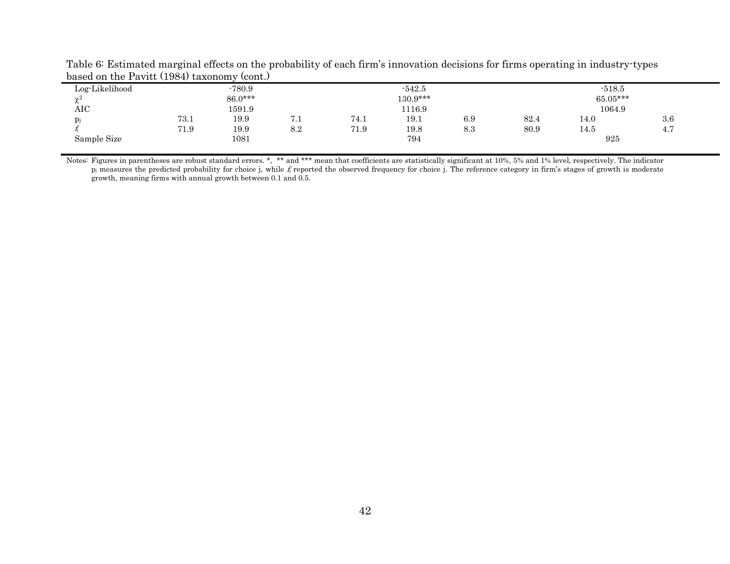Table 6: Estimated marginal effects on the probability of each firm's innovation decisions for firms operating in industry-types based on the Pavitt (1984) taxonomy (cont.)

| | | | | | | | | | |
|---|---|---|---|---|---|---|---|---|---|
| Log-Likelihood | | -780.9 | | | -542.5 | | | -518.5 | |
| $\chi^2$ | | 86.0*** | | | 130.9*** | | | 65.05*** | |
| AIC | | 1591.9 | | | 1116.9 | | | 1064.9 | |
| $p_j$ | 73.1 | 19.9 | 7.1 | 74.1 | 19.1 | 6.9 | 82.4 | 14.0 | 3.6 |
| $f_j$ | 71.9 | 19.9 | 8.2 | 71.9 | 19.8 | 8.3 | 80.9 | 14.5 | 4.7 |
| Sample Size | | 1081 | | | 794 | | | 925 | |

Notes: Figures in parentheses are robust standard errors. *, ** and *** mean that coefficients are statistically significant at 10%, 5% and 1% level, respectively. The indicator $p_j$ measures the predicted probability for choice j, while $f_j$ reported the observed frequency for choice j. The reference category in firm's stages of growth is moderate growth, meaning firms with annual growth between 0.1 and 0.5.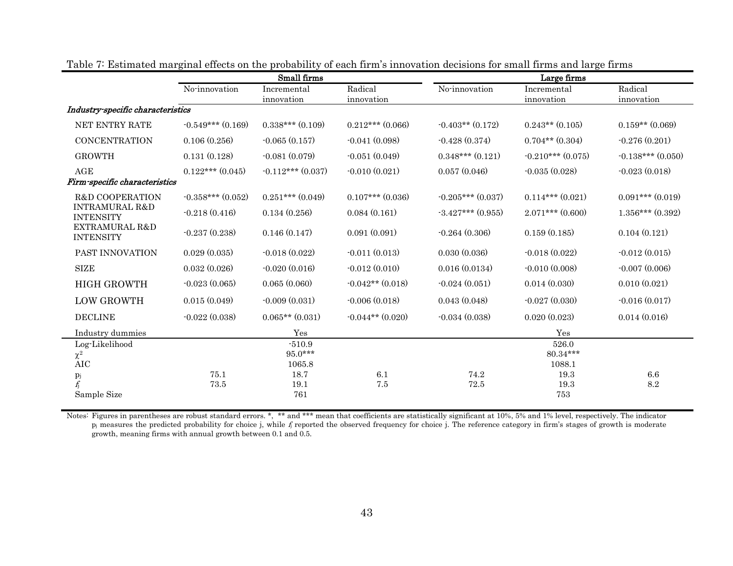Table 7: Estimated marginal effects on the probability of each firm's innovation decisions for small firms and large firms

| | Small firms | | | Large firms | | |
|---|---|---|---|---|---|---|
| | No-innovation | Incremental innovation | Radical innovation | No-innovation | Incremental innovation | Radical innovation |
| *Industry-specific characteristics* | | | | | | |
| NET ENTRY RATE | -0.549*** (0.169) | 0.338*** (0.109) | 0.212*** (0.066) | -0.403** (0.172) | 0.243** (0.105) | 0.159** (0.069) |
| CONCENTRATION | 0.106 (0.256) | -0.065 (0.157) | -0.041 (0.098) | -0.428 (0.374) | 0.704** (0.304) | -0.276 (0.201) |
| GROWTH | 0.131 (0.128) | -0.081 (0.079) | -0.051 (0.049) | 0.348*** (0.121) | -0.210*** (0.075) | -0.138*** (0.050) |
| AGE | 0.122*** (0.045) | -0.112*** (0.037) | -0.010 (0.021) | 0.057 (0.046) | -0.035 (0.028) | -0.023 (0.018) |
| *Firm-specific characteristics* | | | | | | |
| R&D COOPERATION | -0.358*** (0.052) | 0.251*** (0.049) | 0.107*** (0.036) | -0.205*** (0.037) | 0.114*** (0.021) | 0.091*** (0.019) |
| INTRAMURAL R&D INTENSITY | -0.218 (0.416) | 0.134 (0.256) | 0.084 (0.161) | -3.427*** (0.955) | 2.071*** (0.600) | 1.356*** (0.392) |
| EXTRAMURAL R&D INTENSITY | -0.237 (0.238) | 0.146 (0.147) | 0.091 (0.091) | -0.264 (0.306) | 0.159 (0.185) | 0.104 (0.121) |
| PAST INNOVATION | 0.029 (0.035) | -0.018 (0.022) | -0.011 (0.013) | 0.030 (0.036) | -0.018 (0.022) | -0.012 (0.015) |
| SIZE | 0.032 (0.026) | -0.020 (0.016) | -0.012 (0.010) | 0.016 (0.0134) | -0.010 (0.008) | -0.007 (0.006) |
| HIGH GROWTH | -0.023 (0.065) | 0.065 (0.060) | -0.042** (0.018) | -0.024 (0.051) | 0.014 (0.030) | 0.010 (0.021) |
| LOW GROWTH | 0.015 (0.049) | -0.009 (0.031) | -0.006 (0.018) | 0.043 (0.048) | -0.027 (0.030) | -0.016 (0.017) |
| DECLINE | -0.022 (0.038) | 0.065** (0.031) | -0.044** (0.020) | -0.034 (0.038) | 0.020 (0.023) | 0.014 (0.016) |
| Industry dummies | | Yes | | | Yes | |
| Log-Likelihood | | -510.9 | | | 526.0 | |
| $\chi^2$ | | 95.0*** | | | 80.34*** | |
| AIC | | 1065.8 | | | 1088.1 | |
| $p_j$ | 75.1 | 18.7 | 6.1 | 74.2 | 19.3 | 6.6 |
| $f_j$ | 73.5 | 19.1 | 7.5 | 72.5 | 19.3 | 8.2 |
| Sample Size | | 761 | | | 753 | |

Notes: Figures in parentheses are robust standard errors. *, ** and *** mean that coefficients are statistically significant at 10%, 5% and 1% level, respectively. The indicator $p_j$ measures the predicted probability for choice j, while $f_j$ reported the observed frequency for choice j. The reference category in firm's stages of growth is moderate growth, meaning firms with annual growth between 0.1 and 0.5.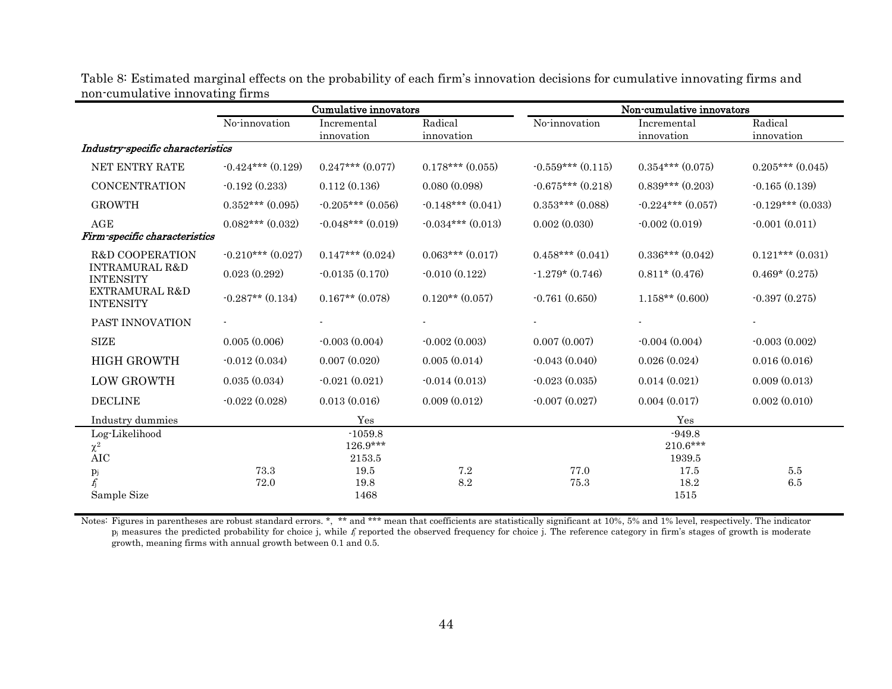Table 8: Estimated marginal effects on the probability of each firm's innovation decisions for cumulative innovating firms and non-cumulative innovating firms

| | Cumulative innovators | | | Non-cumulative innovators | | |
|---|---|---|---|---|---|---|
| | No-innovation | Incremental innovation | Radical innovation | No-innovation | Incremental innovation | Radical innovation |
| *Industry-specific characteristics* | | | | | | |
| NET ENTRY RATE | -0.424*** (0.129) | 0.247*** (0.077) | 0.178*** (0.055) | -0.559*** (0.115) | 0.354*** (0.075) | 0.205*** (0.045) |
| CONCENTRATION | -0.192 (0.233) | 0.112 (0.136) | 0.080 (0.098) | -0.675*** (0.218) | 0.839*** (0.203) | -0.165 (0.139) |
| GROWTH | 0.352*** (0.095) | -0.205*** (0.056) | -0.148*** (0.041) | 0.353*** (0.088) | -0.224*** (0.057) | -0.129*** (0.033) |
| AGE | 0.082*** (0.032) | -0.048*** (0.019) | -0.034*** (0.013) | 0.002 (0.030) | -0.002 (0.019) | -0.001 (0.011) |
| *Firm-specific characteristics* | | | | | | |
| R&D COOPERATION | -0.210*** (0.027) | 0.147*** (0.024) | 0.063*** (0.017) | 0.458*** (0.041) | 0.336*** (0.042) | 0.121*** (0.031) |
| INTRAMURAL R&D INTENSITY | 0.023 (0.292) | -0.0135 (0.170) | -0.010 (0.122) | -1.279* (0.746) | 0.811* (0.476) | 0.469* (0.275) |
| EXTRAMURAL R&D INTENSITY | -0.287** (0.134) | 0.167** (0.078) | 0.120** (0.057) | -0.761 (0.650) | 1.158** (0.600) | -0.397 (0.275) |
| PAST INNOVATION | - | - | - | - | - | - |
| SIZE | 0.005 (0.006) | -0.003 (0.004) | -0.002 (0.003) | 0.007 (0.007) | -0.004 (0.004) | -0.003 (0.002) |
| HIGH GROWTH | -0.012 (0.034) | 0.007 (0.020) | 0.005 (0.014) | -0.043 (0.040) | 0.026 (0.024) | 0.016 (0.016) |
| LOW GROWTH | 0.035 (0.034) | -0.021 (0.021) | -0.014 (0.013) | -0.023 (0.035) | 0.014 (0.021) | 0.009 (0.013) |
| DECLINE | -0.022 (0.028) | 0.013 (0.016) | 0.009 (0.012) | -0.007 (0.027) | 0.004 (0.017) | 0.002 (0.010) |
| Industry dummies | | Yes | | | Yes | |
| Log-Likelihood | | -1059.8 | | | -949.8 | |
| $\chi^2$ | | 126.9*** | | | 210.6*** | |
| AIC | | 2153.5 | | | 1939.5 | |
| $p_j$ | 73.3 | 19.5 | 7.2 | 77.0 | 17.5 | 5.5 |
| $f_j$ | 72.0 | 19.8 | 8.2 | 75.3 | 18.2 | 6.5 |
| Sample Size | | 1468 | | | 1515 | |

Notes: Figures in parentheses are robust standard errors. *, ** and *** mean that coefficients are statistically significant at 10%, 5% and 1% level, respectively. The indicator $p_j$ measures the predicted probability for choice j, while $f_j$ reported the observed frequency for choice j. The reference category in firm's stages of growth is moderate growth, meaning firms with annual growth between 0.1 and 0.5.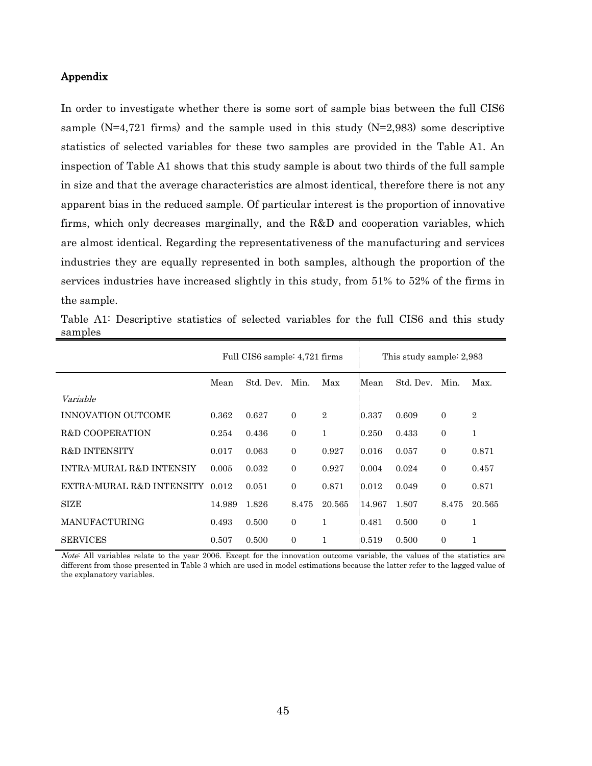# Appendix

In order to investigate whether there is some sort of sample bias between the full CIS6 sample (N=4,721 firms) and the sample used in this study (N=2,983) some descriptive statistics of selected variables for these two samples are provided in the Table A1. An inspection of Table A1 shows that this study sample is about two thirds of the full sample in size and that the average characteristics are almost identical, therefore there is not any apparent bias in the reduced sample. Of particular interest is the proportion of innovative firms, which only decreases marginally, and the R&D and cooperation variables, which are almost identical. Regarding the representativeness of the manufacturing and services industries they are equally represented in both samples, although the proportion of the services industries have increased slightly in this study, from 51% to 52% of the firms in the sample.

Table A1: Descriptive statistics of selected variables for the full CIS6 and this study samples

| | Full CIS6 sample: 4,721 firms | | | | This study sample: 2,983 | | | |
|---|---|---|---|---|---|---|---|---|
| | Mean | Std. Dev. | Min. | Max | Mean | Std. Dev. | Min. | Max. |
| *Variable* | | | | | | | | |
| INNOVATION OUTCOME | 0.362 | 0.627 | 0 | 2 | 0.337 | 0.609 | 0 | 2 |
| R&D COOPERATION | 0.254 | 0.436 | 0 | 1 | 0.250 | 0.433 | 0 | 1 |
| R&D INTENSITY | 0.017 | 0.063 | 0 | 0.927 | 0.016 | 0.057 | 0 | 0.871 |
| INTRA-MURAL R&D INTENSIY | 0.005 | 0.032 | 0 | 0.927 | 0.004 | 0.024 | 0 | 0.457 |
| EXTRA-MURAL R&D INTENSITY | 0.012 | 0.051 | 0 | 0.871 | 0.012 | 0.049 | 0 | 0.871 |
| SIZE | 14.989 | 1.826 | 8.475 | 20.565 | 14.967 | 1.807 | 8.475 | 20.565 |
| MANUFACTURING | 0.493 | 0.500 | 0 | 1 | 0.481 | 0.500 | 0 | 1 |
| SERVICES | 0.507 | 0.500 | 0 | 1 | 0.519 | 0.500 | 0 | 1 |

*Note*: All variables relate to the year 2006. Except for the innovation outcome variable, the values of the statistics are different from those presented in Table 3 which are used in model estimations because the latter refer to the lagged value of the explanatory variables.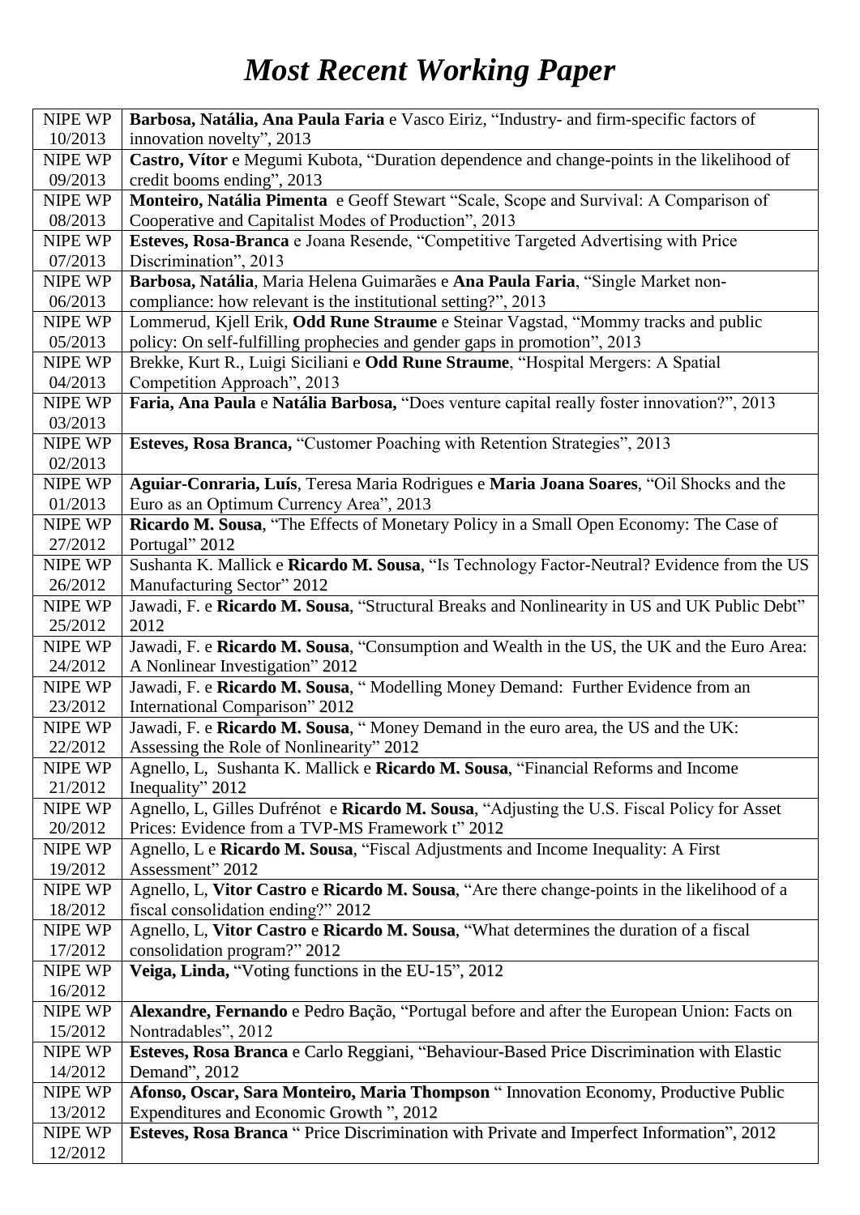# *Most Recent Working Paper*

| | |
|---|---|
| NIPE WP 10/2013 | **Barbosa, Natália, Ana Paula Faria** e Vasco Eiriz, "Industry- and firm-specific factors of innovation novelty", 2013 |
| NIPE WP 09/2013 | **Castro, Vítor** e Megumi Kubota, "Duration dependence and change-points in the likelihood of credit booms ending", 2013 |
| NIPE WP 08/2013 | **Monteiro, Natália Pimenta** e Geoff Stewart "Scale, Scope and Survival: A Comparison of Cooperative and Capitalist Modes of Production", 2013 |
| NIPE WP 07/2013 | **Esteves, Rosa-Branca** e Joana Resende, "Competitive Targeted Advertising with Price Discrimination", 2013 |
| NIPE WP 06/2013 | **Barbosa, Natália**, Maria Helena Guimarães e **Ana Paula Faria**, "Single Market non-compliance: how relevant is the institutional setting?", 2013 |
| NIPE WP 05/2013 | Lommerud, Kjell Erik, **Odd Rune Straume** e Steinar Vagstad, "Mommy tracks and public policy: On self-fulfilling prophecies and gender gaps in promotion", 2013 |
| NIPE WP 04/2013 | Brekke, Kurt R., Luigi Siciliani e **Odd Rune Straume**, "Hospital Mergers: A Spatial Competition Approach", 2013 |
| NIPE WP 03/2013 | **Faria, Ana Paula** e **Natália Barbosa,** "Does venture capital really foster innovation?", 2013 |
| NIPE WP 02/2013 | **Esteves, Rosa Branca,** "Customer Poaching with Retention Strategies", 2013 |
| NIPE WP 01/2013 | **Aguiar-Conraria, Luís**, Teresa Maria Rodrigues e **Maria Joana Soares**, "Oil Shocks and the Euro as an Optimum Currency Area", 2013 |
| NIPE WP 27/2012 | **Ricardo M. Sousa**, "The Effects of Monetary Policy in a Small Open Economy: The Case of Portugal" 2012 |
| NIPE WP 26/2012 | Sushanta K. Mallick e **Ricardo M. Sousa**, "Is Technology Factor-Neutral? Evidence from the US Manufacturing Sector" 2012 |
| NIPE WP 25/2012 | Jawadi, F. e **Ricardo M. Sousa**, "Structural Breaks and Nonlinearity in US and UK Public Debt" 2012 |
| NIPE WP 24/2012 | Jawadi, F. e **Ricardo M. Sousa**, "Consumption and Wealth in the US, the UK and the Euro Area: A Nonlinear Investigation" 2012 |
| NIPE WP 23/2012 | Jawadi, F. e **Ricardo M. Sousa**, " Modelling Money Demand: Further Evidence from an International Comparison" 2012 |
| NIPE WP 22/2012 | Jawadi, F. e **Ricardo M. Sousa**, " Money Demand in the euro area, the US and the UK: Assessing the Role of Nonlinearity" 2012 |
| NIPE WP 21/2012 | Agnello, L, Sushanta K. Mallick e **Ricardo M. Sousa**, "Financial Reforms and Income Inequality" 2012 |
| NIPE WP 20/2012 | Agnello, L, Gilles Dufrénot e **Ricardo M. Sousa**, "Adjusting the U.S. Fiscal Policy for Asset Prices: Evidence from a TVP-MS Framework t" 2012 |
| NIPE WP 19/2012 | Agnello, L e **Ricardo M. Sousa**, "Fiscal Adjustments and Income Inequality: A First Assessment" 2012 |
| NIPE WP 18/2012 | Agnello, L, **Vitor Castro** e **Ricardo M. Sousa**, "Are there change-points in the likelihood of a fiscal consolidation ending?" 2012 |
| NIPE WP 17/2012 | Agnello, L, **Vitor Castro** e **Ricardo M. Sousa**, "What determines the duration of a fiscal consolidation program?" 2012 |
| NIPE WP 16/2012 | **Veiga, Linda,** "Voting functions in the EU-15", 2012 |
| NIPE WP 15/2012 | **Alexandre, Fernando** e Pedro Bação, "Portugal before and after the European Union: Facts on Nontradables", 2012 |
| NIPE WP 14/2012 | **Esteves, Rosa Branca** e Carlo Reggiani, "Behaviour-Based Price Discrimination with Elastic Demand", 2012 |
| NIPE WP 13/2012 | **Afonso, Oscar, Sara Monteiro, Maria Thompson** " Innovation Economy, Productive Public Expenditures and Economic Growth ", 2012 |
| NIPE WP 12/2012 | **Esteves, Rosa Branca** " Price Discrimination with Private and Imperfect Information", 2012 |